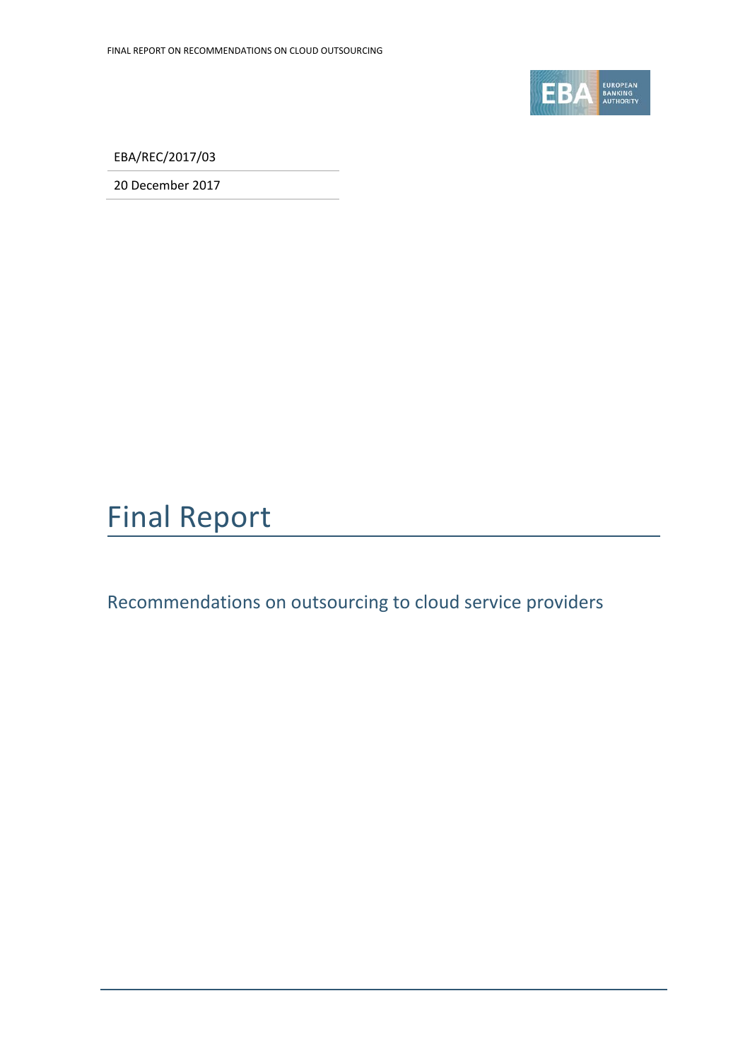EBA/REC/2017/03

20 December 2017

# Final Report

## Recommendations on outsourcing to cloud service providers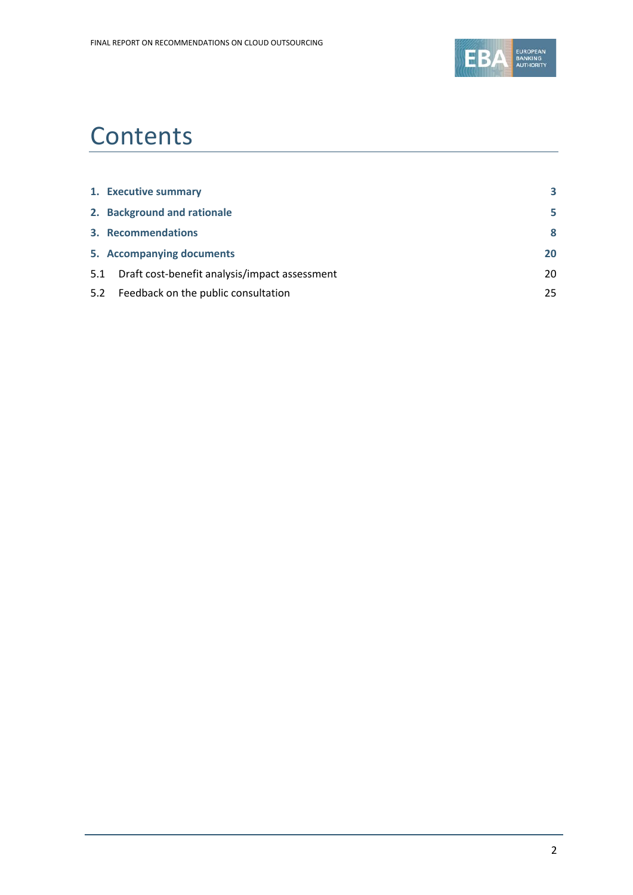# Contents

| | |
|---|---|
| **1. Executive summary** | **3** |
| **2. Background and rationale** | **5** |
| **3. Recommendations** | **8** |
| **5. Accompanying documents** | **20** |
| 5.1 Draft cost-benefit analysis/impact assessment | 20 |
| 5.2 Feedback on the public consultation | 25 |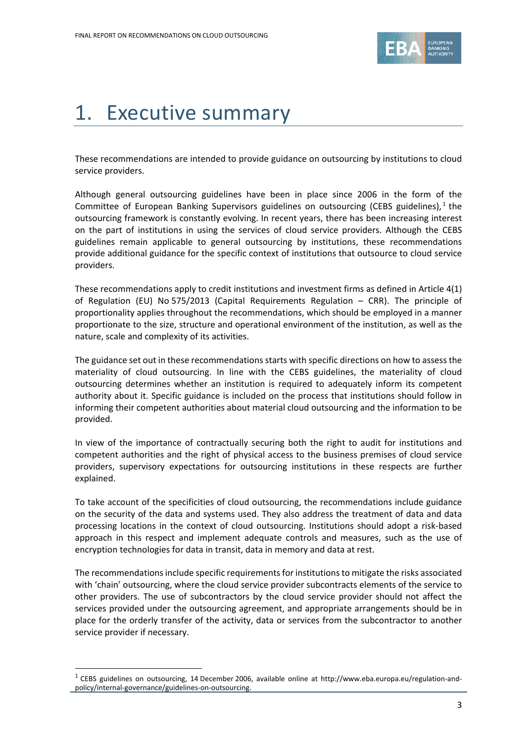# 1. Executive summary

These recommendations are intended to provide guidance on outsourcing by institutions to cloud service providers.

Although general outsourcing guidelines have been in place since 2006 in the form of the Committee of European Banking Supervisors guidelines on outsourcing (CEBS guidelines),[1] the outsourcing framework is constantly evolving. In recent years, there has been increasing interest on the part of institutions in using the services of cloud service providers. Although the CEBS guidelines remain applicable to general outsourcing by institutions, these recommendations provide additional guidance for the specific context of institutions that outsource to cloud service providers.

These recommendations apply to credit institutions and investment firms as defined in Article 4(1) of Regulation (EU) No 575/2013 (Capital Requirements Regulation – CRR). The principle of proportionality applies throughout the recommendations, which should be employed in a manner proportionate to the size, structure and operational environment of the institution, as well as the nature, scale and complexity of its activities.

The guidance set out in these recommendations starts with specific directions on how to assess the materiality of cloud outsourcing. In line with the CEBS guidelines, the materiality of cloud outsourcing determines whether an institution is required to adequately inform its competent authority about it. Specific guidance is included on the process that institutions should follow in informing their competent authorities about material cloud outsourcing and the information to be provided.

In view of the importance of contractually securing both the right to audit for institutions and competent authorities and the right of physical access to the business premises of cloud service providers, supervisory expectations for outsourcing institutions in these respects are further explained.

To take account of the specificities of cloud outsourcing, the recommendations include guidance on the security of the data and systems used. They also address the treatment of data and data processing locations in the context of cloud outsourcing. Institutions should adopt a risk-based approach in this respect and implement adequate controls and measures, such as the use of encryption technologies for data in transit, data in memory and data at rest.

The recommendations include specific requirements for institutions to mitigate the risks associated with 'chain' outsourcing, where the cloud service provider subcontracts elements of the service to other providers. The use of subcontractors by the cloud service provider should not affect the services provided under the outsourcing agreement, and appropriate arrangements should be in place for the orderly transfer of the activity, data or services from the subcontractor to another service provider if necessary.

[1] CEBS guidelines on outsourcing, 14 December 2006, available online at http://www.eba.europa.eu/regulation-and-policy/internal-governance/guidelines-on-outsourcing.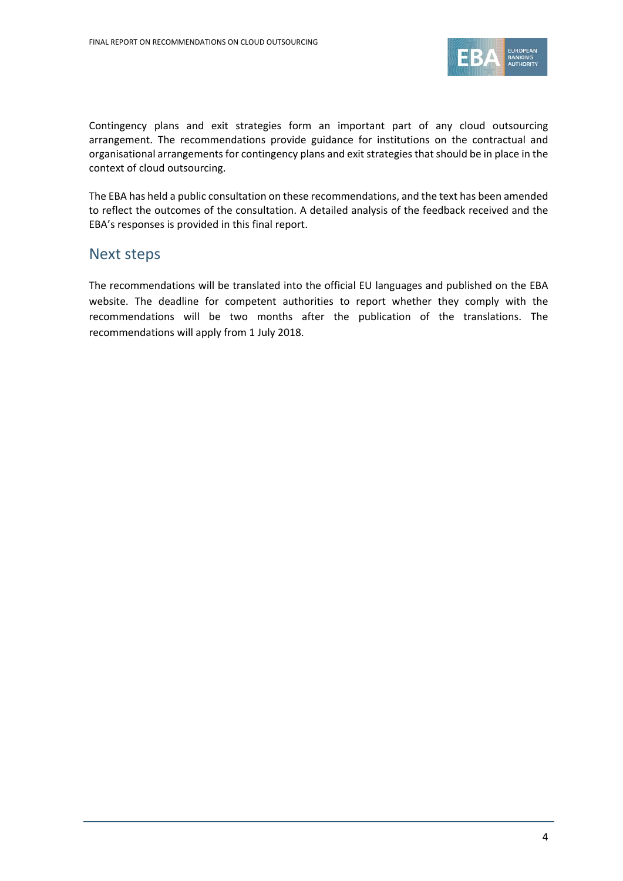Contingency plans and exit strategies form an important part of any cloud outsourcing arrangement. The recommendations provide guidance for institutions on the contractual and organisational arrangements for contingency plans and exit strategies that should be in place in the context of cloud outsourcing.

The EBA has held a public consultation on these recommendations, and the text has been amended to reflect the outcomes of the consultation. A detailed analysis of the feedback received and the EBA's responses is provided in this final report.

## Next steps

The recommendations will be translated into the official EU languages and published on the EBA website. The deadline for competent authorities to report whether they comply with the recommendations will be two months after the publication of the translations. The recommendations will apply from 1 July 2018.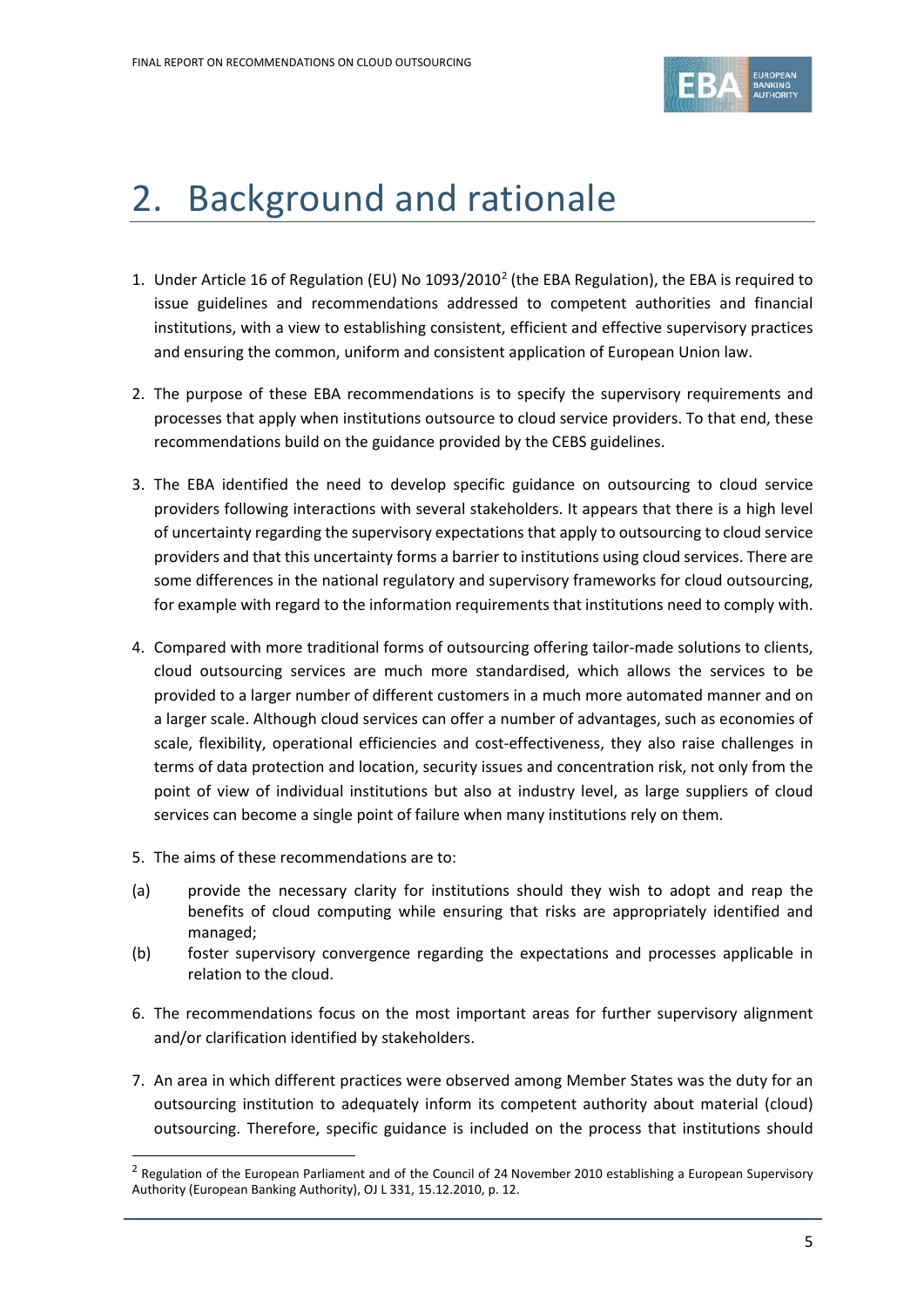# 2. Background and rationale

1. Under Article 16 of Regulation (EU) No 1093/2010[2] (the EBA Regulation), the EBA is required to issue guidelines and recommendations addressed to competent authorities and financial institutions, with a view to establishing consistent, efficient and effective supervisory practices and ensuring the common, uniform and consistent application of European Union law.

2. The purpose of these EBA recommendations is to specify the supervisory requirements and processes that apply when institutions outsource to cloud service providers. To that end, these recommendations build on the guidance provided by the CEBS guidelines.

3. The EBA identified the need to develop specific guidance on outsourcing to cloud service providers following interactions with several stakeholders. It appears that there is a high level of uncertainty regarding the supervisory expectations that apply to outsourcing to cloud service providers and that this uncertainty forms a barrier to institutions using cloud services. There are some differences in the national regulatory and supervisory frameworks for cloud outsourcing, for example with regard to the information requirements that institutions need to comply with.

4. Compared with more traditional forms of outsourcing offering tailor-made solutions to clients, cloud outsourcing services are much more standardised, which allows the services to be provided to a larger number of different customers in a much more automated manner and on a larger scale. Although cloud services can offer a number of advantages, such as economies of scale, flexibility, operational efficiencies and cost-effectiveness, they also raise challenges in terms of data protection and location, security issues and concentration risk, not only from the point of view of individual institutions but also at industry level, as large suppliers of cloud services can become a single point of failure when many institutions rely on them.

5. The aims of these recommendations are to:

(a) provide the necessary clarity for institutions should they wish to adopt and reap the benefits of cloud computing while ensuring that risks are appropriately identified and managed;

(b) foster supervisory convergence regarding the expectations and processes applicable in relation to the cloud.

6. The recommendations focus on the most important areas for further supervisory alignment and/or clarification identified by stakeholders.

7. An area in which different practices were observed among Member States was the duty for an outsourcing institution to adequately inform its competent authority about material (cloud) outsourcing. Therefore, specific guidance is included on the process that institutions should

[2] Regulation of the European Parliament and of the Council of 24 November 2010 establishing a European Supervisory Authority (European Banking Authority), OJ L 331, 15.12.2010, p. 12.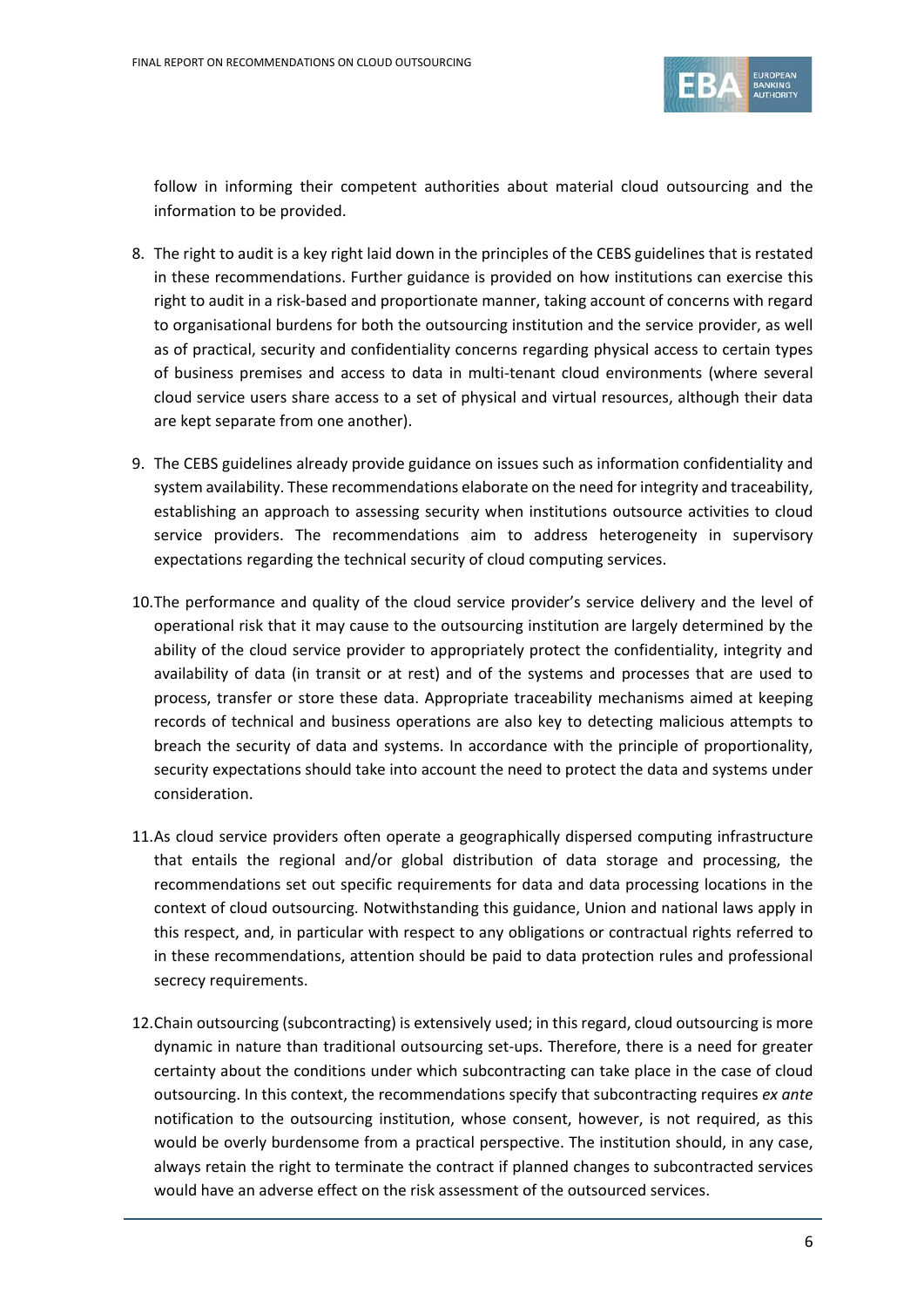follow in informing their competent authorities about material cloud outsourcing and the information to be provided.

8. The right to audit is a key right laid down in the principles of the CEBS guidelines that is restated in these recommendations. Further guidance is provided on how institutions can exercise this right to audit in a risk-based and proportionate manner, taking account of concerns with regard to organisational burdens for both the outsourcing institution and the service provider, as well as of practical, security and confidentiality concerns regarding physical access to certain types of business premises and access to data in multi-tenant cloud environments (where several cloud service users share access to a set of physical and virtual resources, although their data are kept separate from one another).

9. The CEBS guidelines already provide guidance on issues such as information confidentiality and system availability. These recommendations elaborate on the need for integrity and traceability, establishing an approach to assessing security when institutions outsource activities to cloud service providers. The recommendations aim to address heterogeneity in supervisory expectations regarding the technical security of cloud computing services.

10. The performance and quality of the cloud service provider's service delivery and the level of operational risk that it may cause to the outsourcing institution are largely determined by the ability of the cloud service provider to appropriately protect the confidentiality, integrity and availability of data (in transit or at rest) and of the systems and processes that are used to process, transfer or store these data. Appropriate traceability mechanisms aimed at keeping records of technical and business operations are also key to detecting malicious attempts to breach the security of data and systems. In accordance with the principle of proportionality, security expectations should take into account the need to protect the data and systems under consideration.

11. As cloud service providers often operate a geographically dispersed computing infrastructure that entails the regional and/or global distribution of data storage and processing, the recommendations set out specific requirements for data and data processing locations in the context of cloud outsourcing. Notwithstanding this guidance, Union and national laws apply in this respect, and, in particular with respect to any obligations or contractual rights referred to in these recommendations, attention should be paid to data protection rules and professional secrecy requirements.

12. Chain outsourcing (subcontracting) is extensively used; in this regard, cloud outsourcing is more dynamic in nature than traditional outsourcing set-ups. Therefore, there is a need for greater certainty about the conditions under which subcontracting can take place in the case of cloud outsourcing. In this context, the recommendations specify that subcontracting requires *ex ante* notification to the outsourcing institution, whose consent, however, is not required, as this would be overly burdensome from a practical perspective. The institution should, in any case, always retain the right to terminate the contract if planned changes to subcontracted services would have an adverse effect on the risk assessment of the outsourced services.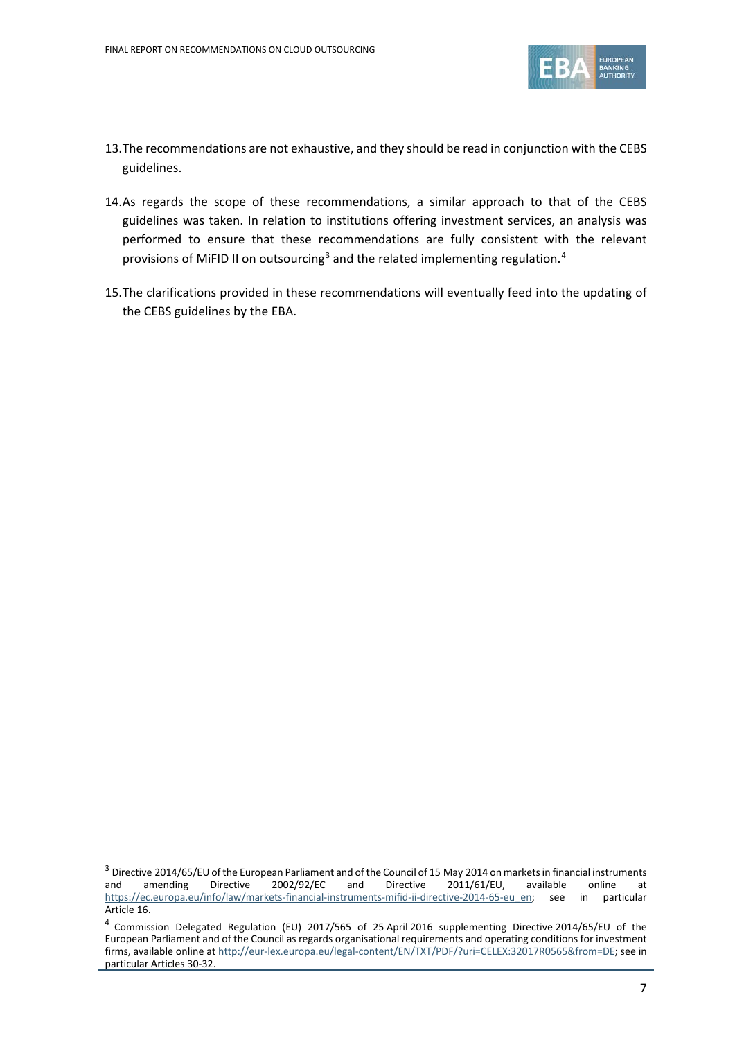13. The recommendations are not exhaustive, and they should be read in conjunction with the CEBS guidelines.

14. As regards the scope of these recommendations, a similar approach to that of the CEBS guidelines was taken. In relation to institutions offering investment services, an analysis was performed to ensure that these recommendations are fully consistent with the relevant provisions of MiFID II on outsourcing[3] and the related implementing regulation.[4]

15. The clarifications provided in these recommendations will eventually feed into the updating of the CEBS guidelines by the EBA.

---

[3] Directive 2014/65/EU of the European Parliament and of the Council of 15 May 2014 on markets in financial instruments and amending Directive 2002/92/EC and Directive 2011/61/EU, available online at https://ec.europa.eu/info/law/markets-financial-instruments-mifid-ii-directive-2014-65-eu_en; see in particular Article 16.

[4] Commission Delegated Regulation (EU) 2017/565 of 25 April 2016 supplementing Directive 2014/65/EU of the European Parliament and of the Council as regards organisational requirements and operating conditions for investment firms, available online at http://eur-lex.europa.eu/legal-content/EN/TXT/PDF/?uri=CELEX:32017R0565&from=DE; see in particular Articles 30-32.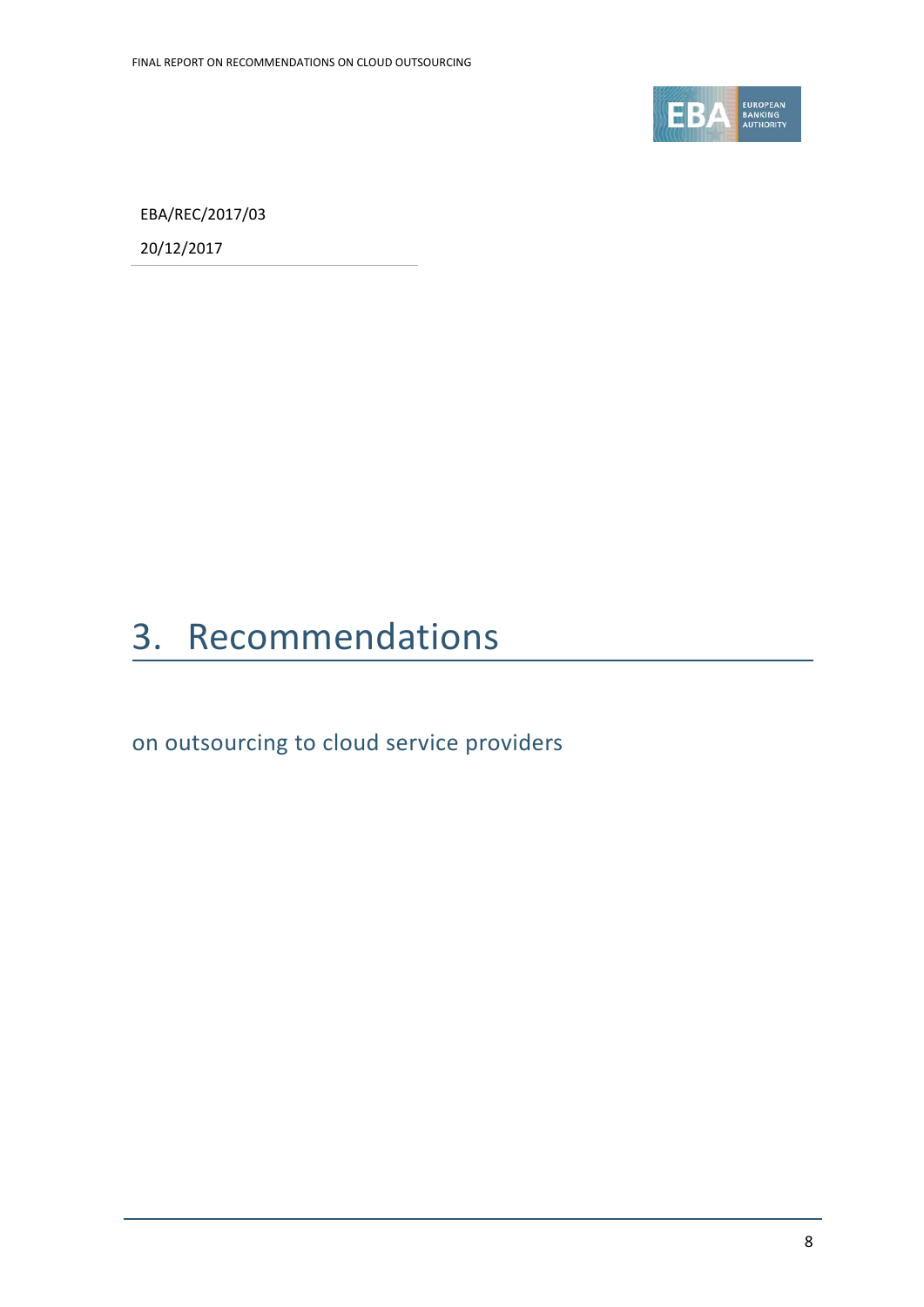EBA/REC/2017/03

20/12/2017

# 3. Recommendations

on outsourcing to cloud service providers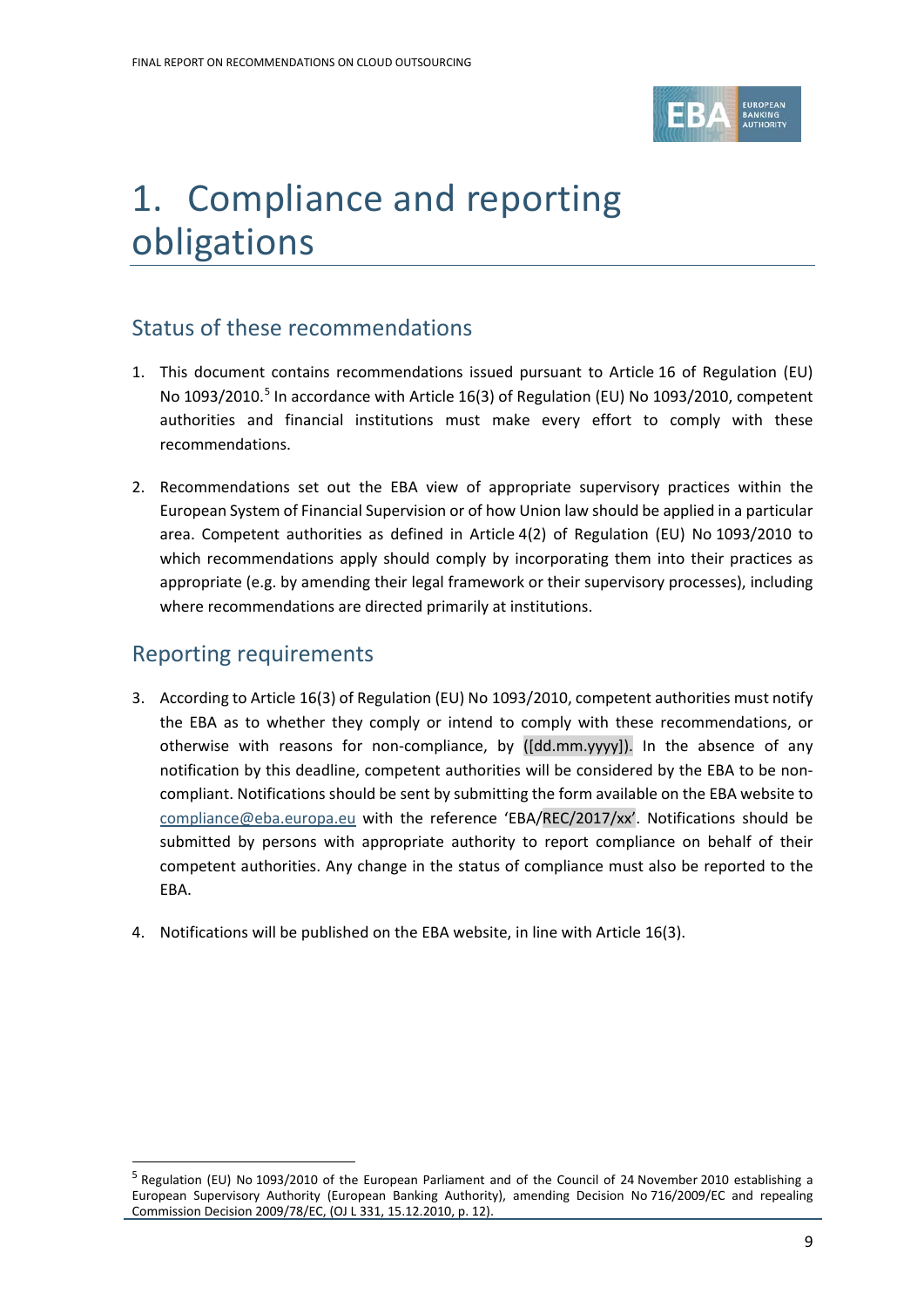# 1. Compliance and reporting obligations

## Status of these recommendations

1. This document contains recommendations issued pursuant to Article 16 of Regulation (EU) No 1093/2010.[5] In accordance with Article 16(3) of Regulation (EU) No 1093/2010, competent authorities and financial institutions must make every effort to comply with these recommendations.

2. Recommendations set out the EBA view of appropriate supervisory practices within the European System of Financial Supervision or of how Union law should be applied in a particular area. Competent authorities as defined in Article 4(2) of Regulation (EU) No 1093/2010 to which recommendations apply should comply by incorporating them into their practices as appropriate (e.g. by amending their legal framework or their supervisory processes), including where recommendations are directed primarily at institutions.

## Reporting requirements

3. According to Article 16(3) of Regulation (EU) No 1093/2010, competent authorities must notify the EBA as to whether they comply or intend to comply with these recommendations, or otherwise with reasons for non-compliance, by ([dd.mm.yyyy]). In the absence of any notification by this deadline, competent authorities will be considered by the EBA to be non-compliant. Notifications should be sent by submitting the form available on the EBA website to compliance@eba.europa.eu with the reference 'EBA/REC/2017/xx'. Notifications should be submitted by persons with appropriate authority to report compliance on behalf of their competent authorities. Any change in the status of compliance must also be reported to the EBA.

4. Notifications will be published on the EBA website, in line with Article 16(3).

---

[5] Regulation (EU) No 1093/2010 of the European Parliament and of the Council of 24 November 2010 establishing a European Supervisory Authority (European Banking Authority), amending Decision No 716/2009/EC and repealing Commission Decision 2009/78/EC, (OJ L 331, 15.12.2010, p. 12).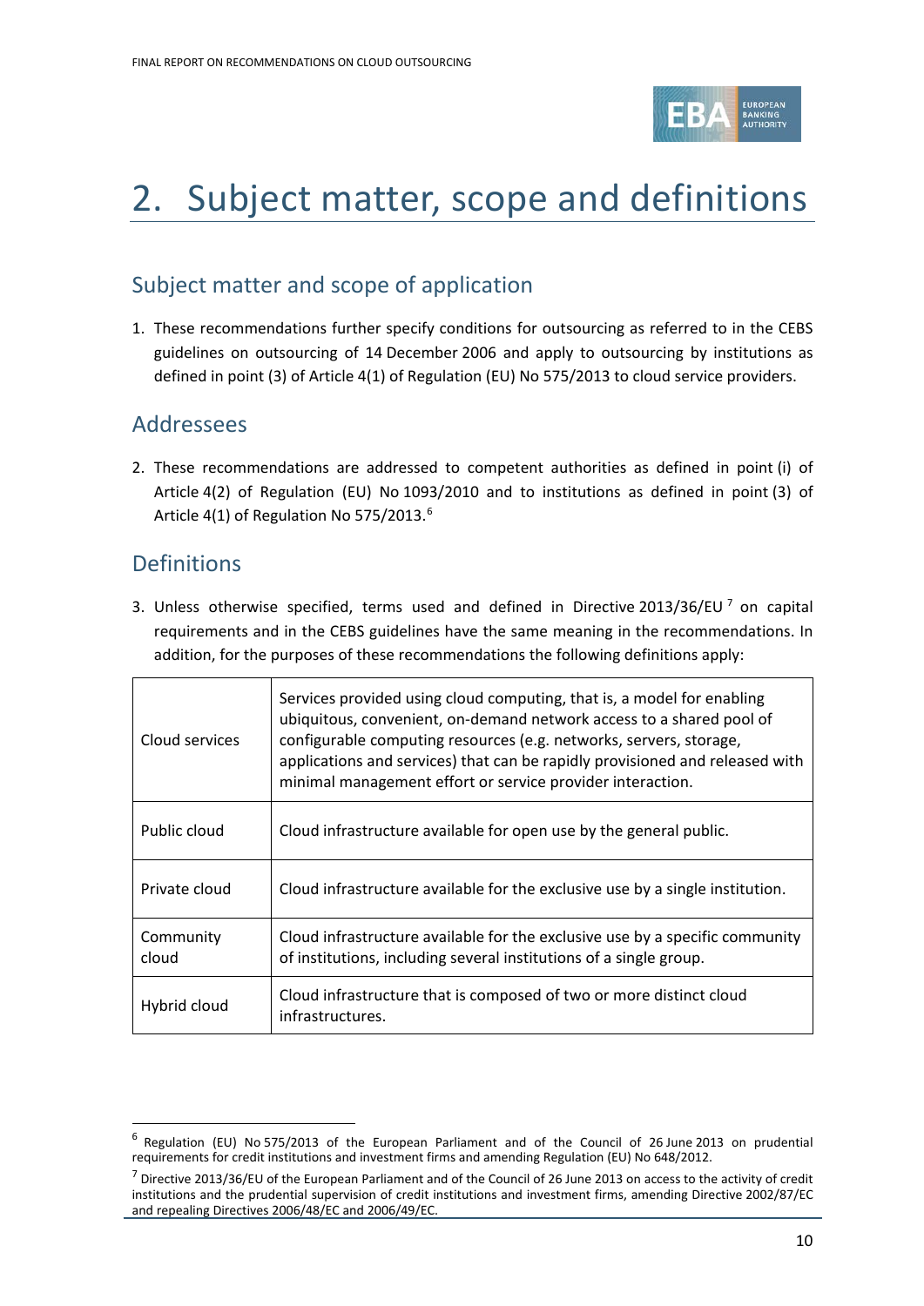# 2. Subject matter, scope and definitions

## Subject matter and scope of application

1. These recommendations further specify conditions for outsourcing as referred to in the CEBS guidelines on outsourcing of 14 December 2006 and apply to outsourcing by institutions as defined in point (3) of Article 4(1) of Regulation (EU) No 575/2013 to cloud service providers.

## Addressees

2. These recommendations are addressed to competent authorities as defined in point (i) of Article 4(2) of Regulation (EU) No 1093/2010 and to institutions as defined in point (3) of Article 4(1) of Regulation No 575/2013.[6]

## Definitions

3. Unless otherwise specified, terms used and defined in Directive 2013/36/EU[7] on capital requirements and in the CEBS guidelines have the same meaning in the recommendations. In addition, for the purposes of these recommendations the following definitions apply:

| | |
|---|---|
| Cloud services | Services provided using cloud computing, that is, a model for enabling ubiquitous, convenient, on-demand network access to a shared pool of configurable computing resources (e.g. networks, servers, storage, applications and services) that can be rapidly provisioned and released with minimal management effort or service provider interaction. |
| Public cloud | Cloud infrastructure available for open use by the general public. |
| Private cloud | Cloud infrastructure available for the exclusive use by a single institution. |
| Community cloud | Cloud infrastructure available for the exclusive use by a specific community of institutions, including several institutions of a single group. |
| Hybrid cloud | Cloud infrastructure that is composed of two or more distinct cloud infrastructures. |

[6] Regulation (EU) No 575/2013 of the European Parliament and of the Council of 26 June 2013 on prudential requirements for credit institutions and investment firms and amending Regulation (EU) No 648/2012.

[7] Directive 2013/36/EU of the European Parliament and of the Council of 26 June 2013 on access to the activity of credit institutions and the prudential supervision of credit institutions and investment firms, amending Directive 2002/87/EC and repealing Directives 2006/48/EC and 2006/49/EC.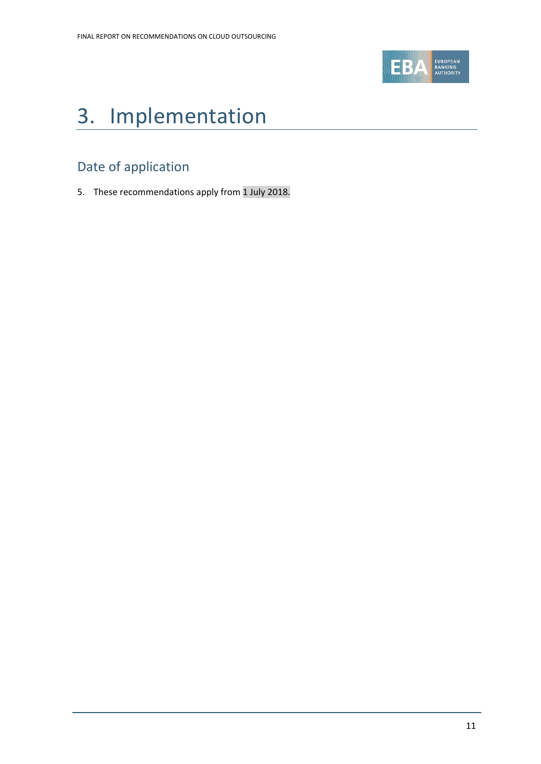# 3. Implementation

## Date of application

5. These recommendations apply from 1 July 2018.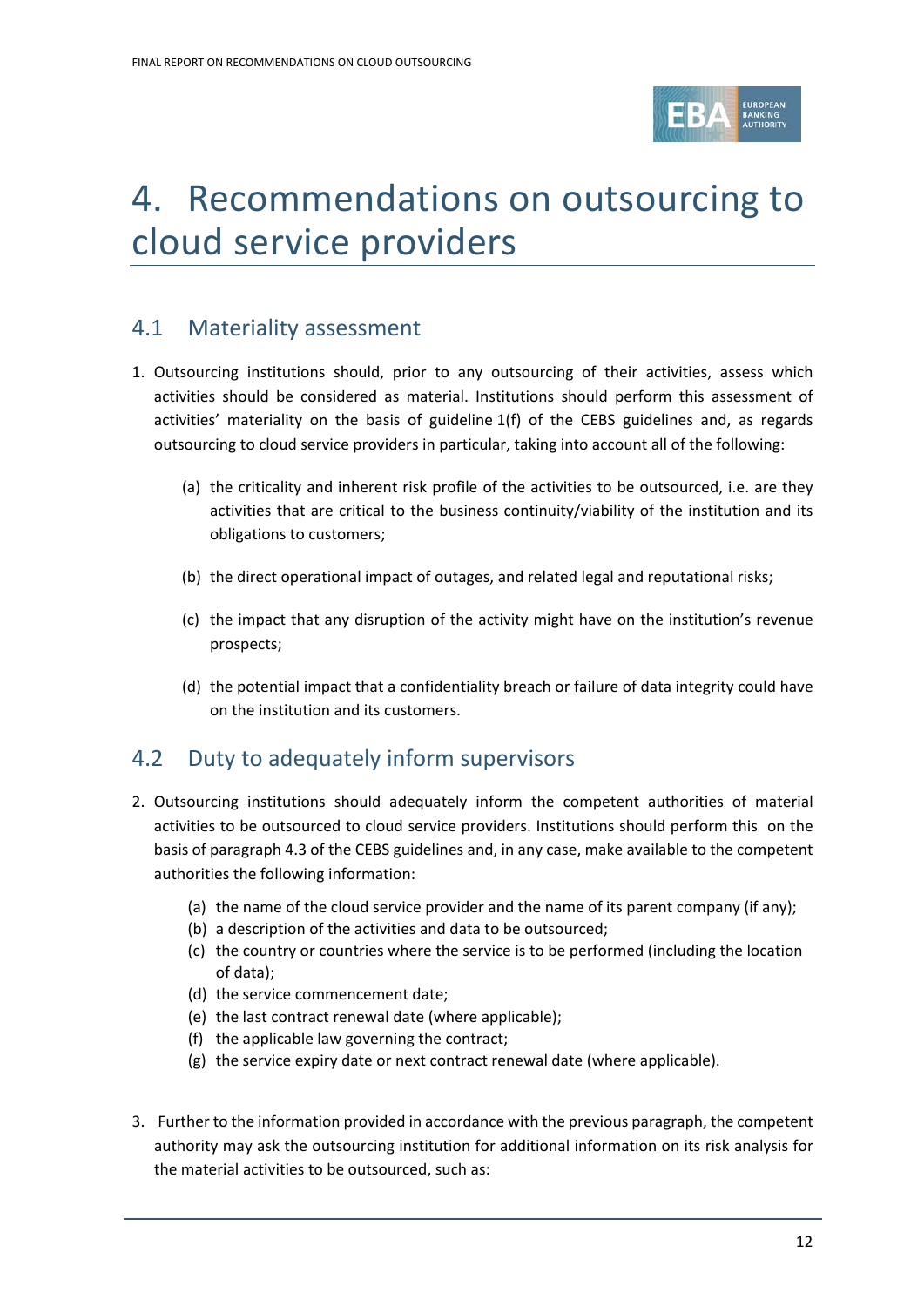# 4. Recommendations on outsourcing to cloud service providers

## 4.1 Materiality assessment

1. Outsourcing institutions should, prior to any outsourcing of their activities, assess which activities should be considered as material. Institutions should perform this assessment of activities' materiality on the basis of guideline 1(f) of the CEBS guidelines and, as regards outsourcing to cloud service providers in particular, taking into account all of the following:

    (a) the criticality and inherent risk profile of the activities to be outsourced, i.e. are they activities that are critical to the business continuity/viability of the institution and its obligations to customers;

    (b) the direct operational impact of outages, and related legal and reputational risks;

    (c) the impact that any disruption of the activity might have on the institution's revenue prospects;

    (d) the potential impact that a confidentiality breach or failure of data integrity could have on the institution and its customers.

## 4.2 Duty to adequately inform supervisors

2. Outsourcing institutions should adequately inform the competent authorities of material activities to be outsourced to cloud service providers. Institutions should perform this on the basis of paragraph 4.3 of the CEBS guidelines and, in any case, make available to the competent authorities the following information:

    (a) the name of the cloud service provider and the name of its parent company (if any);
    (b) a description of the activities and data to be outsourced;
    (c) the country or countries where the service is to be performed (including the location of data);
    (d) the service commencement date;
    (e) the last contract renewal date (where applicable);
    (f) the applicable law governing the contract;
    (g) the service expiry date or next contract renewal date (where applicable).

3. Further to the information provided in accordance with the previous paragraph, the competent authority may ask the outsourcing institution for additional information on its risk analysis for the material activities to be outsourced, such as: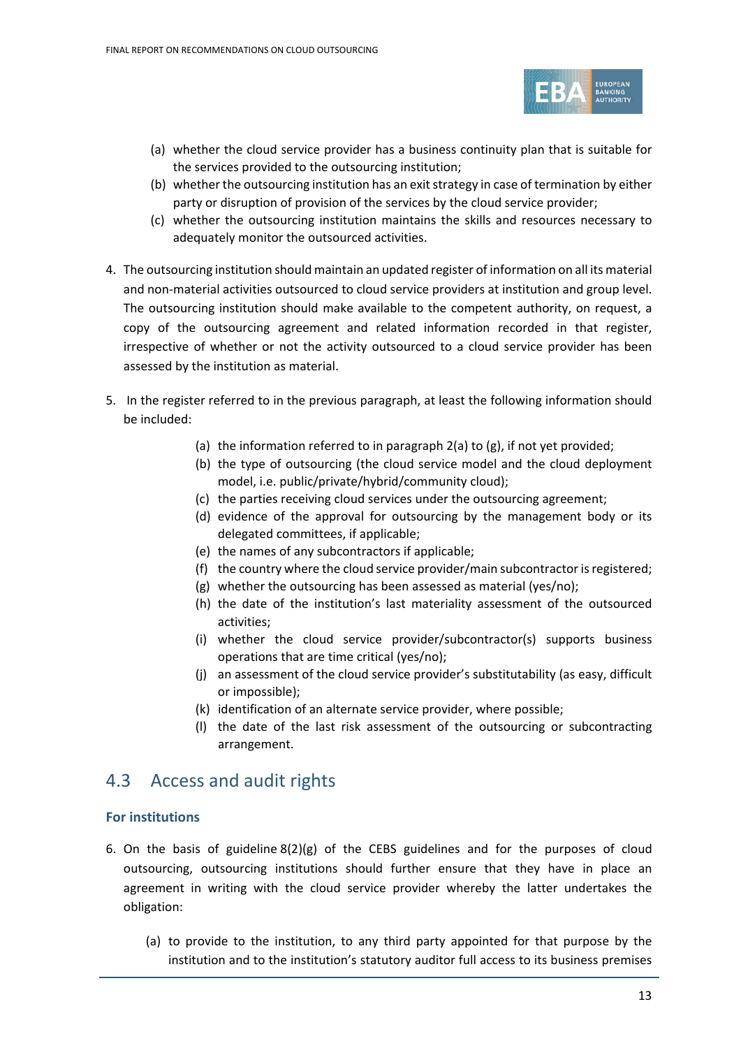(a) whether the cloud service provider has a business continuity plan that is suitable for the services provided to the outsourcing institution;

(b) whether the outsourcing institution has an exit strategy in case of termination by either party or disruption of provision of the services by the cloud service provider;

(c) whether the outsourcing institution maintains the skills and resources necessary to adequately monitor the outsourced activities.

4. The outsourcing institution should maintain an updated register of information on all its material and non-material activities outsourced to cloud service providers at institution and group level. The outsourcing institution should make available to the competent authority, on request, a copy of the outsourcing agreement and related information recorded in that register, irrespective of whether or not the activity outsourced to a cloud service provider has been assessed by the institution as material.

5. In the register referred to in the previous paragraph, at least the following information should be included:

   (a) the information referred to in paragraph 2(a) to (g), if not yet provided;
   (b) the type of outsourcing (the cloud service model and the cloud deployment model, i.e. public/private/hybrid/community cloud);
   (c) the parties receiving cloud services under the outsourcing agreement;
   (d) evidence of the approval for outsourcing by the management body or its delegated committees, if applicable;
   (e) the names of any subcontractors if applicable;
   (f) the country where the cloud service provider/main subcontractor is registered;
   (g) whether the outsourcing has been assessed as material (yes/no);
   (h) the date of the institution's last materiality assessment of the outsourced activities;
   (i) whether the cloud service provider/subcontractor(s) supports business operations that are time critical (yes/no);
   (j) an assessment of the cloud service provider's substitutability (as easy, difficult or impossible);
   (k) identification of an alternate service provider, where possible;
   (l) the date of the last risk assessment of the outsourcing or subcontracting arrangement.

## 4.3 Access and audit rights

### For institutions

6. On the basis of guideline 8(2)(g) of the CEBS guidelines and for the purposes of cloud outsourcing, outsourcing institutions should further ensure that they have in place an agreement in writing with the cloud service provider whereby the latter undertakes the obligation:

   (a) to provide to the institution, to any third party appointed for that purpose by the institution and to the institution's statutory auditor full access to its business premises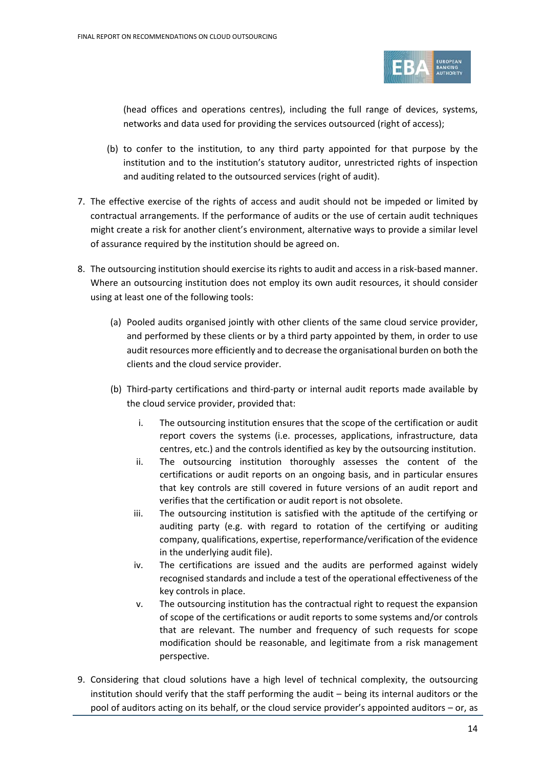(head offices and operations centres), including the full range of devices, systems, networks and data used for providing the services outsourced (right of access);

(b) to confer to the institution, to any third party appointed for that purpose by the institution and to the institution's statutory auditor, unrestricted rights of inspection and auditing related to the outsourced services (right of audit).

7. The effective exercise of the rights of access and audit should not be impeded or limited by contractual arrangements. If the performance of audits or the use of certain audit techniques might create a risk for another client's environment, alternative ways to provide a similar level of assurance required by the institution should be agreed on.

8. The outsourcing institution should exercise its rights to audit and access in a risk-based manner. Where an outsourcing institution does not employ its own audit resources, it should consider using at least one of the following tools:

   (a) Pooled audits organised jointly with other clients of the same cloud service provider, and performed by these clients or by a third party appointed by them, in order to use audit resources more efficiently and to decrease the organisational burden on both the clients and the cloud service provider.

   (b) Third-party certifications and third-party or internal audit reports made available by the cloud service provider, provided that:

      i. The outsourcing institution ensures that the scope of the certification or audit report covers the systems (i.e. processes, applications, infrastructure, data centres, etc.) and the controls identified as key by the outsourcing institution.
      ii. The outsourcing institution thoroughly assesses the content of the certifications or audit reports on an ongoing basis, and in particular ensures that key controls are still covered in future versions of an audit report and verifies that the certification or audit report is not obsolete.
      iii. The outsourcing institution is satisfied with the aptitude of the certifying or auditing party (e.g. with regard to rotation of the certifying or auditing company, qualifications, expertise, reperformance/verification of the evidence in the underlying audit file).
      iv. The certifications are issued and the audits are performed against widely recognised standards and include a test of the operational effectiveness of the key controls in place.
      v. The outsourcing institution has the contractual right to request the expansion of scope of the certifications or audit reports to some systems and/or controls that are relevant. The number and frequency of such requests for scope modification should be reasonable, and legitimate from a risk management perspective.

9. Considering that cloud solutions have a high level of technical complexity, the outsourcing institution should verify that the staff performing the audit – being its internal auditors or the pool of auditors acting on its behalf, or the cloud service provider's appointed auditors – or, as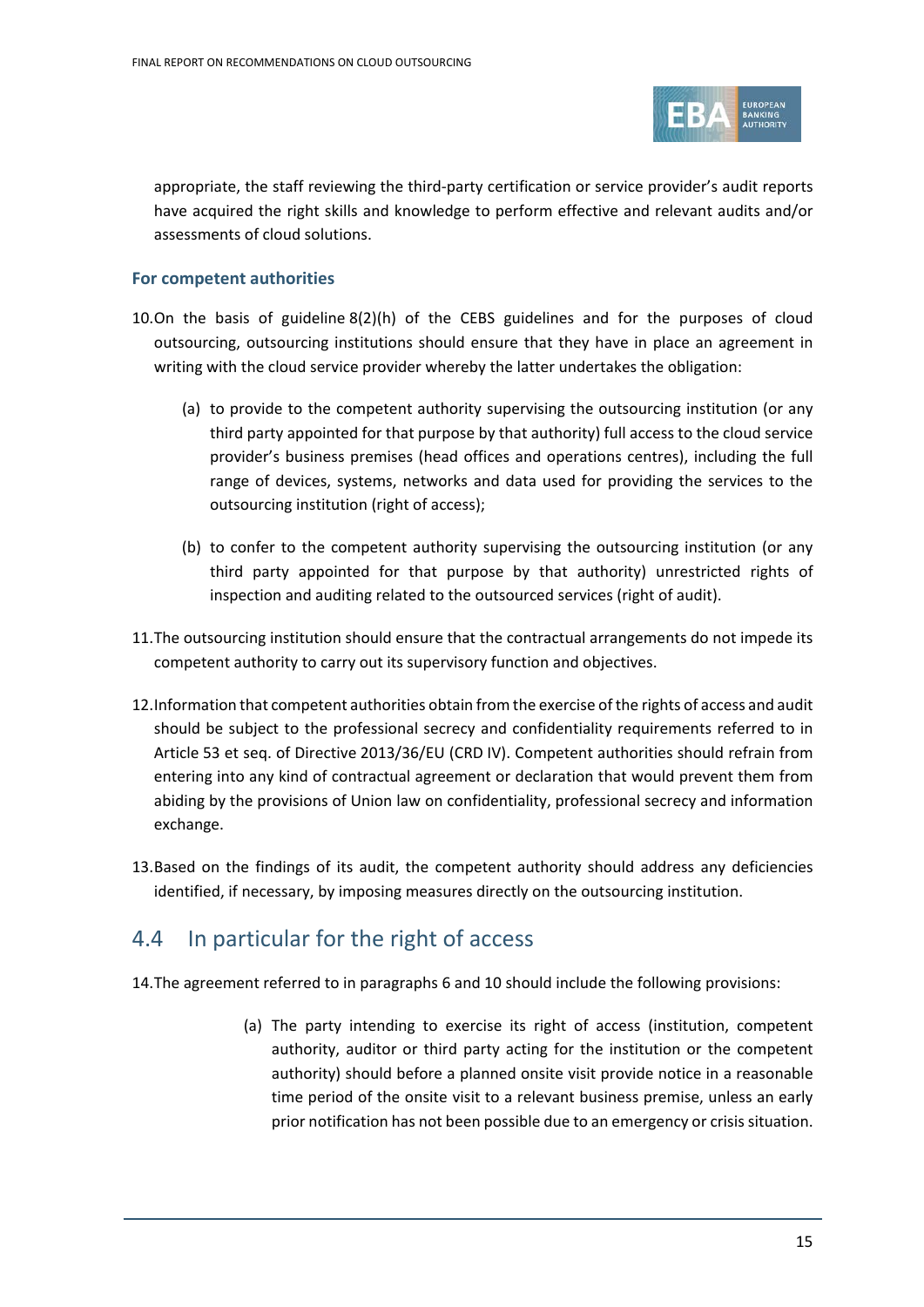appropriate, the staff reviewing the third-party certification or service provider's audit reports have acquired the right skills and knowledge to perform effective and relevant audits and/or assessments of cloud solutions.

### For competent authorities

10. On the basis of guideline 8(2)(h) of the CEBS guidelines and for the purposes of cloud outsourcing, outsourcing institutions should ensure that they have in place an agreement in writing with the cloud service provider whereby the latter undertakes the obligation:

    (a) to provide to the competent authority supervising the outsourcing institution (or any third party appointed for that purpose by that authority) full access to the cloud service provider's business premises (head offices and operations centres), including the full range of devices, systems, networks and data used for providing the services to the outsourcing institution (right of access);

    (b) to confer to the competent authority supervising the outsourcing institution (or any third party appointed for that purpose by that authority) unrestricted rights of inspection and auditing related to the outsourced services (right of audit).

11. The outsourcing institution should ensure that the contractual arrangements do not impede its competent authority to carry out its supervisory function and objectives.

12. Information that competent authorities obtain from the exercise of the rights of access and audit should be subject to the professional secrecy and confidentiality requirements referred to in Article 53 et seq. of Directive 2013/36/EU (CRD IV). Competent authorities should refrain from entering into any kind of contractual agreement or declaration that would prevent them from abiding by the provisions of Union law on confidentiality, professional secrecy and information exchange.

13. Based on the findings of its audit, the competent authority should address any deficiencies identified, if necessary, by imposing measures directly on the outsourcing institution.

## 4.4 In particular for the right of access

14. The agreement referred to in paragraphs 6 and 10 should include the following provisions:

    (a) The party intending to exercise its right of access (institution, competent authority, auditor or third party acting for the institution or the competent authority) should before a planned onsite visit provide notice in a reasonable time period of the onsite visit to a relevant business premise, unless an early prior notification has not been possible due to an emergency or crisis situation.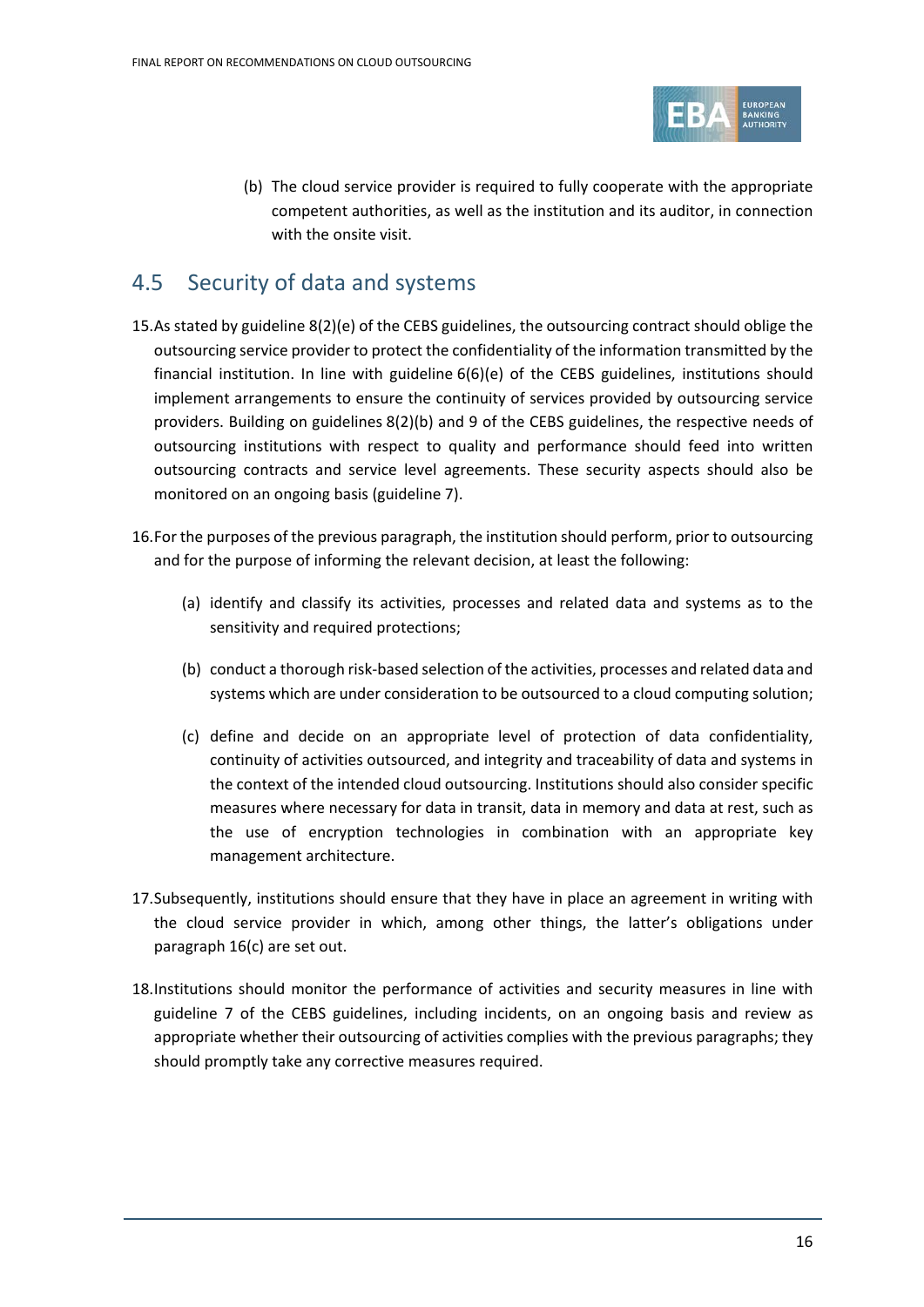(b) The cloud service provider is required to fully cooperate with the appropriate competent authorities, as well as the institution and its auditor, in connection with the onsite visit.

## 4.5 Security of data and systems

15. As stated by guideline 8(2)(e) of the CEBS guidelines, the outsourcing contract should oblige the outsourcing service provider to protect the confidentiality of the information transmitted by the financial institution. In line with guideline 6(6)(e) of the CEBS guidelines, institutions should implement arrangements to ensure the continuity of services provided by outsourcing service providers. Building on guidelines 8(2)(b) and 9 of the CEBS guidelines, the respective needs of outsourcing institutions with respect to quality and performance should feed into written outsourcing contracts and service level agreements. These security aspects should also be monitored on an ongoing basis (guideline 7).

16. For the purposes of the previous paragraph, the institution should perform, prior to outsourcing and for the purpose of informing the relevant decision, at least the following:

   (a) identify and classify its activities, processes and related data and systems as to the sensitivity and required protections;

   (b) conduct a thorough risk-based selection of the activities, processes and related data and systems which are under consideration to be outsourced to a cloud computing solution;

   (c) define and decide on an appropriate level of protection of data confidentiality, continuity of activities outsourced, and integrity and traceability of data and systems in the context of the intended cloud outsourcing. Institutions should also consider specific measures where necessary for data in transit, data in memory and data at rest, such as the use of encryption technologies in combination with an appropriate key management architecture.

17. Subsequently, institutions should ensure that they have in place an agreement in writing with the cloud service provider in which, among other things, the latter's obligations under paragraph 16(c) are set out.

18. Institutions should monitor the performance of activities and security measures in line with guideline 7 of the CEBS guidelines, including incidents, on an ongoing basis and review as appropriate whether their outsourcing of activities complies with the previous paragraphs; they should promptly take any corrective measures required.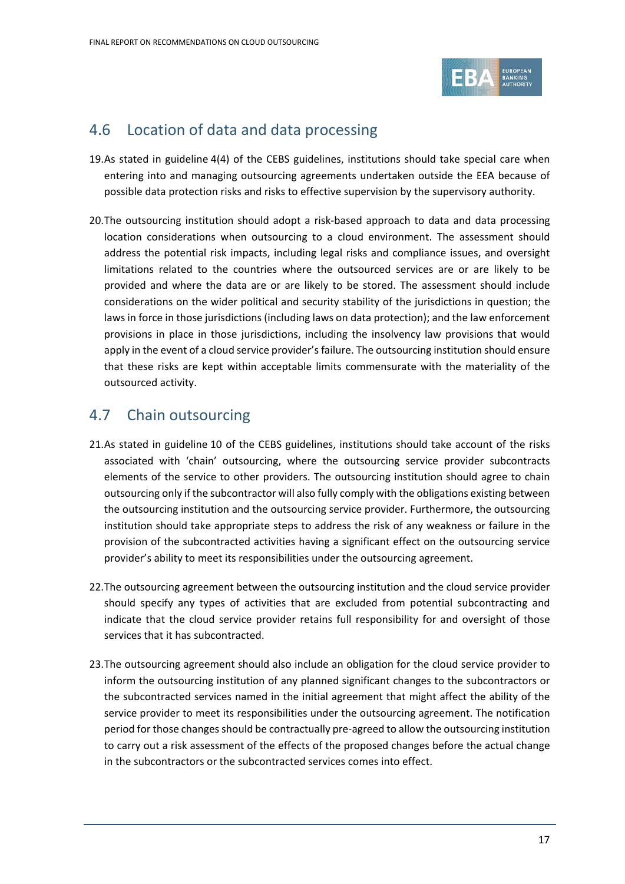## 4.6 Location of data and data processing

19. As stated in guideline 4(4) of the CEBS guidelines, institutions should take special care when entering into and managing outsourcing agreements undertaken outside the EEA because of possible data protection risks and risks to effective supervision by the supervisory authority.

20. The outsourcing institution should adopt a risk-based approach to data and data processing location considerations when outsourcing to a cloud environment. The assessment should address the potential risk impacts, including legal risks and compliance issues, and oversight limitations related to the countries where the outsourced services are or are likely to be provided and where the data are or are likely to be stored. The assessment should include considerations on the wider political and security stability of the jurisdictions in question; the laws in force in those jurisdictions (including laws on data protection); and the law enforcement provisions in place in those jurisdictions, including the insolvency law provisions that would apply in the event of a cloud service provider's failure. The outsourcing institution should ensure that these risks are kept within acceptable limits commensurate with the materiality of the outsourced activity.

## 4.7 Chain outsourcing

21. As stated in guideline 10 of the CEBS guidelines, institutions should take account of the risks associated with 'chain' outsourcing, where the outsourcing service provider subcontracts elements of the service to other providers. The outsourcing institution should agree to chain outsourcing only if the subcontractor will also fully comply with the obligations existing between the outsourcing institution and the outsourcing service provider. Furthermore, the outsourcing institution should take appropriate steps to address the risk of any weakness or failure in the provision of the subcontracted activities having a significant effect on the outsourcing service provider's ability to meet its responsibilities under the outsourcing agreement.

22. The outsourcing agreement between the outsourcing institution and the cloud service provider should specify any types of activities that are excluded from potential subcontracting and indicate that the cloud service provider retains full responsibility for and oversight of those services that it has subcontracted.

23. The outsourcing agreement should also include an obligation for the cloud service provider to inform the outsourcing institution of any planned significant changes to the subcontractors or the subcontracted services named in the initial agreement that might affect the ability of the service provider to meet its responsibilities under the outsourcing agreement. The notification period for those changes should be contractually pre-agreed to allow the outsourcing institution to carry out a risk assessment of the effects of the proposed changes before the actual change in the subcontractors or the subcontracted services comes into effect.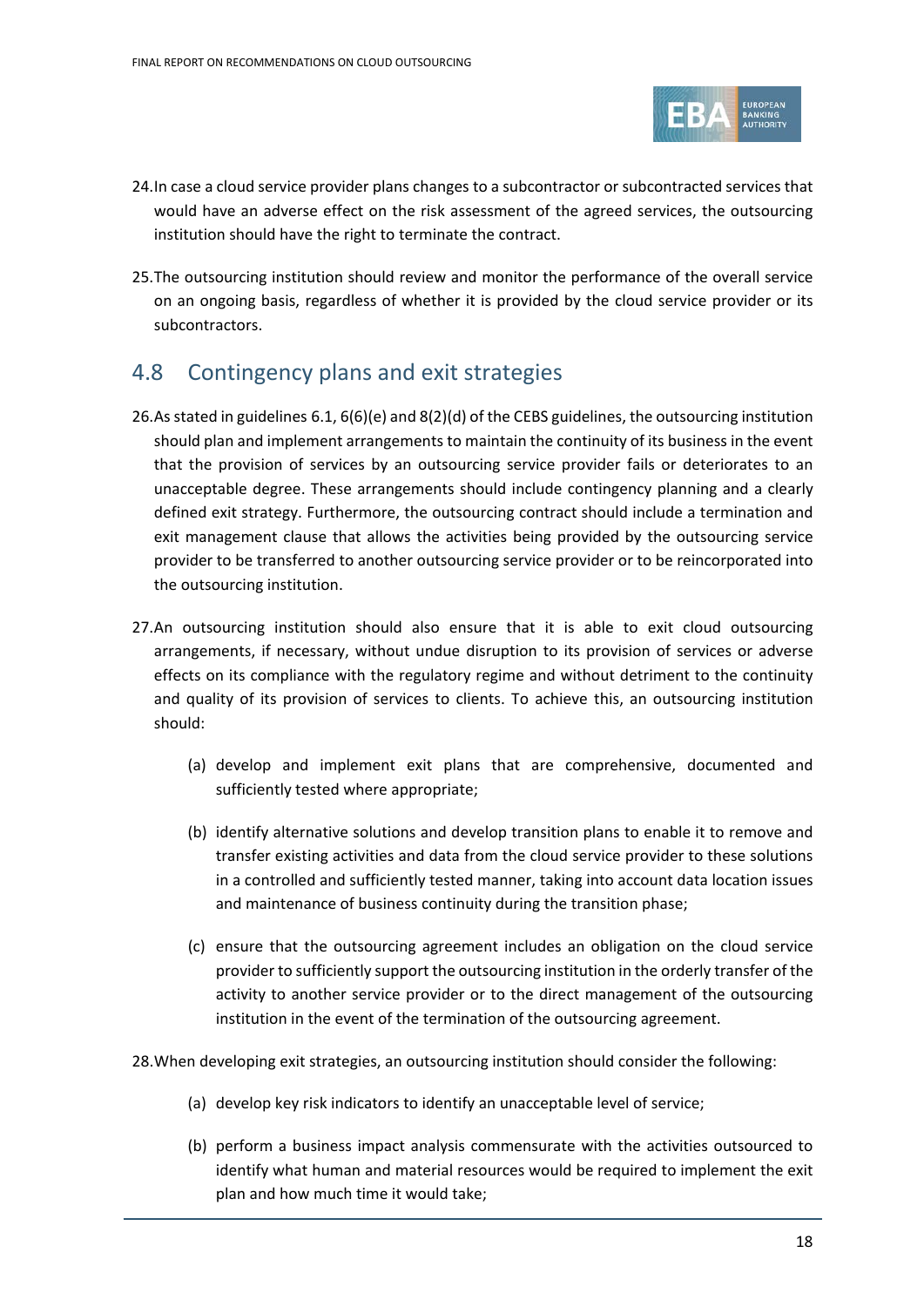24. In case a cloud service provider plans changes to a subcontractor or subcontracted services that would have an adverse effect on the risk assessment of the agreed services, the outsourcing institution should have the right to terminate the contract.

25. The outsourcing institution should review and monitor the performance of the overall service on an ongoing basis, regardless of whether it is provided by the cloud service provider or its subcontractors.

## 4.8 Contingency plans and exit strategies

26. As stated in guidelines 6.1, 6(6)(e) and 8(2)(d) of the CEBS guidelines, the outsourcing institution should plan and implement arrangements to maintain the continuity of its business in the event that the provision of services by an outsourcing service provider fails or deteriorates to an unacceptable degree. These arrangements should include contingency planning and a clearly defined exit strategy. Furthermore, the outsourcing contract should include a termination and exit management clause that allows the activities being provided by the outsourcing service provider to be transferred to another outsourcing service provider or to be reincorporated into the outsourcing institution.

27. An outsourcing institution should also ensure that it is able to exit cloud outsourcing arrangements, if necessary, without undue disruption to its provision of services or adverse effects on its compliance with the regulatory regime and without detriment to the continuity and quality of its provision of services to clients. To achieve this, an outsourcing institution should:

    (a) develop and implement exit plans that are comprehensive, documented and sufficiently tested where appropriate;

    (b) identify alternative solutions and develop transition plans to enable it to remove and transfer existing activities and data from the cloud service provider to these solutions in a controlled and sufficiently tested manner, taking into account data location issues and maintenance of business continuity during the transition phase;

    (c) ensure that the outsourcing agreement includes an obligation on the cloud service provider to sufficiently support the outsourcing institution in the orderly transfer of the activity to another service provider or to the direct management of the outsourcing institution in the event of the termination of the outsourcing agreement.

28. When developing exit strategies, an outsourcing institution should consider the following:

    (a) develop key risk indicators to identify an unacceptable level of service;

    (b) perform a business impact analysis commensurate with the activities outsourced to identify what human and material resources would be required to implement the exit plan and how much time it would take;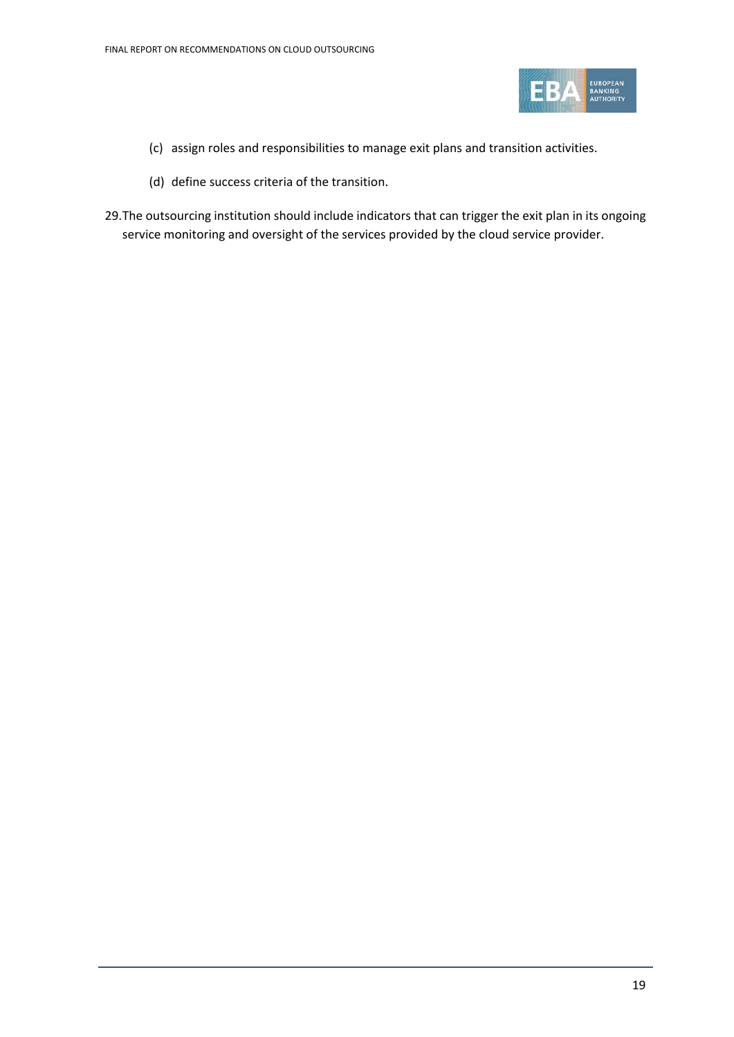(c) assign roles and responsibilities to manage exit plans and transition activities.

(d) define success criteria of the transition.

29. The outsourcing institution should include indicators that can trigger the exit plan in its ongoing service monitoring and oversight of the services provided by the cloud service provider.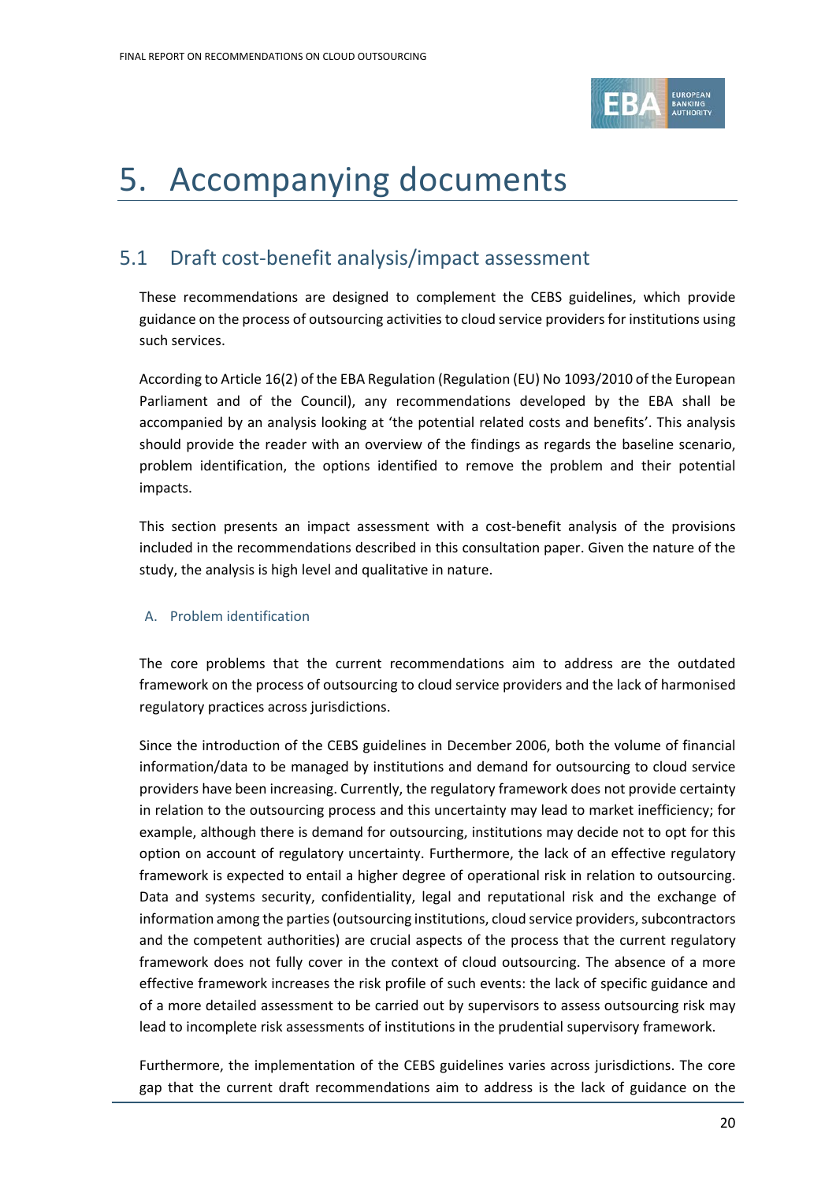# 5. Accompanying documents

## 5.1 Draft cost-benefit analysis/impact assessment

These recommendations are designed to complement the CEBS guidelines, which provide guidance on the process of outsourcing activities to cloud service providers for institutions using such services.

According to Article 16(2) of the EBA Regulation (Regulation (EU) No 1093/2010 of the European Parliament and of the Council), any recommendations developed by the EBA shall be accompanied by an analysis looking at 'the potential related costs and benefits'. This analysis should provide the reader with an overview of the findings as regards the baseline scenario, problem identification, the options identified to remove the problem and their potential impacts.

This section presents an impact assessment with a cost-benefit analysis of the provisions included in the recommendations described in this consultation paper. Given the nature of the study, the analysis is high level and qualitative in nature.

### A. Problem identification

The core problems that the current recommendations aim to address are the outdated framework on the process of outsourcing to cloud service providers and the lack of harmonised regulatory practices across jurisdictions.

Since the introduction of the CEBS guidelines in December 2006, both the volume of financial information/data to be managed by institutions and demand for outsourcing to cloud service providers have been increasing. Currently, the regulatory framework does not provide certainty in relation to the outsourcing process and this uncertainty may lead to market inefficiency; for example, although there is demand for outsourcing, institutions may decide not to opt for this option on account of regulatory uncertainty. Furthermore, the lack of an effective regulatory framework is expected to entail a higher degree of operational risk in relation to outsourcing. Data and systems security, confidentiality, legal and reputational risk and the exchange of information among the parties (outsourcing institutions, cloud service providers, subcontractors and the competent authorities) are crucial aspects of the process that the current regulatory framework does not fully cover in the context of cloud outsourcing. The absence of a more effective framework increases the risk profile of such events: the lack of specific guidance and of a more detailed assessment to be carried out by supervisors to assess outsourcing risk may lead to incomplete risk assessments of institutions in the prudential supervisory framework.

Furthermore, the implementation of the CEBS guidelines varies across jurisdictions. The core gap that the current draft recommendations aim to address is the lack of guidance on the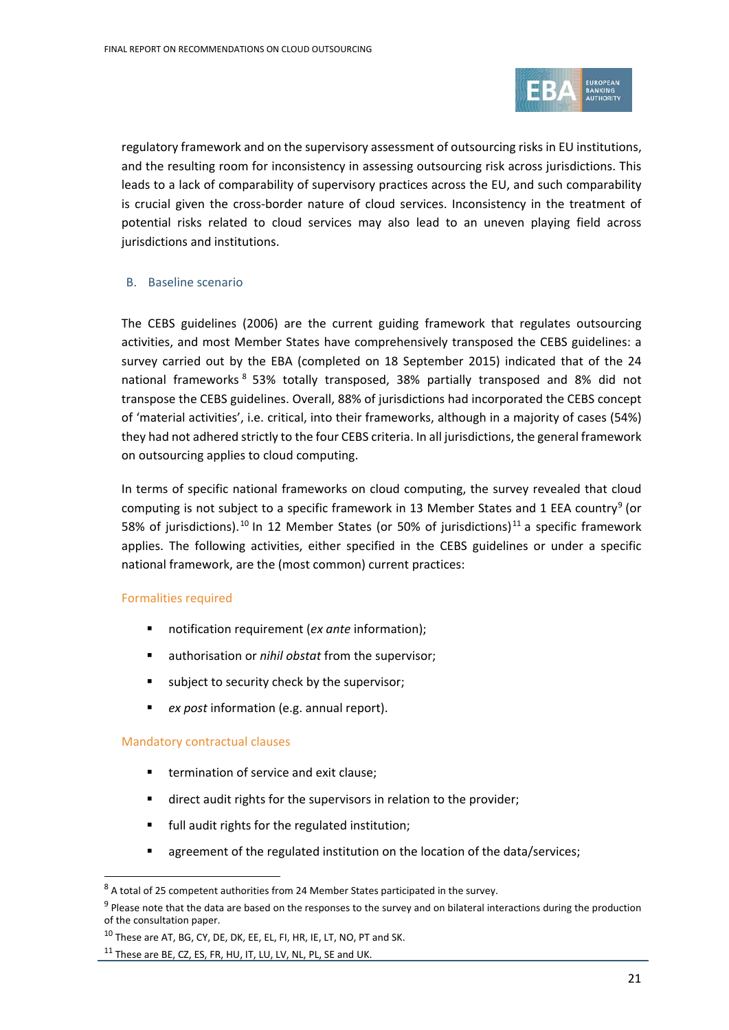regulatory framework and on the supervisory assessment of outsourcing risks in EU institutions, and the resulting room for inconsistency in assessing outsourcing risk across jurisdictions. This leads to a lack of comparability of supervisory practices across the EU, and such comparability is crucial given the cross-border nature of cloud services. Inconsistency in the treatment of potential risks related to cloud services may also lead to an uneven playing field across jurisdictions and institutions.

## B. Baseline scenario

The CEBS guidelines (2006) are the current guiding framework that regulates outsourcing activities, and most Member States have comprehensively transposed the CEBS guidelines: a survey carried out by the EBA (completed on 18 September 2015) indicated that of the 24 national frameworks[8] 53% totally transposed, 38% partially transposed and 8% did not transpose the CEBS guidelines. Overall, 88% of jurisdictions had incorporated the CEBS concept of 'material activities', i.e. critical, into their frameworks, although in a majority of cases (54%) they had not adhered strictly to the four CEBS criteria. In all jurisdictions, the general framework on outsourcing applies to cloud computing.

In terms of specific national frameworks on cloud computing, the survey revealed that cloud computing is not subject to a specific framework in 13 Member States and 1 EEA country[9] (or 58% of jurisdictions).[10] In 12 Member States (or 50% of jurisdictions)[11] a specific framework applies. The following activities, either specified in the CEBS guidelines or under a specific national framework, are the (most common) current practices:

### Formalities required

- notification requirement (*ex ante* information);
- authorisation or *nihil obstat* from the supervisor;
- subject to security check by the supervisor;
- *ex post* information (e.g. annual report).

### Mandatory contractual clauses

- termination of service and exit clause;
- direct audit rights for the supervisors in relation to the provider;
- full audit rights for the regulated institution;
- agreement of the regulated institution on the location of the data/services;

---

[8] A total of 25 competent authorities from 24 Member States participated in the survey.

[9] Please note that the data are based on the responses to the survey and on bilateral interactions during the production of the consultation paper.

[10] These are AT, BG, CY, DE, DK, EE, EL, FI, HR, IE, LT, NO, PT and SK.

[11] These are BE, CZ, ES, FR, HU, IT, LU, LV, NL, PL, SE and UK.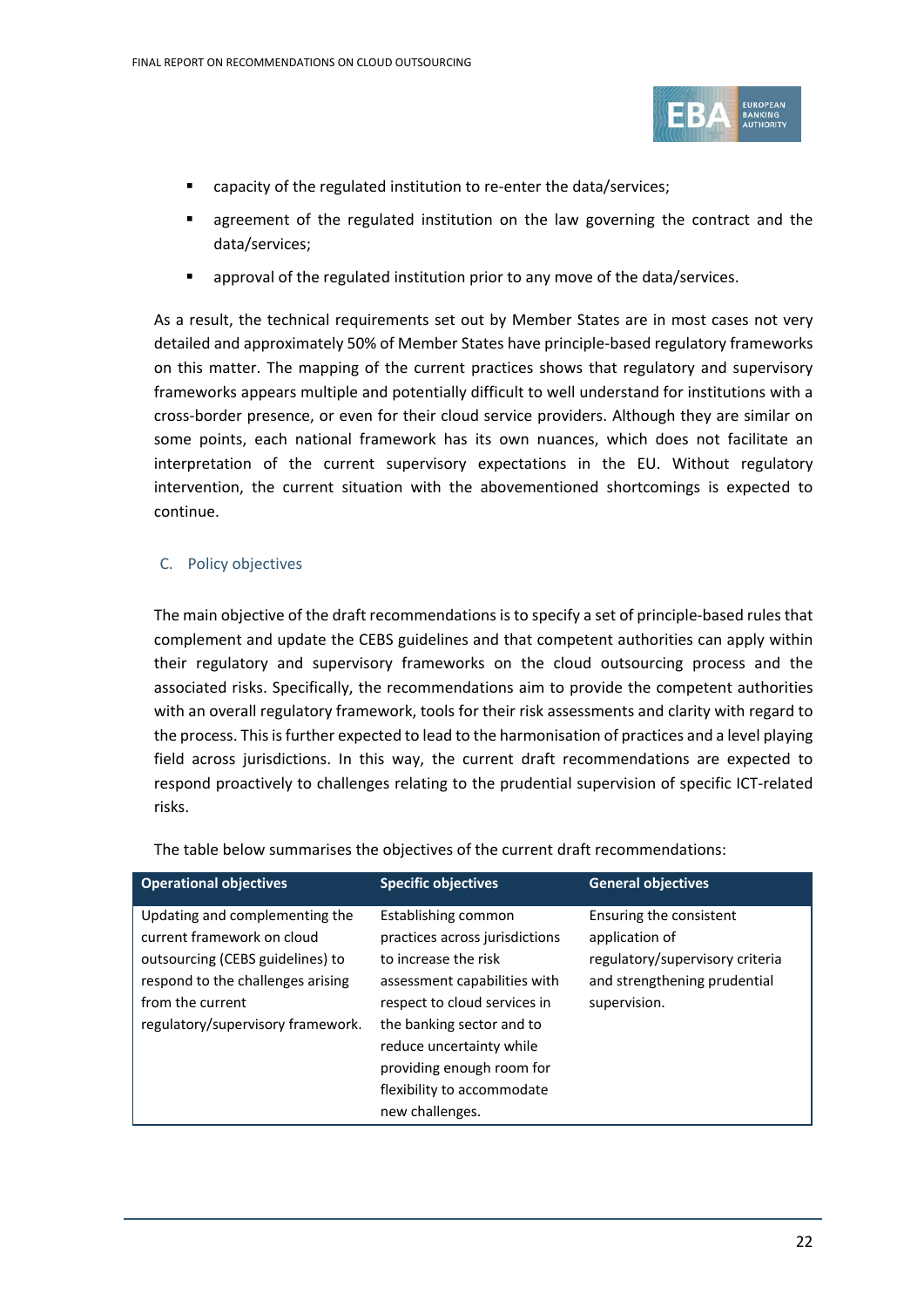- capacity of the regulated institution to re-enter the data/services;
- agreement of the regulated institution on the law governing the contract and the data/services;
- approval of the regulated institution prior to any move of the data/services.

As a result, the technical requirements set out by Member States are in most cases not very detailed and approximately 50% of Member States have principle-based regulatory frameworks on this matter. The mapping of the current practices shows that regulatory and supervisory frameworks appears multiple and potentially difficult to well understand for institutions with a cross-border presence, or even for their cloud service providers. Although they are similar on some points, each national framework has its own nuances, which does not facilitate an interpretation of the current supervisory expectations in the EU. Without regulatory intervention, the current situation with the abovementioned shortcomings is expected to continue.

### C. Policy objectives

The main objective of the draft recommendations is to specify a set of principle-based rules that complement and update the CEBS guidelines and that competent authorities can apply within their regulatory and supervisory frameworks on the cloud outsourcing process and the associated risks. Specifically, the recommendations aim to provide the competent authorities with an overall regulatory framework, tools for their risk assessments and clarity with regard to the process. This is further expected to lead to the harmonisation of practices and a level playing field across jurisdictions. In this way, the current draft recommendations are expected to respond proactively to challenges relating to the prudential supervision of specific ICT-related risks.

The table below summarises the objectives of the current draft recommendations:

| Operational objectives | Specific objectives | General objectives |
| --- | --- | --- |
| Updating and complementing the current framework on cloud outsourcing (CEBS guidelines) to respond to the challenges arising from the current regulatory/supervisory framework. | Establishing common practices across jurisdictions to increase the risk assessment capabilities with respect to cloud services in the banking sector and to reduce uncertainty while providing enough room for flexibility to accommodate new challenges. | Ensuring the consistent application of regulatory/supervisory criteria and strengthening prudential supervision. |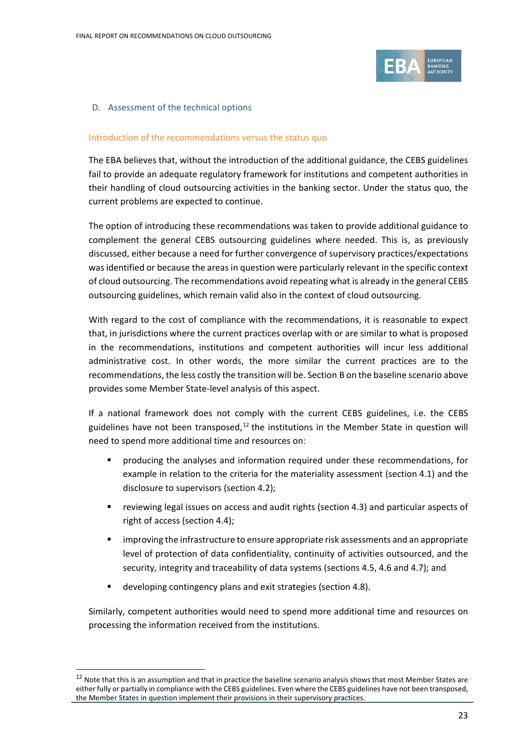### D. Assessment of the technical options

#### Introduction of the recommendations versus the status quo

The EBA believes that, without the introduction of the additional guidance, the CEBS guidelines fail to provide an adequate regulatory framework for institutions and competent authorities in their handling of cloud outsourcing activities in the banking sector. Under the status quo, the current problems are expected to continue.

The option of introducing these recommendations was taken to provide additional guidance to complement the general CEBS outsourcing guidelines where needed. This is, as previously discussed, either because a need for further convergence of supervisory practices/expectations was identified or because the areas in question were particularly relevant in the specific context of cloud outsourcing. The recommendations avoid repeating what is already in the general CEBS outsourcing guidelines, which remain valid also in the context of cloud outsourcing.

With regard to the cost of compliance with the recommendations, it is reasonable to expect that, in jurisdictions where the current practices overlap with or are similar to what is proposed in the recommendations, institutions and competent authorities will incur less additional administrative cost. In other words, the more similar the current practices are to the recommendations, the less costly the transition will be. Section B on the baseline scenario above provides some Member State-level analysis of this aspect.

If a national framework does not comply with the current CEBS guidelines, i.e. the CEBS guidelines have not been transposed,[12] the institutions in the Member State in question will need to spend more additional time and resources on:

- producing the analyses and information required under these recommendations, for example in relation to the criteria for the materiality assessment (section 4.1) and the disclosure to supervisors (section 4.2);
- reviewing legal issues on access and audit rights (section 4.3) and particular aspects of right of access (section 4.4);
- improving the infrastructure to ensure appropriate risk assessments and an appropriate level of protection of data confidentiality, continuity of activities outsourced, and the security, integrity and traceability of data systems (sections 4.5, 4.6 and 4.7); and
- developing contingency plans and exit strategies (section 4.8).

Similarly, competent authorities would need to spend more additional time and resources on processing the information received from the institutions.

---

[12] Note that this is an assumption and that in practice the baseline scenario analysis shows that most Member States are either fully or partially in compliance with the CEBS guidelines. Even where the CEBS guidelines have not been transposed, the Member States in question implement their provisions in their supervisory practices.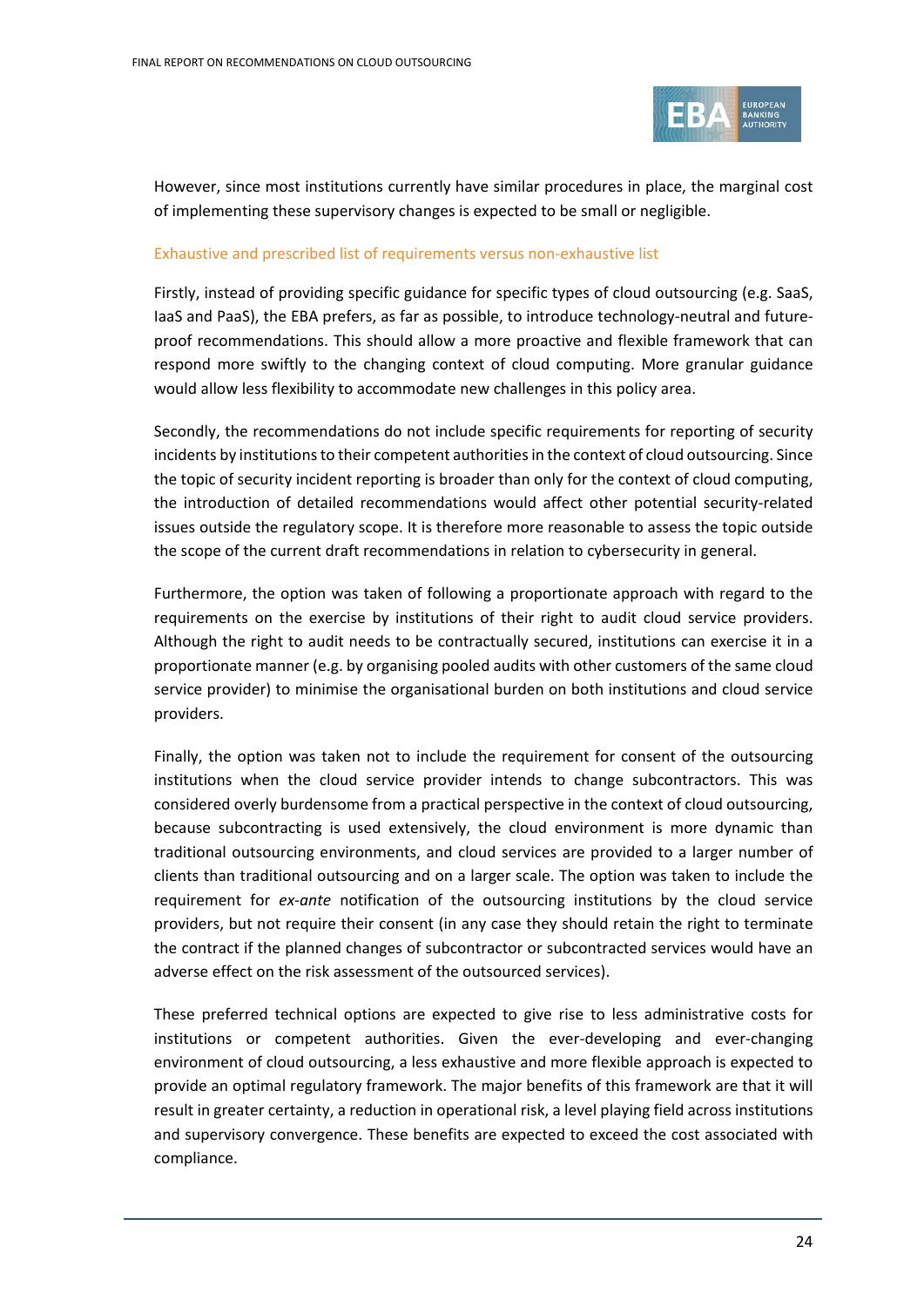However, since most institutions currently have similar procedures in place, the marginal cost of implementing these supervisory changes is expected to be small or negligible.

### Exhaustive and prescribed list of requirements versus non-exhaustive list

Firstly, instead of providing specific guidance for specific types of cloud outsourcing (e.g. SaaS, IaaS and PaaS), the EBA prefers, as far as possible, to introduce technology-neutral and future-proof recommendations. This should allow a more proactive and flexible framework that can respond more swiftly to the changing context of cloud computing. More granular guidance would allow less flexibility to accommodate new challenges in this policy area.

Secondly, the recommendations do not include specific requirements for reporting of security incidents by institutions to their competent authorities in the context of cloud outsourcing. Since the topic of security incident reporting is broader than only for the context of cloud computing, the introduction of detailed recommendations would affect other potential security-related issues outside the regulatory scope. It is therefore more reasonable to assess the topic outside the scope of the current draft recommendations in relation to cybersecurity in general.

Furthermore, the option was taken of following a proportionate approach with regard to the requirements on the exercise by institutions of their right to audit cloud service providers. Although the right to audit needs to be contractually secured, institutions can exercise it in a proportionate manner (e.g. by organising pooled audits with other customers of the same cloud service provider) to minimise the organisational burden on both institutions and cloud service providers.

Finally, the option was taken not to include the requirement for consent of the outsourcing institutions when the cloud service provider intends to change subcontractors. This was considered overly burdensome from a practical perspective in the context of cloud outsourcing, because subcontracting is used extensively, the cloud environment is more dynamic than traditional outsourcing environments, and cloud services are provided to a larger number of clients than traditional outsourcing and on a larger scale. The option was taken to include the requirement for *ex-ante* notification of the outsourcing institutions by the cloud service providers, but not require their consent (in any case they should retain the right to terminate the contract if the planned changes of subcontractor or subcontracted services would have an adverse effect on the risk assessment of the outsourced services).

These preferred technical options are expected to give rise to less administrative costs for institutions or competent authorities. Given the ever-developing and ever-changing environment of cloud outsourcing, a less exhaustive and more flexible approach is expected to provide an optimal regulatory framework. The major benefits of this framework are that it will result in greater certainty, a reduction in operational risk, a level playing field across institutions and supervisory convergence. These benefits are expected to exceed the cost associated with compliance.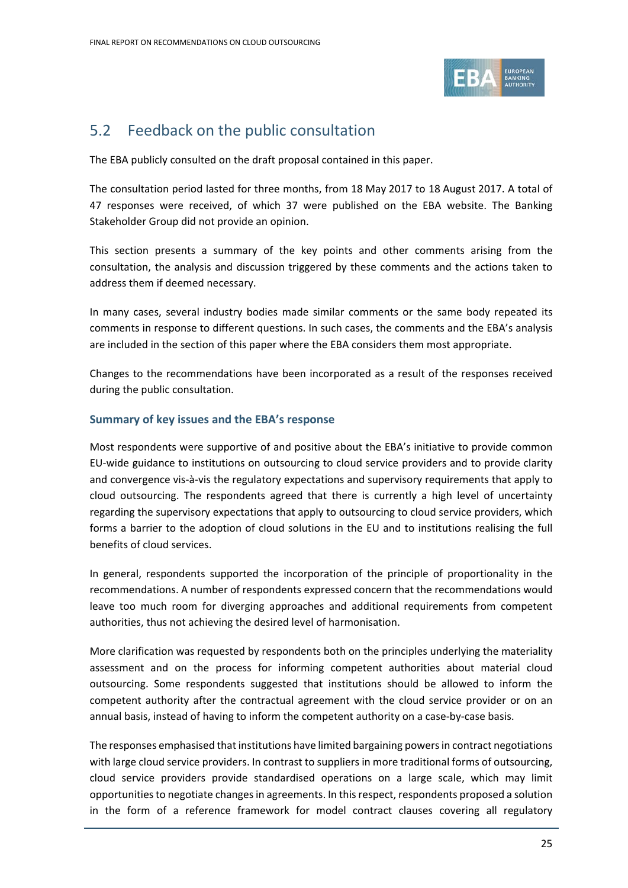## 5.2 Feedback on the public consultation

The EBA publicly consulted on the draft proposal contained in this paper.

The consultation period lasted for three months, from 18 May 2017 to 18 August 2017. A total of 47 responses were received, of which 37 were published on the EBA website. The Banking Stakeholder Group did not provide an opinion.

This section presents a summary of the key points and other comments arising from the consultation, the analysis and discussion triggered by these comments and the actions taken to address them if deemed necessary.

In many cases, several industry bodies made similar comments or the same body repeated its comments in response to different questions. In such cases, the comments and the EBA's analysis are included in the section of this paper where the EBA considers them most appropriate.

Changes to the recommendations have been incorporated as a result of the responses received during the public consultation.

### Summary of key issues and the EBA's response

Most respondents were supportive of and positive about the EBA's initiative to provide common EU-wide guidance to institutions on outsourcing to cloud service providers and to provide clarity and convergence vis-à-vis the regulatory expectations and supervisory requirements that apply to cloud outsourcing. The respondents agreed that there is currently a high level of uncertainty regarding the supervisory expectations that apply to outsourcing to cloud service providers, which forms a barrier to the adoption of cloud solutions in the EU and to institutions realising the full benefits of cloud services.

In general, respondents supported the incorporation of the principle of proportionality in the recommendations. A number of respondents expressed concern that the recommendations would leave too much room for diverging approaches and additional requirements from competent authorities, thus not achieving the desired level of harmonisation.

More clarification was requested by respondents both on the principles underlying the materiality assessment and on the process for informing competent authorities about material cloud outsourcing. Some respondents suggested that institutions should be allowed to inform the competent authority after the contractual agreement with the cloud service provider or on an annual basis, instead of having to inform the competent authority on a case-by-case basis.

The responses emphasised that institutions have limited bargaining powers in contract negotiations with large cloud service providers. In contrast to suppliers in more traditional forms of outsourcing, cloud service providers provide standardised operations on a large scale, which may limit opportunities to negotiate changes in agreements. In this respect, respondents proposed a solution in the form of a reference framework for model contract clauses covering all regulatory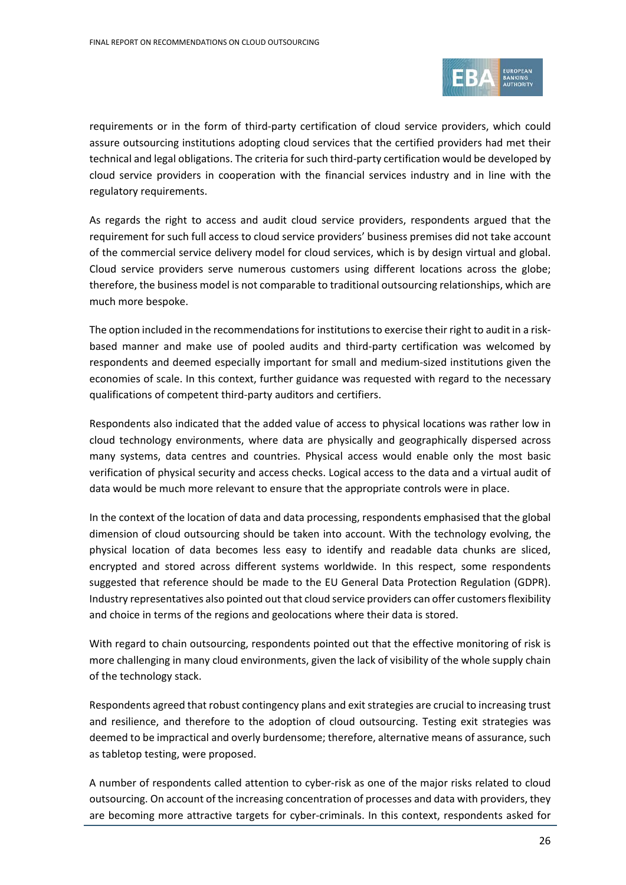requirements or in the form of third-party certification of cloud service providers, which could assure outsourcing institutions adopting cloud services that the certified providers had met their technical and legal obligations. The criteria for such third-party certification would be developed by cloud service providers in cooperation with the financial services industry and in line with the regulatory requirements.

As regards the right to access and audit cloud service providers, respondents argued that the requirement for such full access to cloud service providers' business premises did not take account of the commercial service delivery model for cloud services, which is by design virtual and global. Cloud service providers serve numerous customers using different locations across the globe; therefore, the business model is not comparable to traditional outsourcing relationships, which are much more bespoke.

The option included in the recommendations for institutions to exercise their right to audit in a risk-based manner and make use of pooled audits and third-party certification was welcomed by respondents and deemed especially important for small and medium-sized institutions given the economies of scale. In this context, further guidance was requested with regard to the necessary qualifications of competent third-party auditors and certifiers.

Respondents also indicated that the added value of access to physical locations was rather low in cloud technology environments, where data are physically and geographically dispersed across many systems, data centres and countries. Physical access would enable only the most basic verification of physical security and access checks. Logical access to the data and a virtual audit of data would be much more relevant to ensure that the appropriate controls were in place.

In the context of the location of data and data processing, respondents emphasised that the global dimension of cloud outsourcing should be taken into account. With the technology evolving, the physical location of data becomes less easy to identify and readable data chunks are sliced, encrypted and stored across different systems worldwide. In this respect, some respondents suggested that reference should be made to the EU General Data Protection Regulation (GDPR). Industry representatives also pointed out that cloud service providers can offer customers flexibility and choice in terms of the regions and geolocations where their data is stored.

With regard to chain outsourcing, respondents pointed out that the effective monitoring of risk is more challenging in many cloud environments, given the lack of visibility of the whole supply chain of the technology stack.

Respondents agreed that robust contingency plans and exit strategies are crucial to increasing trust and resilience, and therefore to the adoption of cloud outsourcing. Testing exit strategies was deemed to be impractical and overly burdensome; therefore, alternative means of assurance, such as tabletop testing, were proposed.

A number of respondents called attention to cyber-risk as one of the major risks related to cloud outsourcing. On account of the increasing concentration of processes and data with providers, they are becoming more attractive targets for cyber-criminals. In this context, respondents asked for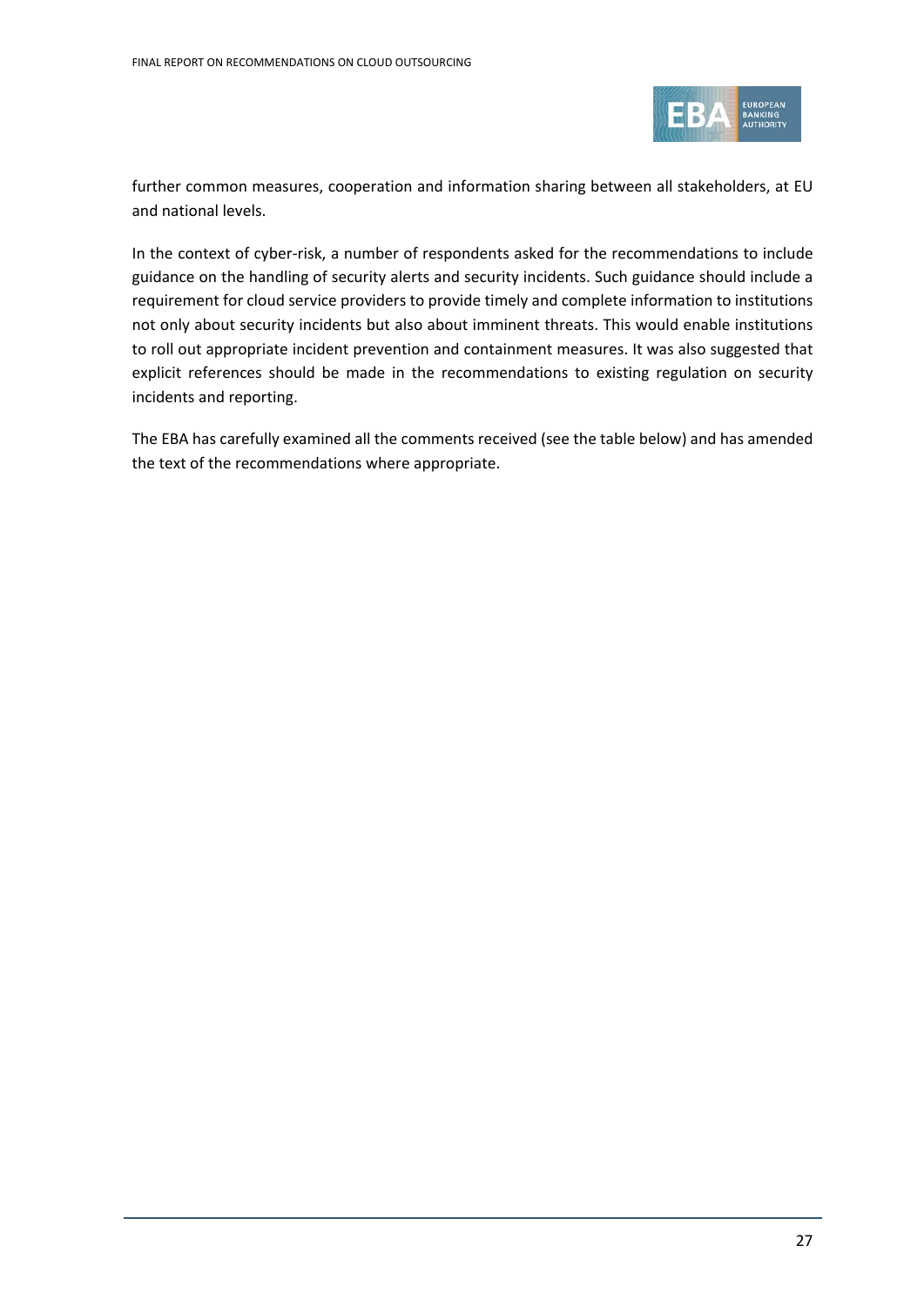further common measures, cooperation and information sharing between all stakeholders, at EU and national levels.

In the context of cyber-risk, a number of respondents asked for the recommendations to include guidance on the handling of security alerts and security incidents. Such guidance should include a requirement for cloud service providers to provide timely and complete information to institutions not only about security incidents but also about imminent threats. This would enable institutions to roll out appropriate incident prevention and containment measures. It was also suggested that explicit references should be made in the recommendations to existing regulation on security incidents and reporting.

The EBA has carefully examined all the comments received (see the table below) and has amended the text of the recommendations where appropriate.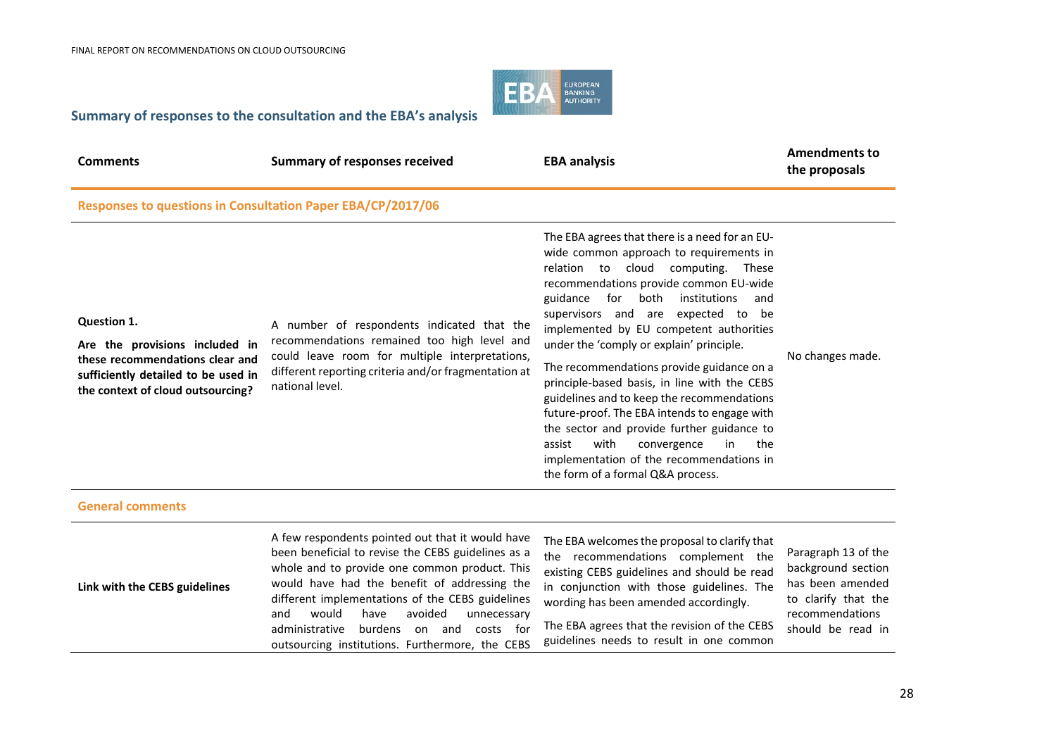## Summary of responses to the consultation and the EBA's analysis

| Comments | Summary of responses received | EBA analysis | Amendments to the proposals |
|---|---|---|---|
| **Responses to questions in Consultation Paper EBA/CP/2017/06** | | | |
| **Question 1.** **Are the provisions included in these recommendations clear and sufficiently detailed to be used in the context of cloud outsourcing?** | A number of respondents indicated that the recommendations remained too high level and could leave room for multiple interpretations, different reporting criteria and/or fragmentation at national level. | The EBA agrees that there is a need for an EU-wide common approach to requirements in relation to cloud computing. These recommendations provide common EU-wide guidance for both institutions and supervisors and are expected to be implemented by EU competent authorities under the 'comply or explain' principle. The recommendations provide guidance on a principle-based basis, in line with the CEBS guidelines and to keep the recommendations future-proof. The EBA intends to engage with the sector and provide further guidance to assist with convergence in the implementation of the recommendations in the form of a formal Q&A process. | No changes made. |
| **General comments** | | | |
| **Link with the CEBS guidelines** | A few respondents pointed out that it would have been beneficial to revise the CEBS guidelines as a whole and to provide one common product. This would have had the benefit of addressing the different implementations of the CEBS guidelines and would have avoided unnecessary administrative burdens on and costs for outsourcing institutions. Furthermore, the CEBS | The EBA welcomes the proposal to clarify that the recommendations complement the existing CEBS guidelines and should be read in conjunction with those guidelines. The wording has been amended accordingly. The EBA agrees that the revision of the CEBS guidelines needs to result in one common | Paragraph 13 of the background section has been amended to clarify that the recommendations should be read in |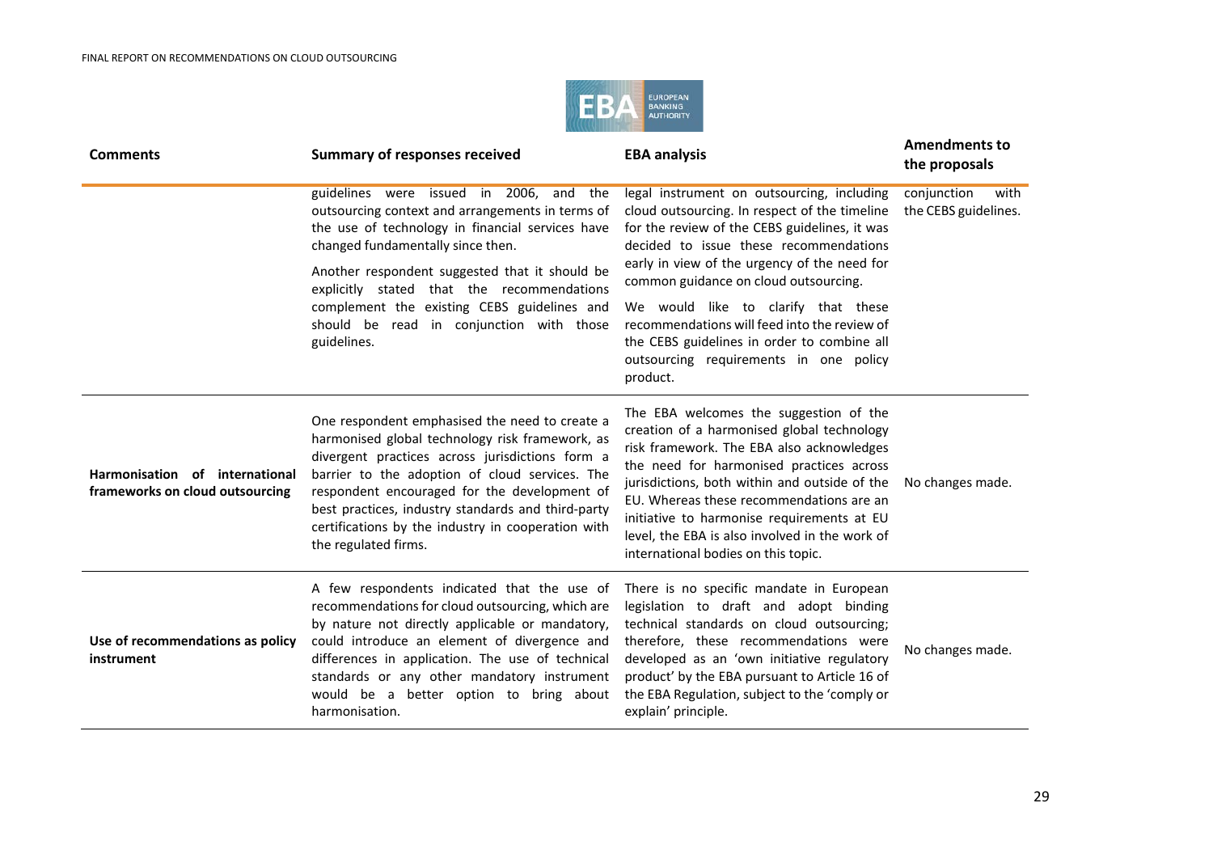| Comments | Summary of responses received | EBA analysis | Amendments to the proposals |
|---|---|---|---|
| | guidelines were issued in 2006, and the outsourcing context and arrangements in terms of the use of technology in financial services have changed fundamentally since then.<br><br>Another respondent suggested that it should be explicitly stated that the recommendations complement the existing CEBS guidelines and should be read in conjunction with those guidelines. | legal instrument on outsourcing, including cloud outsourcing. In respect of the timeline for the review of the CEBS guidelines, it was decided to issue these recommendations early in view of the urgency of the need for common guidance on cloud outsourcing.<br><br>We would like to clarify that these recommendations will feed into the review of the CEBS guidelines in order to combine all outsourcing requirements in one policy product. | conjunction with the CEBS guidelines. |
| **Harmonisation of international frameworks on cloud outsourcing** | One respondent emphasised the need to create a harmonised global technology risk framework, as divergent practices across jurisdictions form a barrier to the adoption of cloud services. The respondent encouraged for the development of best practices, industry standards and third-party certifications by the industry in cooperation with the regulated firms. | The EBA welcomes the suggestion of the creation of a harmonised global technology risk framework. The EBA also acknowledges the need for harmonised practices across jurisdictions, both within and outside of the EU. Whereas these recommendations are an initiative to harmonise requirements at EU level, the EBA is also involved in the work of international bodies on this topic. | No changes made. |
| **Use of recommendations as policy instrument** | A few respondents indicated that the use of recommendations for cloud outsourcing, which are by nature not directly applicable or mandatory, could introduce an element of divergence and differences in application. The use of technical standards or any other mandatory instrument would be a better option to bring about harmonisation. | There is no specific mandate in European legislation to draft and adopt binding technical standards on cloud outsourcing; therefore, these recommendations were developed as an 'own initiative regulatory product' by the EBA pursuant to Article 16 of the EBA Regulation, subject to the 'comply or explain' principle. | No changes made. |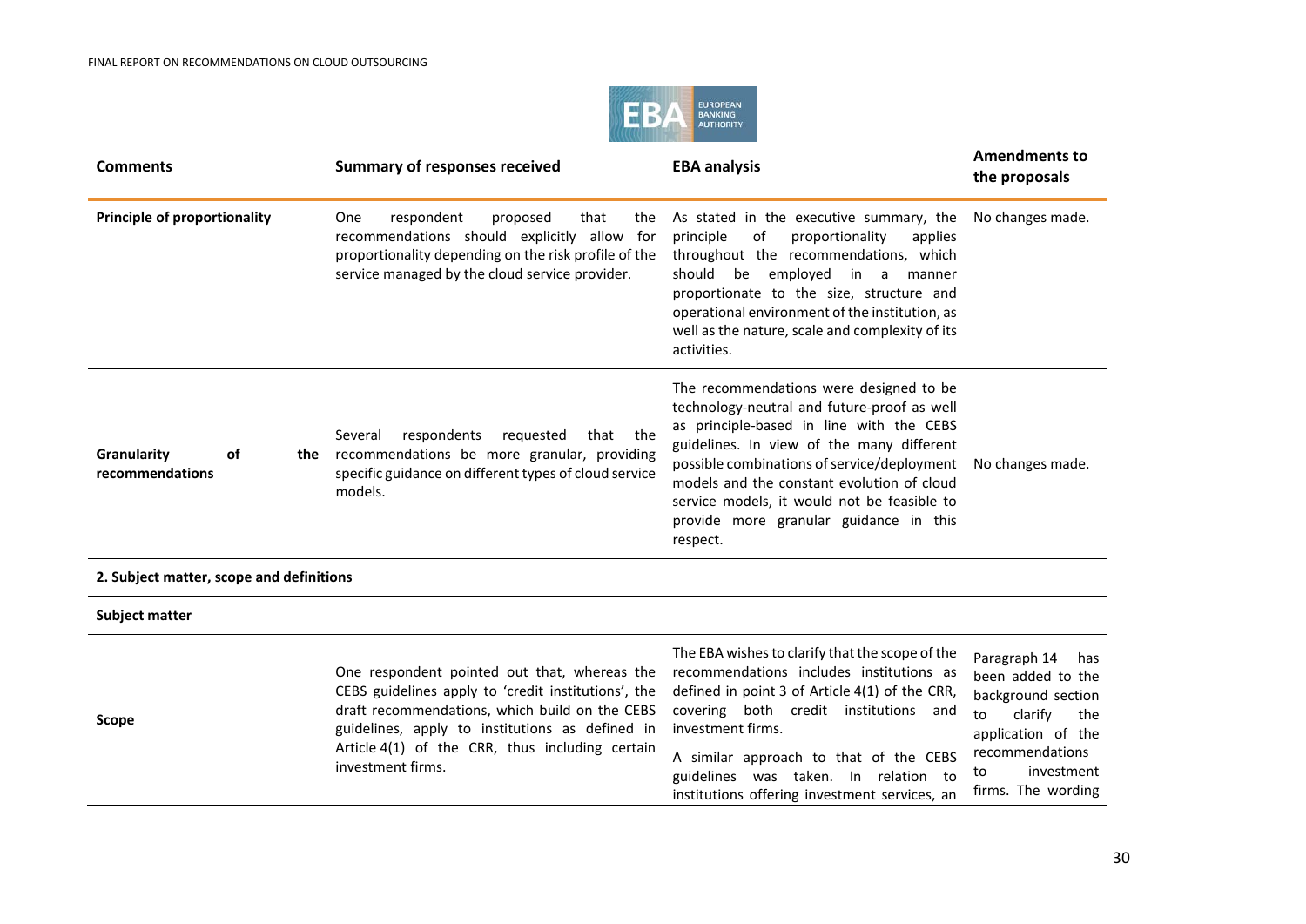| Comments | Summary of responses received | EBA analysis | Amendments to the proposals |
|---|---|---|---|
| **Principle of proportionality** | One respondent proposed that the recommendations should explicitly allow for proportionality depending on the risk profile of the service managed by the cloud service provider. | As stated in the executive summary, the principle of proportionality applies throughout the recommendations, which should be employed in a manner proportionate to the size, structure and operational environment of the institution, as well as the nature, scale and complexity of its activities. | No changes made. |
| **Granularity of the recommendations** | Several respondents requested that the recommendations be more granular, providing specific guidance on different types of cloud service models. | The recommendations were designed to be technology-neutral and future-proof as well as principle-based in line with the CEBS guidelines. In view of the many different possible combinations of service/deployment models and the constant evolution of cloud service models, it would not be feasible to provide more granular guidance in this respect. | No changes made. |
| **2. Subject matter, scope and definitions** | | | |
| **Subject matter** | | | |
| **Scope** | One respondent pointed out that, whereas the CEBS guidelines apply to 'credit institutions', the draft recommendations, which build on the CEBS guidelines, apply to institutions as defined in Article 4(1) of the CRR, thus including certain investment firms. | The EBA wishes to clarify that the scope of the recommendations includes institutions as defined in point 3 of Article 4(1) of the CRR, covering both credit institutions and investment firms.<br><br>A similar approach to that of the CEBS guidelines was taken. In relation to institutions offering investment services, an | Paragraph 14 has been added to the background section to clarify the application of the recommendations to investment firms. The wording |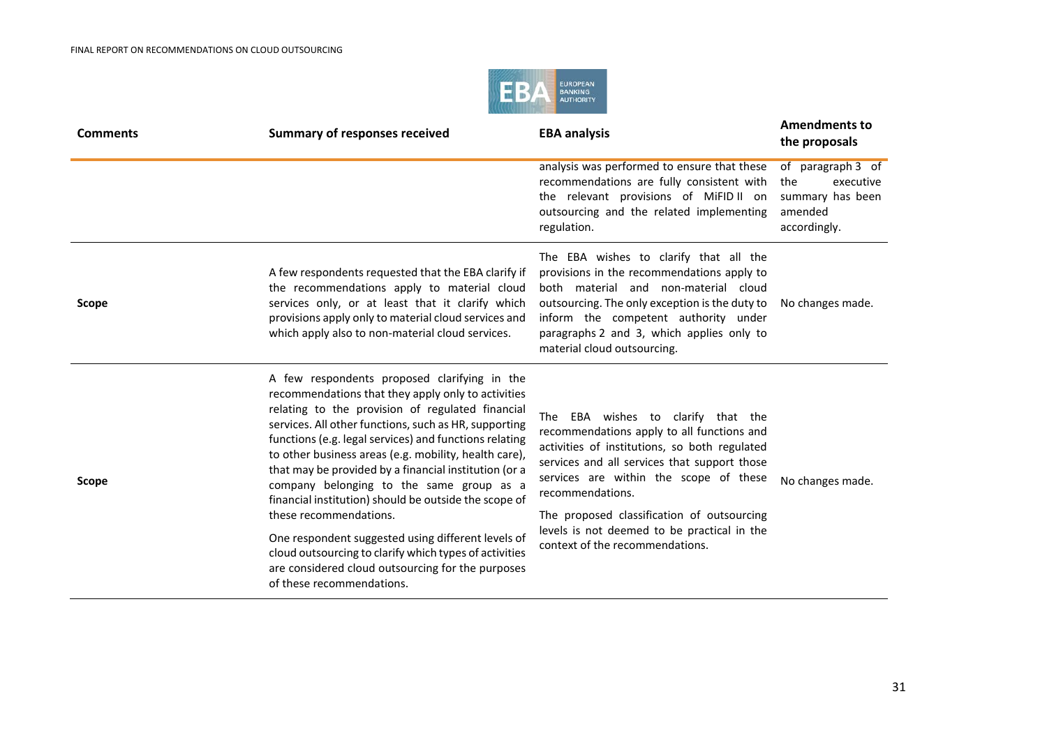| Comments | Summary of responses received | EBA analysis | Amendments to the proposals |
|---|---|---|---|
| | | analysis was performed to ensure that these recommendations are fully consistent with the relevant provisions of MiFID II on outsourcing and the related implementing regulation. | of paragraph 3 of the executive summary has been amended accordingly. |
| Scope | A few respondents requested that the EBA clarify if the recommendations apply to material cloud services only, or at least that it clarify which provisions apply only to material cloud services and which apply also to non-material cloud services. | The EBA wishes to clarify that all the provisions in the recommendations apply to both material and non-material cloud outsourcing. The only exception is the duty to inform the competent authority under paragraphs 2 and 3, which applies only to material cloud outsourcing. | No changes made. |
| Scope | A few respondents proposed clarifying in the recommendations that they apply only to activities relating to the provision of regulated financial services. All other functions, such as HR, supporting functions (e.g. legal services) and functions relating to other business areas (e.g. mobility, health care), that may be provided by a financial institution (or a company belonging to the same group as a financial institution) should be outside the scope of these recommendations.<br><br>One respondent suggested using different levels of cloud outsourcing to clarify which types of activities are considered cloud outsourcing for the purposes of these recommendations. | The EBA wishes to clarify that the recommendations apply to all functions and activities of institutions, so both regulated services and all services that support those services are within the scope of these recommendations.<br><br>The proposed classification of outsourcing levels is not deemed to be practical in the context of the recommendations. | No changes made. |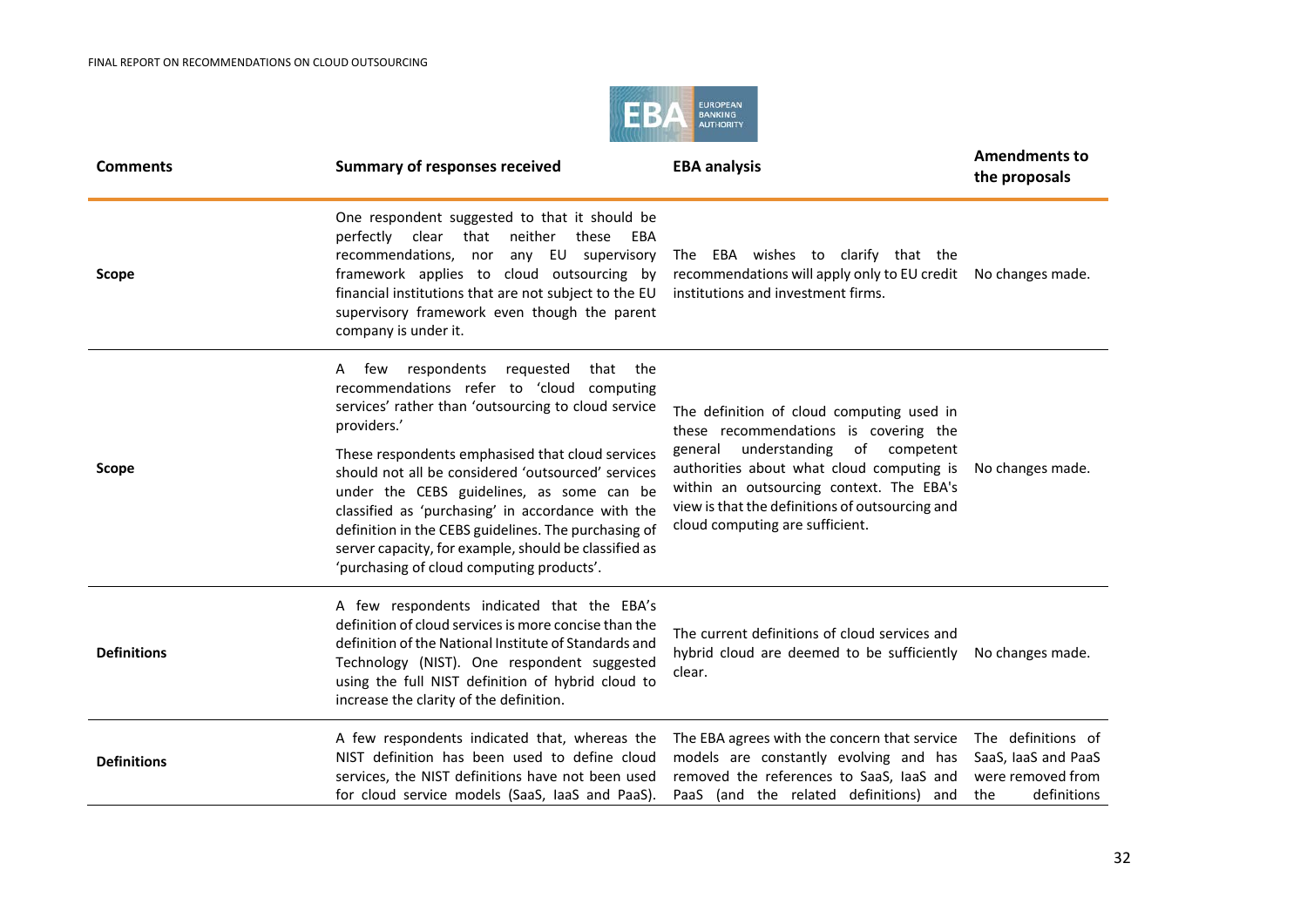| Comments | Summary of responses received | EBA analysis | Amendments to the proposals |
|---|---|---|---|
| Scope | One respondent suggested to that it should be perfectly clear that neither these EBA recommendations, nor any EU supervisory framework applies to cloud outsourcing by financial institutions that are not subject to the EU supervisory framework even though the parent company is under it. | The EBA wishes to clarify that the recommendations will apply only to EU credit institutions and investment firms. | No changes made. |
| Scope | A few respondents requested that the recommendations refer to 'cloud computing services' rather than 'outsourcing to cloud service providers.' These respondents emphasised that cloud services should not all be considered 'outsourced' services under the CEBS guidelines, as some can be classified as 'purchasing' in accordance with the definition in the CEBS guidelines. The purchasing of server capacity, for example, should be classified as 'purchasing of cloud computing products'. | The definition of cloud computing used in these recommendations is covering the general understanding of competent authorities about what cloud computing is within an outsourcing context. The EBA's view is that the definitions of outsourcing and cloud computing are sufficient. | No changes made. |
| Definitions | A few respondents indicated that the EBA's definition of cloud services is more concise than the definition of the National Institute of Standards and Technology (NIST). One respondent suggested using the full NIST definition of hybrid cloud to increase the clarity of the definition. | The current definitions of cloud services and hybrid cloud are deemed to be sufficiently clear. | No changes made. |
| Definitions | A few respondents indicated that, whereas the NIST definition has been used to define cloud services, the NIST definitions have not been used for cloud service models (SaaS, IaaS and PaaS). | The EBA agrees with the concern that service models are constantly evolving and has removed the references to SaaS, IaaS and PaaS (and the related definitions) and | The definitions of SaaS, IaaS and PaaS were removed from the definitions |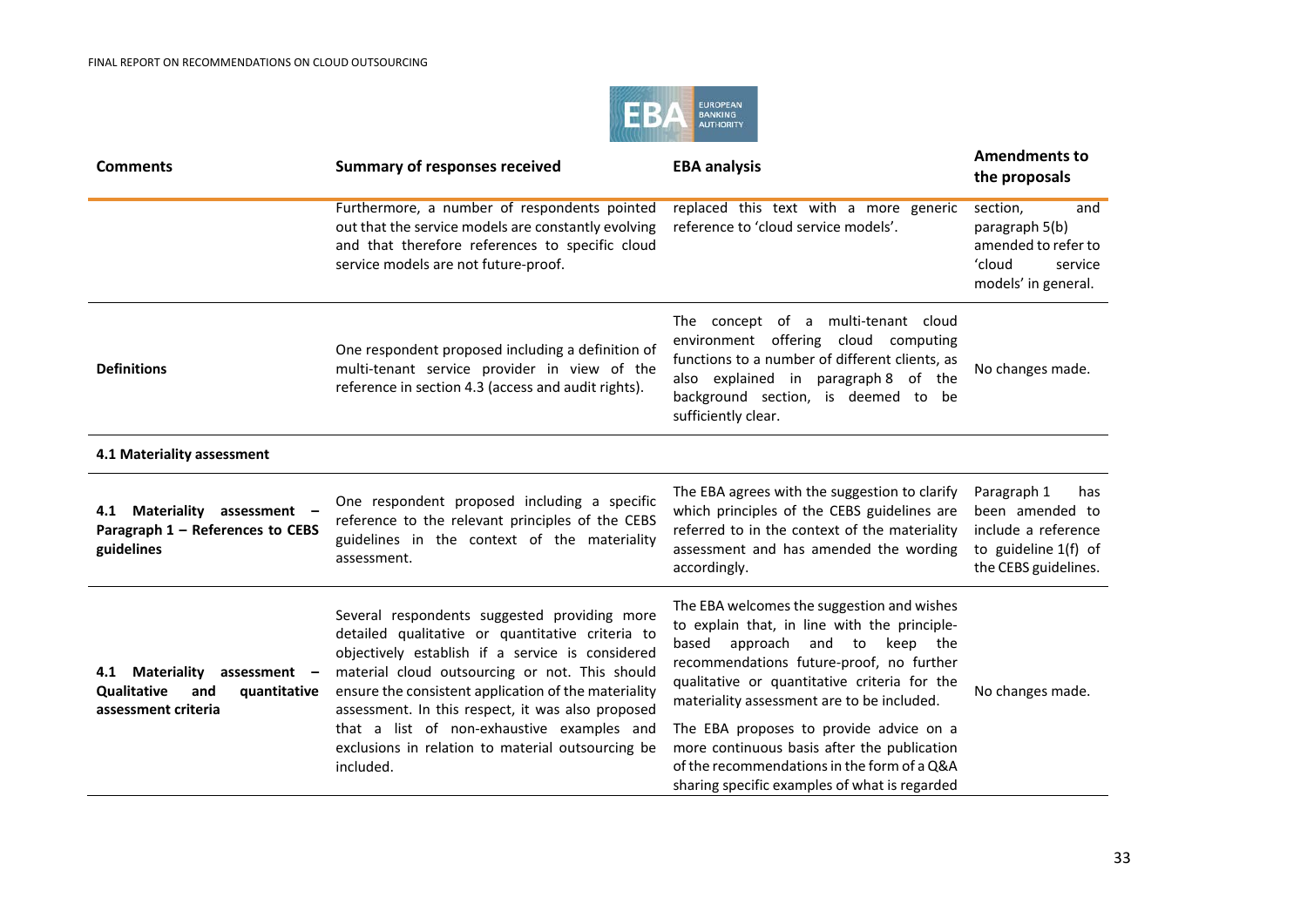| Comments | Summary of responses received | EBA analysis | Amendments to the proposals |
|---|---|---|---|
| | Furthermore, a number of respondents pointed out that the service models are constantly evolving and that therefore references to specific cloud service models are not future-proof. | replaced this text with a more generic reference to 'cloud service models'. | section, and paragraph 5(b) amended to refer to 'cloud service models' in general. |
| **Definitions** | One respondent proposed including a definition of multi-tenant service provider in view of the reference in section 4.3 (access and audit rights). | The concept of a multi-tenant cloud environment offering cloud computing functions to a number of different clients, as also explained in paragraph 8 of the background section, is deemed to be sufficiently clear. | No changes made. |
| **4.1 Materiality assessment** | | | |
| **4.1 Materiality assessment – Paragraph 1 – References to CEBS guidelines** | One respondent proposed including a specific reference to the relevant principles of the CEBS guidelines in the context of the materiality assessment. | The EBA agrees with the suggestion to clarify which principles of the CEBS guidelines are referred to in the context of the materiality assessment and has amended the wording accordingly. | Paragraph 1 has been amended to include a reference to guideline 1(f) of the CEBS guidelines. |
| **4.1 Materiality assessment – Qualitative and quantitative assessment criteria** | Several respondents suggested providing more detailed qualitative or quantitative criteria to objectively establish if a service is considered material cloud outsourcing or not. This should ensure the consistent application of the materiality assessment. In this respect, it was also proposed that a list of non-exhaustive examples and exclusions in relation to material outsourcing be included. | The EBA welcomes the suggestion and wishes to explain that, in line with the principle-based approach and to keep the recommendations future-proof, no further qualitative or quantitative criteria for the materiality assessment are to be included.<br><br>The EBA proposes to provide advice on a more continuous basis after the publication of the recommendations in the form of a Q&A sharing specific examples of what is regarded | No changes made. |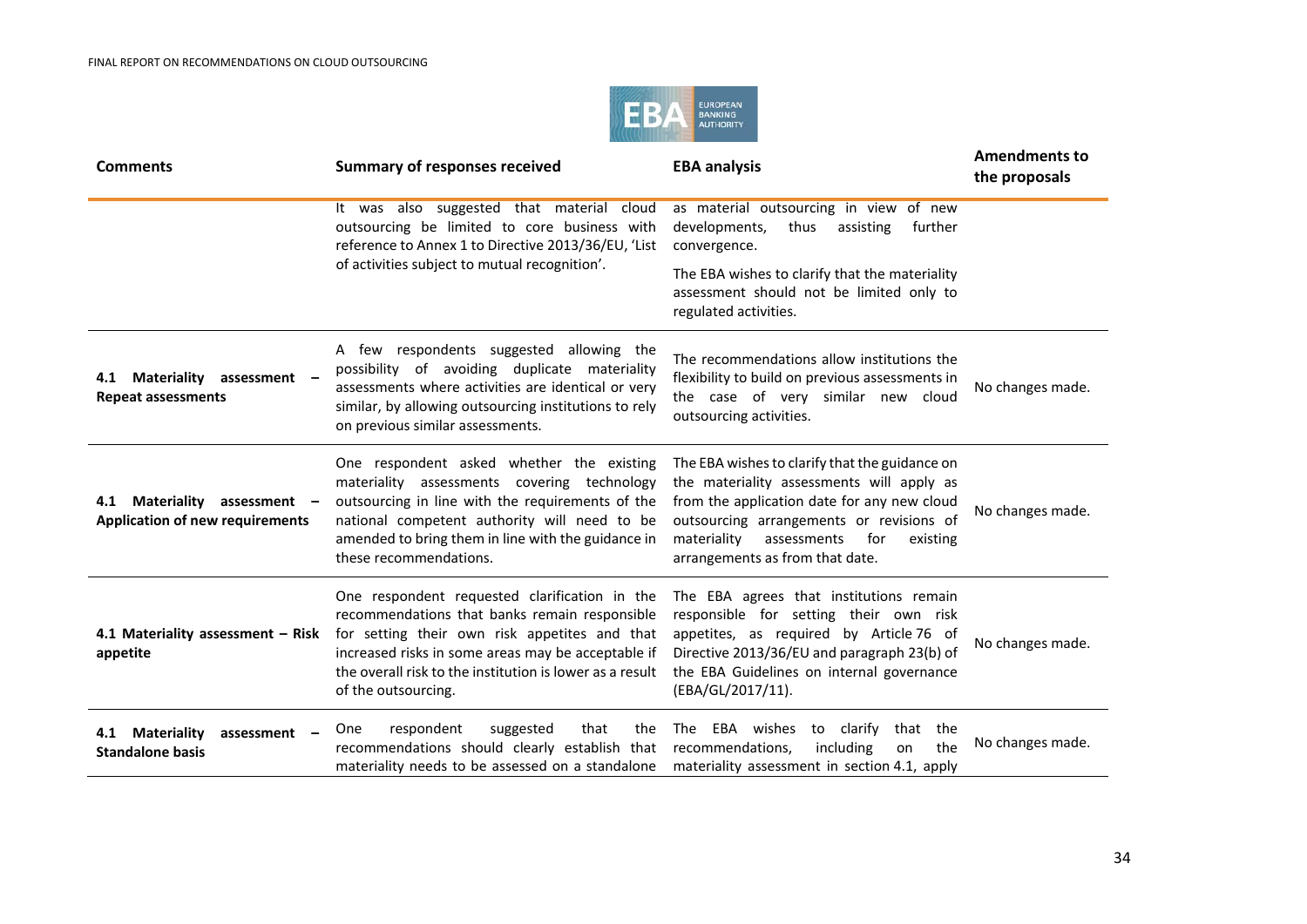| Comments | Summary of responses received | EBA analysis | Amendments to the proposals |
|---|---|---|---|
| | It was also suggested that material cloud outsourcing be limited to core business with reference to Annex 1 to Directive 2013/36/EU, 'List of activities subject to mutual recognition'. | as material outsourcing in view of new developments, thus assisting further convergence.<br><br>The EBA wishes to clarify that the materiality assessment should not be limited only to regulated activities. | |
| **4.1 Materiality assessment – Repeat assessments** | A few respondents suggested allowing the possibility of avoiding duplicate materiality assessments where activities are identical or very similar, by allowing outsourcing institutions to rely on previous similar assessments. | The recommendations allow institutions the flexibility to build on previous assessments in the case of very similar new cloud outsourcing activities. | No changes made. |
| **4.1 Materiality assessment – Application of new requirements** | One respondent asked whether the existing materiality assessments covering technology outsourcing in line with the requirements of the national competent authority will need to be amended to bring them in line with the guidance in these recommendations. | The EBA wishes to clarify that the guidance on the materiality assessments will apply as from the application date for any new cloud outsourcing arrangements or revisions of materiality assessments for existing arrangements as from that date. | No changes made. |
| **4.1 Materiality assessment – Risk appetite** | One respondent requested clarification in the recommendations that banks remain responsible for setting their own risk appetites and that increased risks in some areas may be acceptable if the overall risk to the institution is lower as a result of the outsourcing. | The EBA agrees that institutions remain responsible for setting their own risk appetites, as required by Article 76 of Directive 2013/36/EU and paragraph 23(b) of the EBA Guidelines on internal governance (EBA/GL/2017/11). | No changes made. |
| **4.1 Materiality assessment – Standalone basis** | One respondent suggested that the recommendations should clearly establish that materiality needs to be assessed on a standalone | The EBA wishes to clarify that the recommendations, including on the materiality assessment in section 4.1, apply | No changes made. |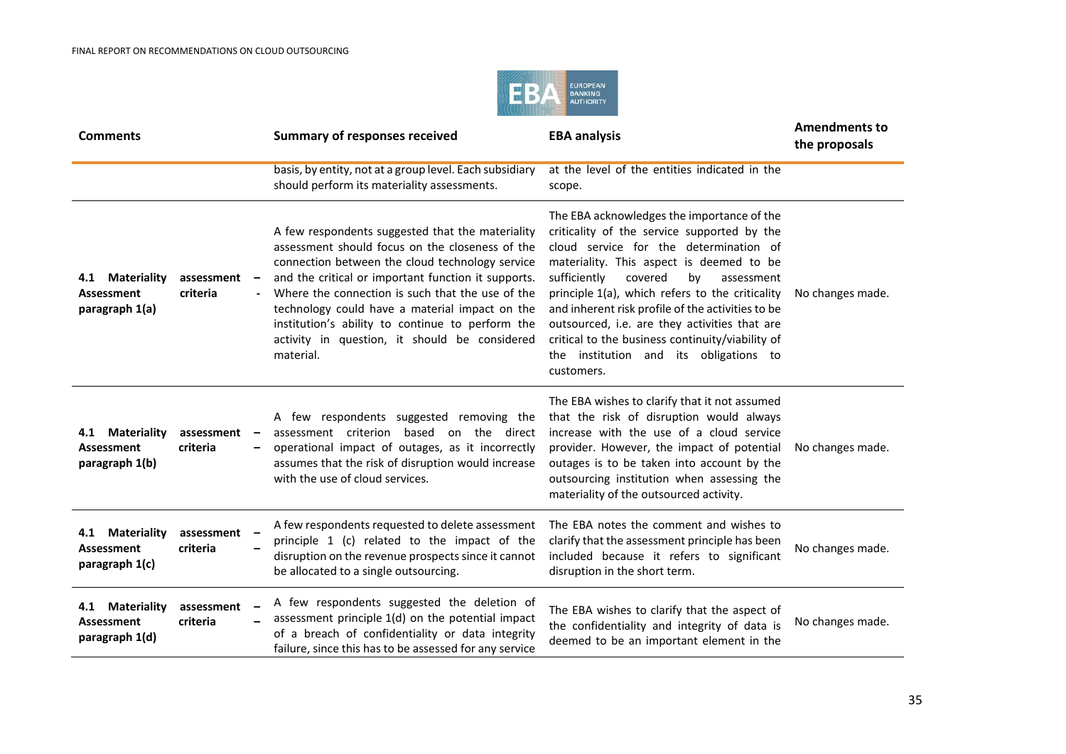| Comments | Summary of responses received | EBA analysis | Amendments to the proposals |
|---|---|---|---|
| | basis, by entity, not at a group level. Each subsidiary should perform its materiality assessments. | at the level of the entities indicated in the scope. | |
| **4.1 Materiality assessment – Assessment criteria - paragraph 1(a)** | A few respondents suggested that the materiality assessment should focus on the closeness of the connection between the cloud technology service and the critical or important function it supports. Where the connection is such that the use of the technology could have a material impact on the institution's ability to continue to perform the activity in question, it should be considered material. | The EBA acknowledges the importance of the criticality of the service supported by the cloud service for the determination of materiality. This aspect is deemed to be sufficiently covered by assessment principle 1(a), which refers to the criticality and inherent risk profile of the activities to be outsourced, i.e. are they activities that are critical to the business continuity/viability of the institution and its obligations to customers. | No changes made. |
| **4.1 Materiality assessment – Assessment criteria – paragraph 1(b)** | A few respondents suggested removing the assessment criterion based on the direct operational impact of outages, as it incorrectly assumes that the risk of disruption would increase with the use of cloud services. | The EBA wishes to clarify that it not assumed that the risk of disruption would always increase with the use of a cloud service provider. However, the impact of potential outages is to be taken into account by the outsourcing institution when assessing the materiality of the outsourced activity. | No changes made. |
| **4.1 Materiality assessment – Assessment criteria – paragraph 1(c)** | A few respondents requested to delete assessment principle 1 (c) related to the impact of the disruption on the revenue prospects since it cannot be allocated to a single outsourcing. | The EBA notes the comment and wishes to clarify that the assessment principle has been included because it refers to significant disruption in the short term. | No changes made. |
| **4.1 Materiality assessment – Assessment criteria – paragraph 1(d)** | A few respondents suggested the deletion of assessment principle 1(d) on the potential impact of a breach of confidentiality or data integrity failure, since this has to be assessed for any service | The EBA wishes to clarify that the aspect of the confidentiality and integrity of data is deemed to be an important element in the | No changes made. |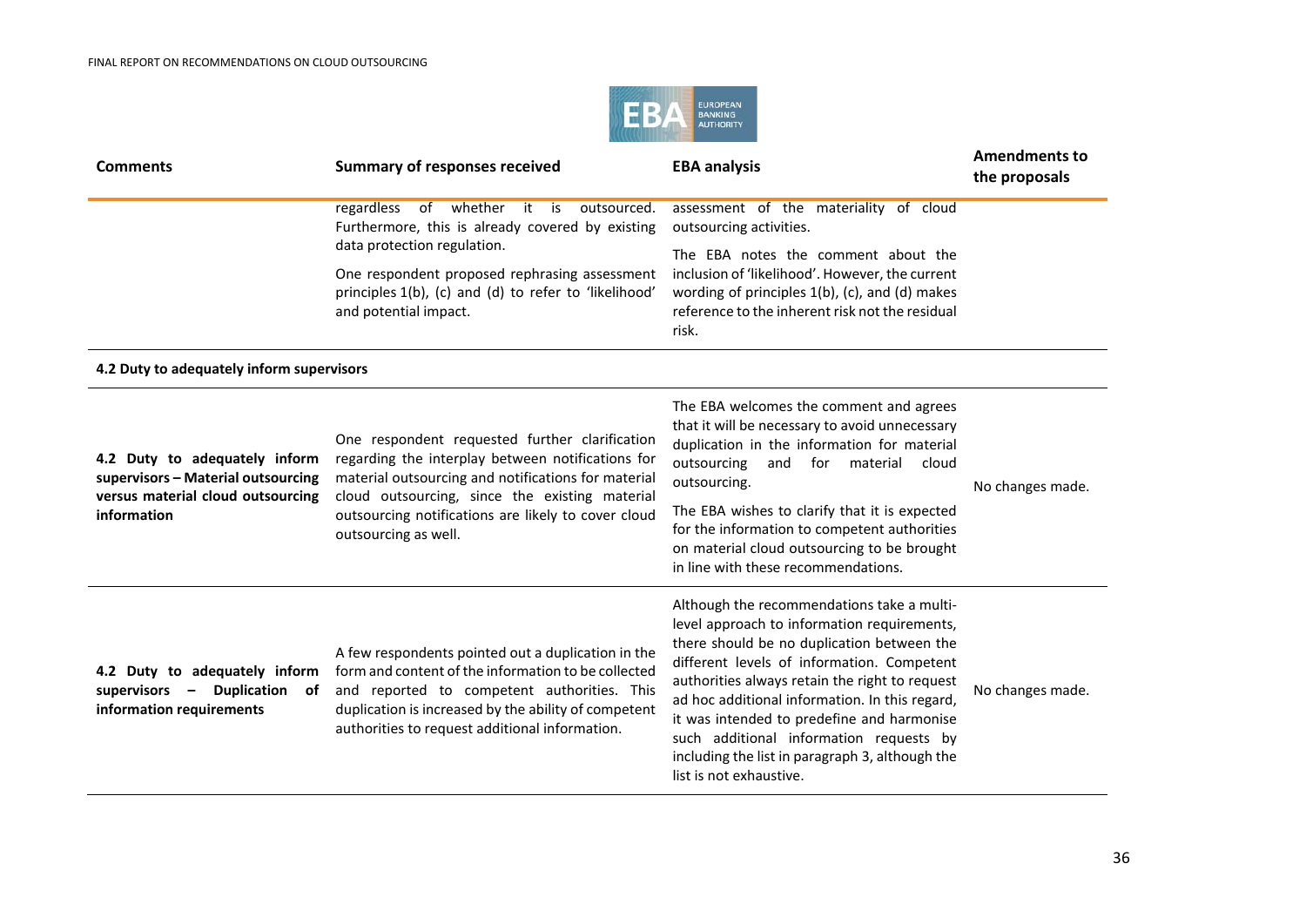| Comments | Summary of responses received | EBA analysis | Amendments to the proposals |
|---|---|---|---|
| | regardless of whether it is outsourced. Furthermore, this is already covered by existing data protection regulation.<br><br>One respondent proposed rephrasing assessment principles 1(b), (c) and (d) to refer to 'likelihood' and potential impact. | assessment of the materiality of cloud outsourcing activities.<br><br>The EBA notes the comment about the inclusion of 'likelihood'. However, the current wording of principles 1(b), (c), and (d) makes reference to the inherent risk not the residual risk. | |
| **4.2 Duty to adequately inform supervisors** | | | |
| **4.2 Duty to adequately inform supervisors – Material outsourcing versus material cloud outsourcing information** | One respondent requested further clarification regarding the interplay between notifications for material outsourcing and notifications for material cloud outsourcing, since the existing material outsourcing notifications are likely to cover cloud outsourcing as well. | The EBA welcomes the comment and agrees that it will be necessary to avoid unnecessary duplication in the information for material outsourcing and for material cloud outsourcing.<br><br>The EBA wishes to clarify that it is expected for the information to competent authorities on material cloud outsourcing to be brought in line with these recommendations. | No changes made. |
| **4.2 Duty to adequately inform supervisors – Duplication of information requirements** | A few respondents pointed out a duplication in the form and content of the information to be collected and reported to competent authorities. This duplication is increased by the ability of competent authorities to request additional information. | Although the recommendations take a multi-level approach to information requirements, there should be no duplication between the different levels of information. Competent authorities always retain the right to request ad hoc additional information. In this regard, it was intended to predefine and harmonise such additional information requests by including the list in paragraph 3, although the list is not exhaustive. | No changes made. |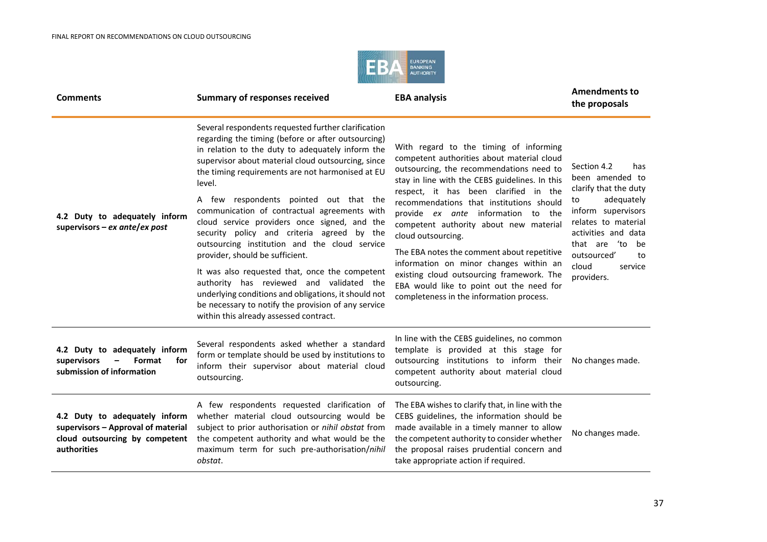| Comments | Summary of responses received | EBA analysis | Amendments to the proposals |
|---|---|---|---|
| **4.2 Duty to adequately inform supervisors – *ex ante*/*ex post*** | Several respondents requested further clarification regarding the timing (before or after outsourcing) in relation to the duty to adequately inform the supervisor about material cloud outsourcing, since the timing requirements are not harmonised at EU level.<br><br>A few respondents pointed out that the communication of contractual agreements with cloud service providers once signed, and the security policy and criteria agreed by the outsourcing institution and the cloud service provider, should be sufficient.<br><br>It was also requested that, once the competent authority has reviewed and validated the underlying conditions and obligations, it should not be necessary to notify the provision of any service within this already assessed contract. | With regard to the timing of informing competent authorities about material cloud outsourcing, the recommendations need to stay in line with the CEBS guidelines. In this respect, it has been clarified in the recommendations that institutions should provide *ex ante* information to the competent authority about new material cloud outsourcing.<br><br>The EBA notes the comment about repetitive information on minor changes within an existing cloud outsourcing framework. The EBA would like to point out the need for completeness in the information process. | Section 4.2 has been amended to clarify that the duty to adequately inform supervisors relates to material activities and data that are 'to be outsourced' to cloud service providers. |
| **4.2 Duty to adequately inform supervisors – Format for submission of information** | Several respondents asked whether a standard form or template should be used by institutions to inform their supervisor about material cloud outsourcing. | In line with the CEBS guidelines, no common template is provided at this stage for outsourcing institutions to inform their competent authority about material cloud outsourcing. | No changes made. |
| **4.2 Duty to adequately inform supervisors – Approval of material cloud outsourcing by competent authorities** | A few respondents requested clarification of whether material cloud outsourcing would be subject to prior authorisation or *nihil obstat* from the competent authority and what would be the maximum term for such pre-authorisation/*nihil obstat*. | The EBA wishes to clarify that, in line with the CEBS guidelines, the information should be made available in a timely manner to allow the competent authority to consider whether the proposal raises prudential concern and take appropriate action if required. | No changes made. |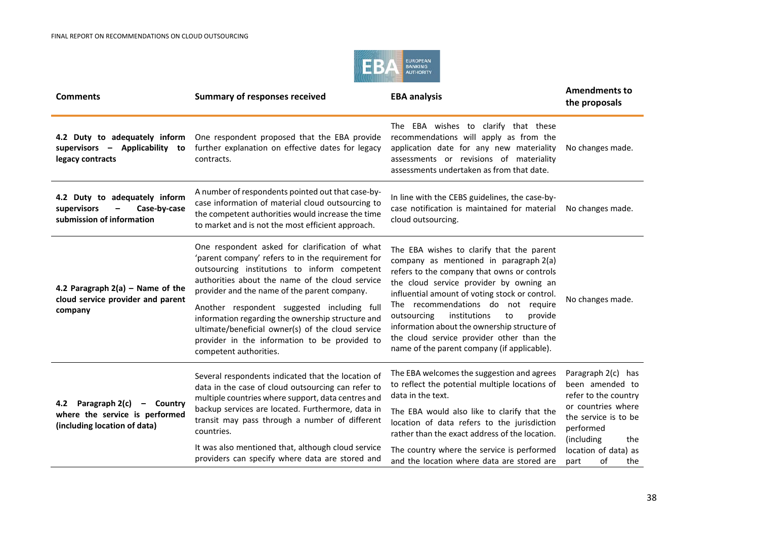| Comments | Summary of responses received | EBA analysis | Amendments to the proposals |
|---|---|---|---|
| **4.2 Duty to adequately inform supervisors – Applicability to legacy contracts** | One respondent proposed that the EBA provide further explanation on effective dates for legacy contracts. | The EBA wishes to clarify that these recommendations will apply as from the application date for any new materiality assessments or revisions of materiality assessments undertaken as from that date. | No changes made. |
| **4.2 Duty to adequately inform supervisors – Case-by-case submission of information** | A number of respondents pointed out that case-by-case information of material cloud outsourcing to the competent authorities would increase the time to market and is not the most efficient approach. | In line with the CEBS guidelines, the case-by-case notification is maintained for material cloud outsourcing. | No changes made. |
| **4.2 Paragraph 2(a) – Name of the cloud service provider and parent company** | One respondent asked for clarification of what 'parent company' refers to in the requirement for outsourcing institutions to inform competent authorities about the name of the cloud service provider and the name of the parent company.<br><br>Another respondent suggested including full information regarding the ownership structure and ultimate/beneficial owner(s) of the cloud service provider in the information to be provided to competent authorities. | The EBA wishes to clarify that the parent company as mentioned in paragraph 2(a) refers to the company that owns or controls the cloud service provider by owning an influential amount of voting stock or control. The recommendations do not require outsourcing institutions to provide information about the ownership structure of the cloud service provider other than the name of the parent company (if applicable). | No changes made. |
| **4.2 Paragraph 2(c) – Country where the service is performed (including location of data)** | Several respondents indicated that the location of data in the case of cloud outsourcing can refer to multiple countries where support, data centres and backup services are located. Furthermore, data in transit may pass through a number of different countries.<br><br>It was also mentioned that, although cloud service providers can specify where data are stored and | The EBA welcomes the suggestion and agrees to reflect the potential multiple locations of data in the text.<br><br>The EBA would also like to clarify that the location of data refers to the jurisdiction rather than the exact address of the location.<br><br>The country where the service is performed and the location where data are stored are | Paragraph 2(c) has been amended to refer to the country or countries where the service is to be performed (including the location of data) as part of the |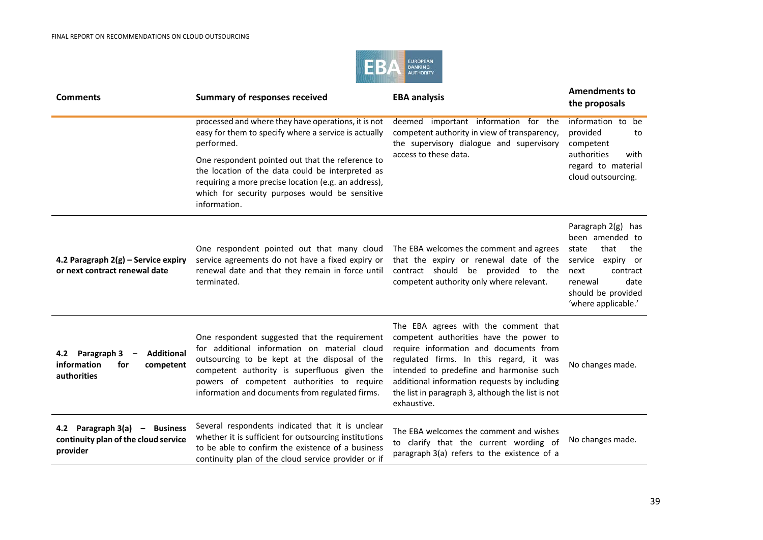| Comments | Summary of responses received | EBA analysis | Amendments to the proposals |
|---|---|---|---|
| | processed and where they have operations, it is not easy for them to specify where a service is actually performed.<br><br>One respondent pointed out that the reference to the location of the data could be interpreted as requiring a more precise location (e.g. an address), which for security purposes would be sensitive information. | deemed important information for the competent authority in view of transparency, the supervisory dialogue and supervisory access to these data. | information to be provided to competent authorities with regard to material cloud outsourcing. |
| **4.2 Paragraph 2(g) – Service expiry or next contract renewal date** | One respondent pointed out that many cloud service agreements do not have a fixed expiry or renewal date and that they remain in force until terminated. | The EBA welcomes the comment and agrees that the expiry or renewal date of the contract should be provided to the competent authority only where relevant. | Paragraph 2(g) has been amended to state that the service expiry or next contract renewal date should be provided 'where applicable.' |
| **4.2 Paragraph 3 – Additional information for competent authorities** | One respondent suggested that the requirement for additional information on material cloud outsourcing to be kept at the disposal of the competent authority is superfluous given the powers of competent authorities to require information and documents from regulated firms. | The EBA agrees with the comment that competent authorities have the power to require information and documents from regulated firms. In this regard, it was intended to predefine and harmonise such additional information requests by including the list in paragraph 3, although the list is not exhaustive. | No changes made. |
| **4.2 Paragraph 3(a) – Business continuity plan of the cloud service provider** | Several respondents indicated that it is unclear whether it is sufficient for outsourcing institutions to be able to confirm the existence of a business continuity plan of the cloud service provider or if | The EBA welcomes the comment and wishes to clarify that the current wording of paragraph 3(a) refers to the existence of a | No changes made. |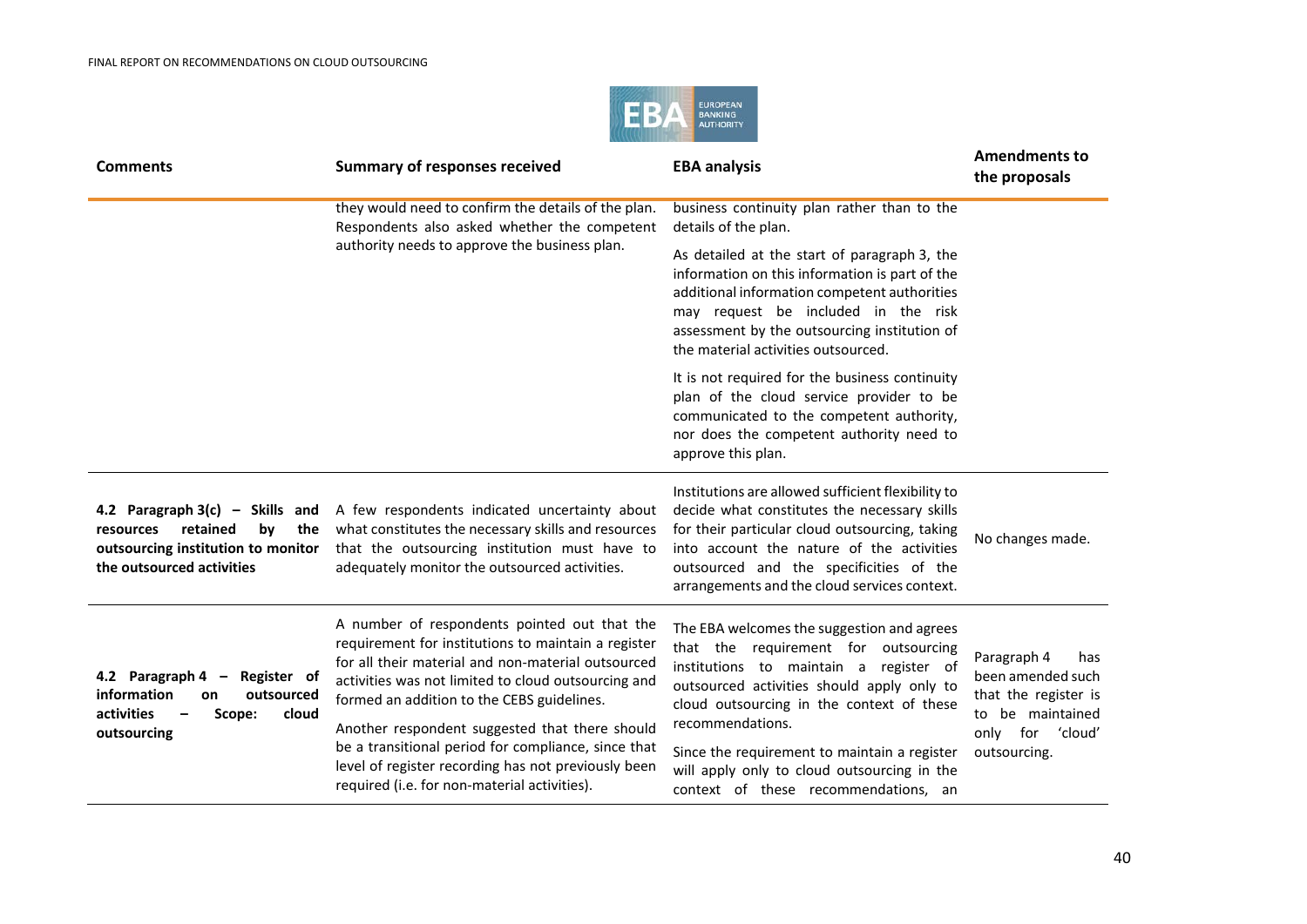| Comments | Summary of responses received | EBA analysis | Amendments to the proposals |
|---|---|---|---|
| | they would need to confirm the details of the plan. Respondents also asked whether the competent authority needs to approve the business plan. | business continuity plan rather than to the details of the plan. As detailed at the start of paragraph 3, the information on this information is part of the additional information competent authorities may request be included in the risk assessment by the outsourcing institution of the material activities outsourced. It is not required for the business continuity plan of the cloud service provider to be communicated to the competent authority, nor does the competent authority need to approve this plan. | |
| **4.2 Paragraph 3(c) – Skills and resources retained by the outsourcing institution to monitor the outsourced activities** | A few respondents indicated uncertainty about what constitutes the necessary skills and resources that the outsourcing institution must have to adequately monitor the outsourced activities. | Institutions are allowed sufficient flexibility to decide what constitutes the necessary skills for their particular cloud outsourcing, taking into account the nature of the activities outsourced and the specificities of the arrangements and the cloud services context. | No changes made. |
| **4.2 Paragraph 4 – Register of information on outsourced activities – Scope: cloud outsourcing** | A number of respondents pointed out that the requirement for institutions to maintain a register for all their material and non-material outsourced activities was not limited to cloud outsourcing and formed an addition to the CEBS guidelines. Another respondent suggested that there should be a transitional period for compliance, since that level of register recording has not previously been required (i.e. for non-material activities). | The EBA welcomes the suggestion and agrees that the requirement for outsourcing institutions to maintain a register of outsourced activities should apply only to cloud outsourcing in the context of these recommendations. Since the requirement to maintain a register will apply only to cloud outsourcing in the context of these recommendations, an | Paragraph 4 has been amended such that the register is to be maintained only for 'cloud' outsourcing. |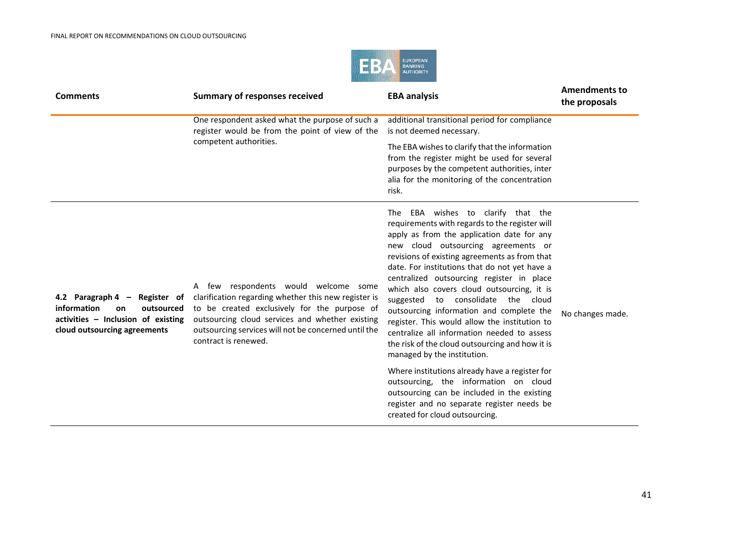| Comments | Summary of responses received | EBA analysis | Amendments to the proposals |
|---|---|---|---|
| | One respondent asked what the purpose of such a register would be from the point of view of the competent authorities. | additional transitional period for compliance is not deemed necessary.<br><br>The EBA wishes to clarify that the information from the register might be used for several purposes by the competent authorities, inter alia for the monitoring of the concentration risk. | |
| **4.2 Paragraph 4 – Register of information on outsourced activities – Inclusion of existing cloud outsourcing agreements** | A few respondents would welcome some clarification regarding whether this new register is to be created exclusively for the purpose of outsourcing cloud services and whether existing outsourcing services will not be concerned until the contract is renewed. | The EBA wishes to clarify that the requirements with regards to the register will apply as from the application date for any new cloud outsourcing agreements or revisions of existing agreements as from that date. For institutions that do not yet have a centralized outsourcing register in place which also covers cloud outsourcing, it is suggested to consolidate the cloud outsourcing information and complete the register. This would allow the institution to centralize all information needed to assess the risk of the cloud outsourcing and how it is managed by the institution.<br><br>Where institutions already have a register for outsourcing, the information on cloud outsourcing can be included in the existing register and no separate register needs be created for cloud outsourcing. | No changes made. |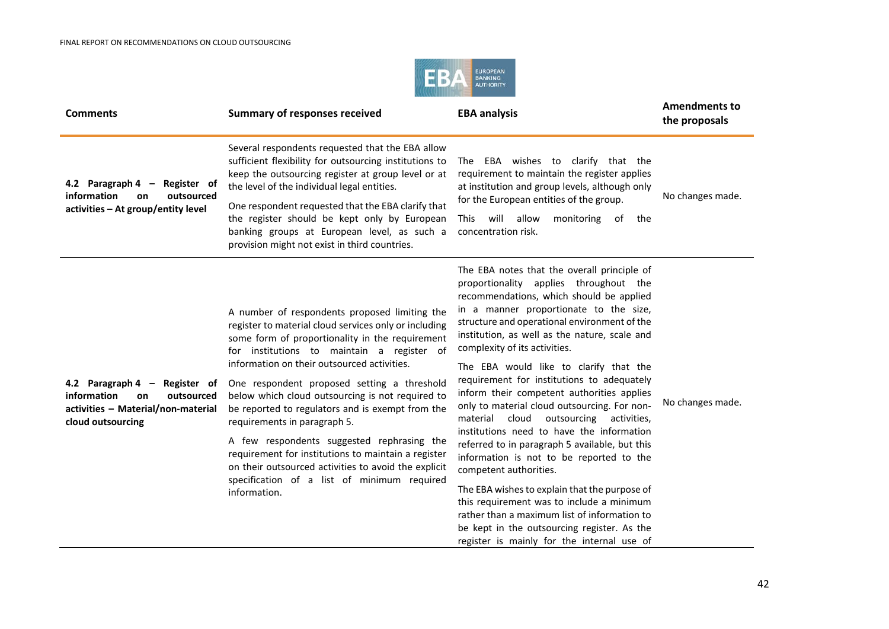| Comments | Summary of responses received | EBA analysis | Amendments to the proposals |
|---|---|---|---|
| **4.2 Paragraph 4 – Register of information on outsourced activities – At group/entity level** | Several respondents requested that the EBA allow sufficient flexibility for outsourcing institutions to keep the outsourcing register at group level or at the level of the individual legal entities.<br><br>One respondent requested that the EBA clarify that the register should be kept only by European banking groups at European level, as such a provision might not exist in third countries. | The EBA wishes to clarify that the requirement to maintain the register applies at institution and group levels, although only for the European entities of the group.<br><br>This will allow monitoring of the concentration risk. | No changes made. |
| **4.2 Paragraph 4 – Register of information on outsourced activities – Material/non-material cloud outsourcing** | A number of respondents proposed limiting the register to material cloud services only or including some form of proportionality in the requirement for institutions to maintain a register of information on their outsourced activities.<br><br>One respondent proposed setting a threshold below which cloud outsourcing is not required to be reported to regulators and is exempt from the requirements in paragraph 5.<br><br>A few respondents suggested rephrasing the requirement for institutions to maintain a register on their outsourced activities to avoid the explicit specification of a list of minimum required information. | The EBA notes that the overall principle of proportionality applies throughout the recommendations, which should be applied in a manner proportionate to the size, structure and operational environment of the institution, as well as the nature, scale and complexity of its activities.<br><br>The EBA would like to clarify that the requirement for institutions to adequately inform their competent authorities applies only to material cloud outsourcing. For non-material cloud outsourcing activities, institutions need to have the information referred to in paragraph 5 available, but this information is not to be reported to the competent authorities.<br><br>The EBA wishes to explain that the purpose of this requirement was to include a minimum rather than a maximum list of information to be kept in the outsourcing register. As the register is mainly for the internal use of | No changes made. |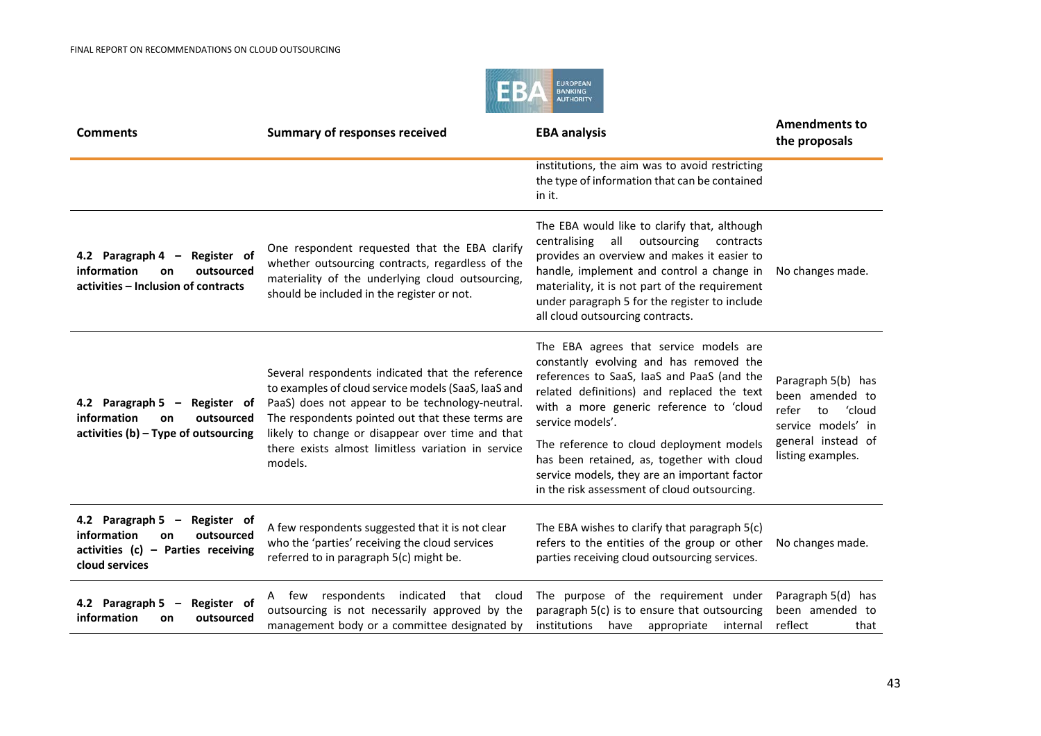| Comments | Summary of responses received | EBA analysis | Amendments to the proposals |
|---|---|---|---|
| | | institutions, the aim was to avoid restricting the type of information that can be contained in it. | |
| **4.2 Paragraph 4 – Register of information on outsourced activities – Inclusion of contracts** | One respondent requested that the EBA clarify whether outsourcing contracts, regardless of the materiality of the underlying cloud outsourcing, should be included in the register or not. | The EBA would like to clarify that, although centralising all outsourcing contracts provides an overview and makes it easier to handle, implement and control a change in materiality, it is not part of the requirement under paragraph 5 for the register to include all cloud outsourcing contracts. | No changes made. |
| **4.2 Paragraph 5 – Register of information on outsourced activities (b) – Type of outsourcing** | Several respondents indicated that the reference to examples of cloud service models (SaaS, IaaS and PaaS) does not appear to be technology-neutral. The respondents pointed out that these terms are likely to change or disappear over time and that there exists almost limitless variation in service models. | The EBA agrees that service models are constantly evolving and has removed the references to SaaS, IaaS and PaaS (and the related definitions) and replaced the text with a more generic reference to 'cloud service models'. The reference to cloud deployment models has been retained, as, together with cloud service models, they are an important factor in the risk assessment of cloud outsourcing. | Paragraph 5(b) has been amended to refer to 'cloud service models' in general instead of listing examples. |
| **4.2 Paragraph 5 – Register of information on outsourced activities (c) – Parties receiving cloud services** | A few respondents suggested that it is not clear who the 'parties' receiving the cloud services referred to in paragraph 5(c) might be. | The EBA wishes to clarify that paragraph 5(c) refers to the entities of the group or other parties receiving cloud outsourcing services. | No changes made. |
| **4.2 Paragraph 5 – Register of information on outsourced** | A few respondents indicated that cloud outsourcing is not necessarily approved by the management body or a committee designated by | The purpose of the requirement under paragraph 5(c) is to ensure that outsourcing institutions have appropriate internal | Paragraph 5(d) has been amended to reflect that |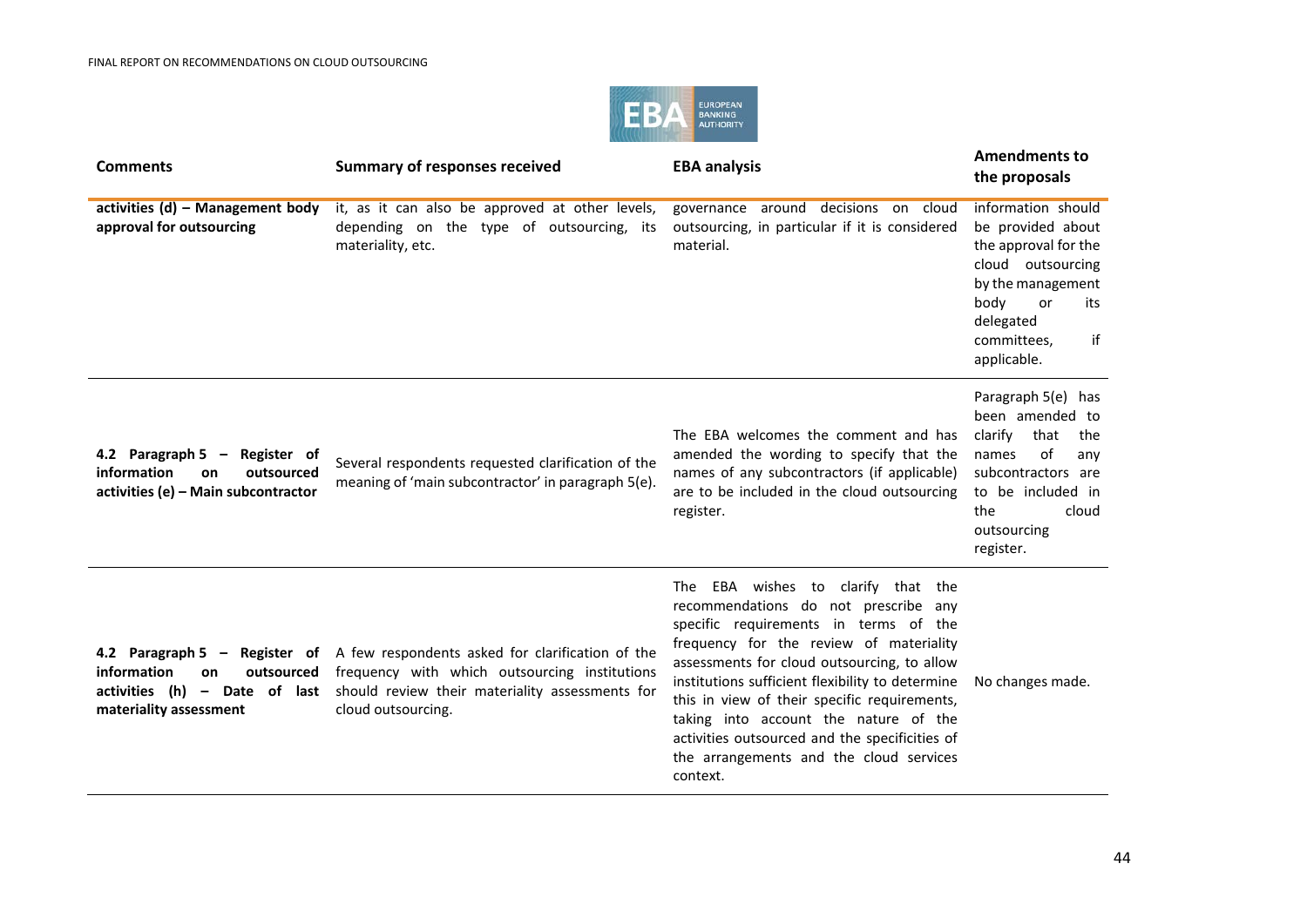| Comments | Summary of responses received | EBA analysis | Amendments to the proposals |
|---|---|---|---|
| **activities (d) – Management body approval for outsourcing** | it, as it can also be approved at other levels, depending on the type of outsourcing, its materiality, etc. | governance around decisions on cloud outsourcing, in particular if it is considered material. | information should be provided about the approval for the cloud outsourcing by the management body or its delegated committees, if applicable. |
| **4.2 Paragraph 5 – Register of information on outsourced activities (e) – Main subcontractor** | Several respondents requested clarification of the meaning of 'main subcontractor' in paragraph 5(e). | The EBA welcomes the comment and has amended the wording to specify that the names of any subcontractors (if applicable) are to be included in the cloud outsourcing register. | Paragraph 5(e) has been amended to clarify that the names of any subcontractors are to be included in the cloud outsourcing register. |
| **4.2 Paragraph 5 – Register of information on outsourced activities (h) – Date of last materiality assessment** | A few respondents asked for clarification of the frequency with which outsourcing institutions should review their materiality assessments for cloud outsourcing. | The EBA wishes to clarify that the recommendations do not prescribe any specific requirements in terms of the frequency for the review of materiality assessments for cloud outsourcing, to allow institutions sufficient flexibility to determine this in view of their specific requirements, taking into account the nature of the activities outsourced and the specificities of the arrangements and the cloud services context. | No changes made. |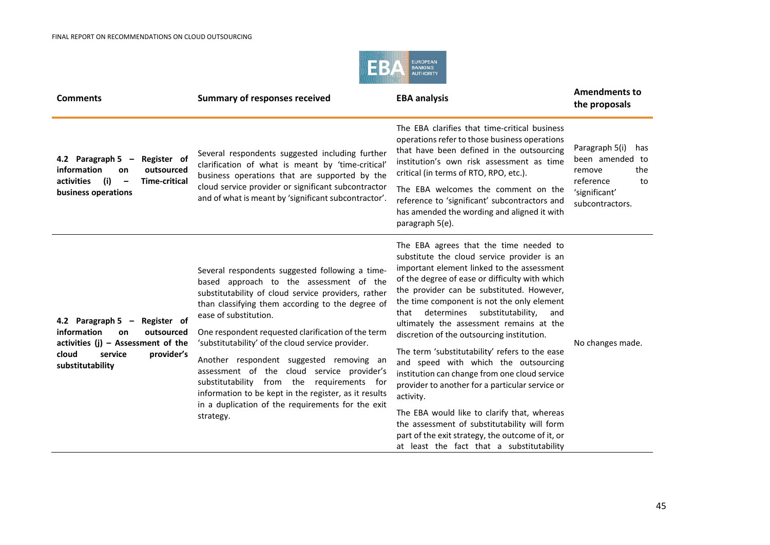| Comments | Summary of responses received | EBA analysis | Amendments to the proposals |
|---|---|---|---|
| **4.2 Paragraph 5 – Register of information on outsourced activities (i) – Time-critical business operations** | Several respondents suggested including further clarification of what is meant by 'time-critical' business operations that are supported by the cloud service provider or significant subcontractor and of what is meant by 'significant subcontractor'. | The EBA clarifies that time-critical business operations refer to those business operations that have been defined in the outsourcing institution's own risk assessment as time critical (in terms of RTO, RPO, etc.).<br><br>The EBA welcomes the comment on the reference to 'significant' subcontractors and has amended the wording and aligned it with paragraph 5(e). | Paragraph 5(i) has been amended to remove the reference to 'significant' subcontractors. |
| **4.2 Paragraph 5 – Register of information on outsourced activities (j) – Assessment of the cloud service provider's substitutability** | Several respondents suggested following a time-based approach to the assessment of the substitutability of cloud service providers, rather than classifying them according to the degree of ease of substitution.<br><br>One respondent requested clarification of the term 'substitutability' of the cloud service provider.<br><br>Another respondent suggested removing an assessment of the cloud service provider's substitutability from the requirements for information to be kept in the register, as it results in a duplication of the requirements for the exit strategy. | The EBA agrees that the time needed to substitute the cloud service provider is an important element linked to the assessment of the degree of ease or difficulty with which the provider can be substituted. However, the time component is not the only element that determines substitutability, and ultimately the assessment remains at the discretion of the outsourcing institution.<br><br>The term 'substitutability' refers to the ease and speed with which the outsourcing institution can change from one cloud service provider to another for a particular service or activity.<br><br>The EBA would like to clarify that, whereas the assessment of substitutability will form part of the exit strategy, the outcome of it, or at least the fact that a substitutability | No changes made. |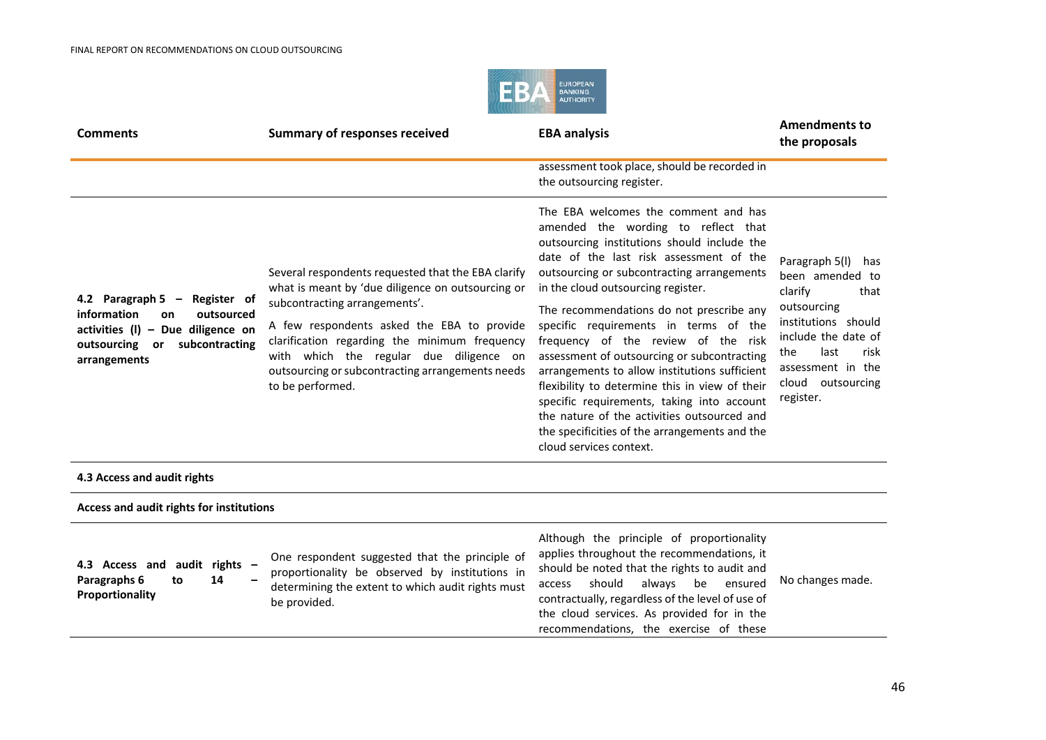| Comments | Summary of responses received | EBA analysis | Amendments to the proposals |
|---|---|---|---|
| | | assessment took place, should be recorded in the outsourcing register. | |
| **4.2 Paragraph 5 – Register of information on outsourced activities (l) – Due diligence on outsourcing or subcontracting arrangements** | Several respondents requested that the EBA clarify what is meant by 'due diligence on outsourcing or subcontracting arrangements'.<br><br>A few respondents asked the EBA to provide clarification regarding the minimum frequency with which the regular due diligence on outsourcing or subcontracting arrangements needs to be performed. | The EBA welcomes the comment and has amended the wording to reflect that outsourcing institutions should include the date of the last risk assessment of the outsourcing or subcontracting arrangements in the cloud outsourcing register.<br><br>The recommendations do not prescribe any specific requirements in terms of the frequency of the review of the risk assessment of outsourcing or subcontracting arrangements to allow institutions sufficient flexibility to determine this in view of their specific requirements, taking into account the nature of the activities outsourced and the specificities of the arrangements and the cloud services context. | Paragraph 5(l) has been amended to clarify that outsourcing institutions should include the date of the last risk assessment in the cloud outsourcing register. |
| **4.3 Access and audit rights** | | | |
| **Access and audit rights for institutions** | | | |
| **4.3 Access and audit rights – Paragraphs 6 to 14 – Proportionality** | One respondent suggested that the principle of proportionality be observed by institutions in determining the extent to which audit rights must be provided. | Although the principle of proportionality applies throughout the recommendations, it should be noted that the rights to audit and access should always be ensured contractually, regardless of the level of use of the cloud services. As provided for in the recommendations, the exercise of these | No changes made. |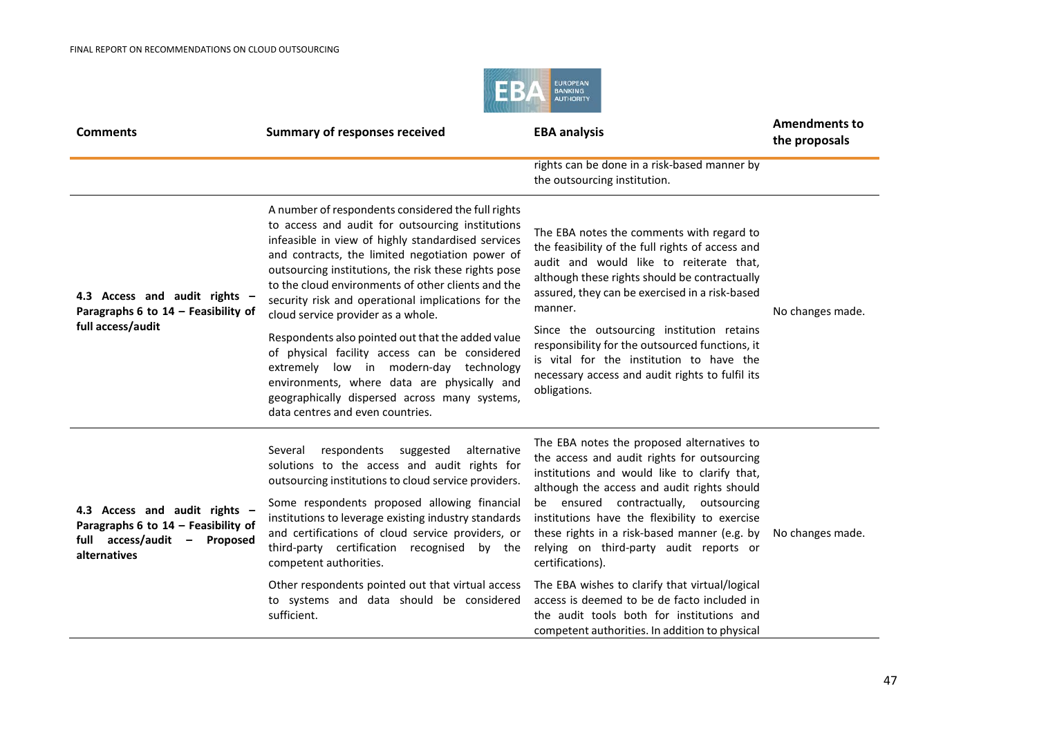| Comments | Summary of responses received | EBA analysis | Amendments to the proposals |
|---|---|---|---|
| | | rights can be done in a risk-based manner by the outsourcing institution. | |
| **4.3 Access and audit rights – Paragraphs 6 to 14 – Feasibility of full access/audit** | A number of respondents considered the full rights to access and audit for outsourcing institutions infeasible in view of highly standardised services and contracts, the limited negotiation power of outsourcing institutions, the risk these rights pose to the cloud environments of other clients and the security risk and operational implications for the cloud service provider as a whole.<br><br>Respondents also pointed out that the added value of physical facility access can be considered extremely low in modern-day technology environments, where data are physically and geographically dispersed across many systems, data centres and even countries. | The EBA notes the comments with regard to the feasibility of the full rights of access and audit and would like to reiterate that, although these rights should be contractually assured, they can be exercised in a risk-based manner.<br><br>Since the outsourcing institution retains responsibility for the outsourced functions, it is vital for the institution to have the necessary access and audit rights to fulfil its obligations. | No changes made. |
| **4.3 Access and audit rights – Paragraphs 6 to 14 – Feasibility of full access/audit – Proposed alternatives** | Several respondents suggested alternative solutions to the access and audit rights for outsourcing institutions to cloud service providers.<br><br>Some respondents proposed allowing financial institutions to leverage existing industry standards and certifications of cloud service providers, or third-party certification recognised by the competent authorities.<br><br>Other respondents pointed out that virtual access to systems and data should be considered sufficient. | The EBA notes the proposed alternatives to the access and audit rights for outsourcing institutions and would like to clarify that, although the access and audit rights should be ensured contractually, outsourcing institutions have the flexibility to exercise these rights in a risk-based manner (e.g. by relying on third-party audit reports or certifications).<br><br>The EBA wishes to clarify that virtual/logical access is deemed to be de facto included in the audit tools both for institutions and competent authorities. In addition to physical | No changes made. |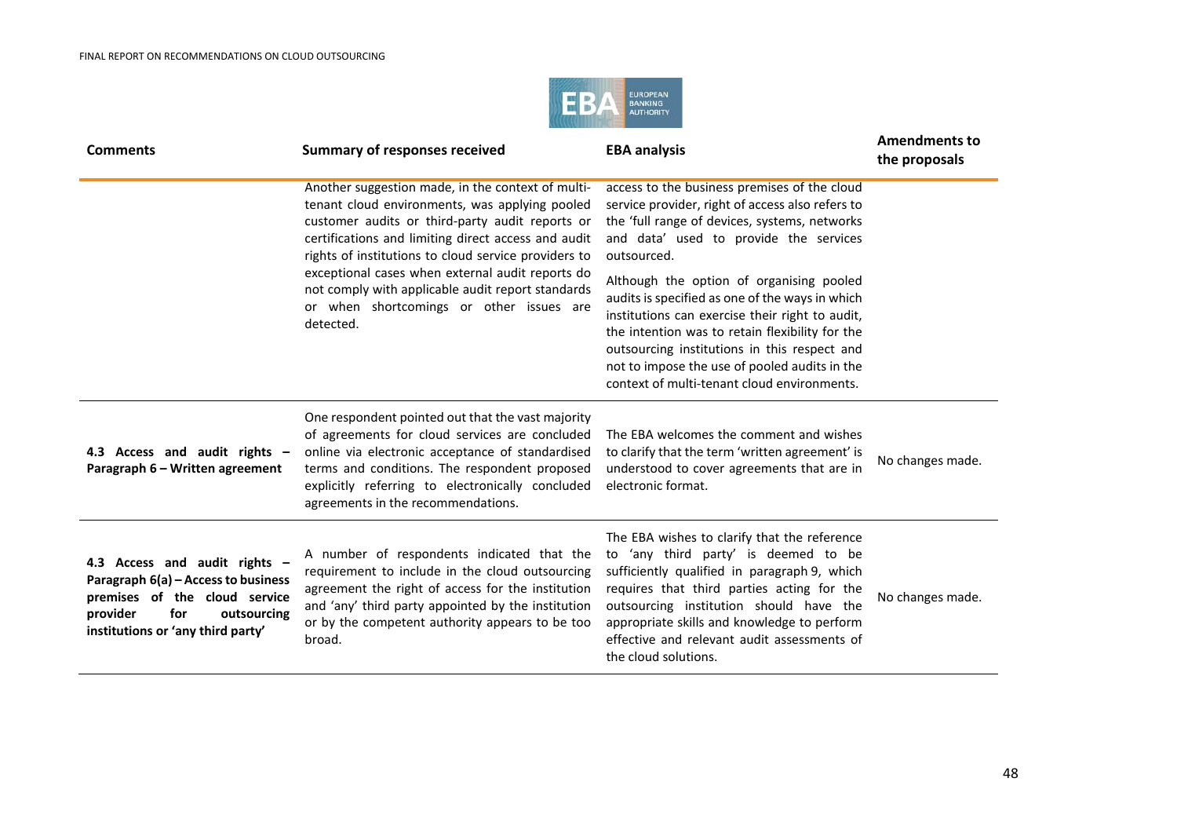| Comments | Summary of responses received | EBA analysis | Amendments to the proposals |
|---|---|---|---|
| | Another suggestion made, in the context of multi-tenant cloud environments, was applying pooled customer audits or third-party audit reports or certifications and limiting direct access and audit rights of institutions to cloud service providers to exceptional cases when external audit reports do not comply with applicable audit report standards or when shortcomings or other issues are detected. | access to the business premises of the cloud service provider, right of access also refers to the 'full range of devices, systems, networks and data' used to provide the services outsourced.<br><br>Although the option of organising pooled audits is specified as one of the ways in which institutions can exercise their right to audit, the intention was to retain flexibility for the outsourcing institutions in this respect and not to impose the use of pooled audits in the context of multi-tenant cloud environments. | |
| **4.3 Access and audit rights – Paragraph 6 – Written agreement** | One respondent pointed out that the vast majority of agreements for cloud services are concluded online via electronic acceptance of standardised terms and conditions. The respondent proposed explicitly referring to electronically concluded agreements in the recommendations. | The EBA welcomes the comment and wishes to clarify that the term 'written agreement' is understood to cover agreements that are in electronic format. | No changes made. |
| **4.3 Access and audit rights – Paragraph 6(a) – Access to business premises of the cloud service provider for outsourcing institutions or 'any third party'** | A number of respondents indicated that the requirement to include in the cloud outsourcing agreement the right of access for the institution and 'any' third party appointed by the institution or by the competent authority appears to be too broad. | The EBA wishes to clarify that the reference to 'any third party' is deemed to be sufficiently qualified in paragraph 9, which requires that third parties acting for the outsourcing institution should have the appropriate skills and knowledge to perform effective and relevant audit assessments of the cloud solutions. | No changes made. |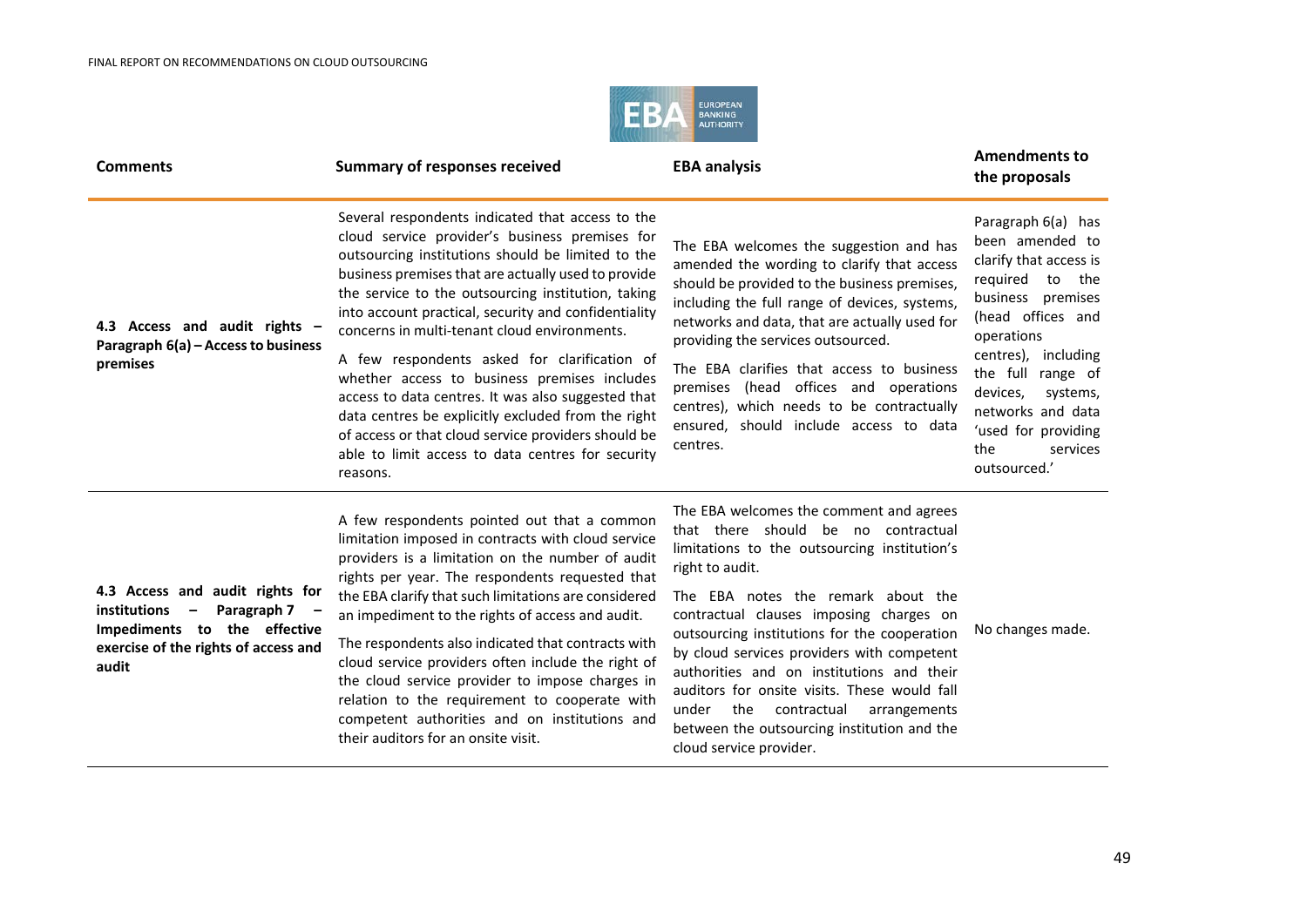| Comments | Summary of responses received | EBA analysis | Amendments to the proposals |
|---|---|---|---|
| **4.3 Access and audit rights – Paragraph 6(a) – Access to business premises** | Several respondents indicated that access to the cloud service provider's business premises for outsourcing institutions should be limited to the business premises that are actually used to provide the service to the outsourcing institution, taking into account practical, security and confidentiality concerns in multi-tenant cloud environments.<br><br>A few respondents asked for clarification of whether access to business premises includes access to data centres. It was also suggested that data centres be explicitly excluded from the right of access or that cloud service providers should be able to limit access to data centres for security reasons. | The EBA welcomes the suggestion and has amended the wording to clarify that access should be provided to the business premises, including the full range of devices, systems, networks and data, that are actually used for providing the services outsourced.<br><br>The EBA clarifies that access to business premises (head offices and operations centres), which needs to be contractually ensured, should include access to data centres. | Paragraph 6(a) has been amended to clarify that access is required to the business premises (head offices and operations centres), including the full range of devices, systems, networks and data 'used for providing the services outsourced.' |
| **4.3 Access and audit rights for institutions – Paragraph 7 – Impediments to the effective exercise of the rights of access and audit** | A few respondents pointed out that a common limitation imposed in contracts with cloud service providers is a limitation on the number of audit rights per year. The respondents requested that the EBA clarify that such limitations are considered an impediment to the rights of access and audit.<br><br>The respondents also indicated that contracts with cloud service providers often include the right of the cloud service provider to impose charges in relation to the requirement to cooperate with competent authorities and on institutions and their auditors for an onsite visit. | The EBA welcomes the comment and agrees that there should be no contractual limitations to the outsourcing institution's right to audit.<br><br>The EBA notes the remark about the contractual clauses imposing charges on outsourcing institutions for the cooperation by cloud services providers with competent authorities and on institutions and their auditors for onsite visits. These would fall under the contractual arrangements between the outsourcing institution and the cloud service provider. | No changes made. |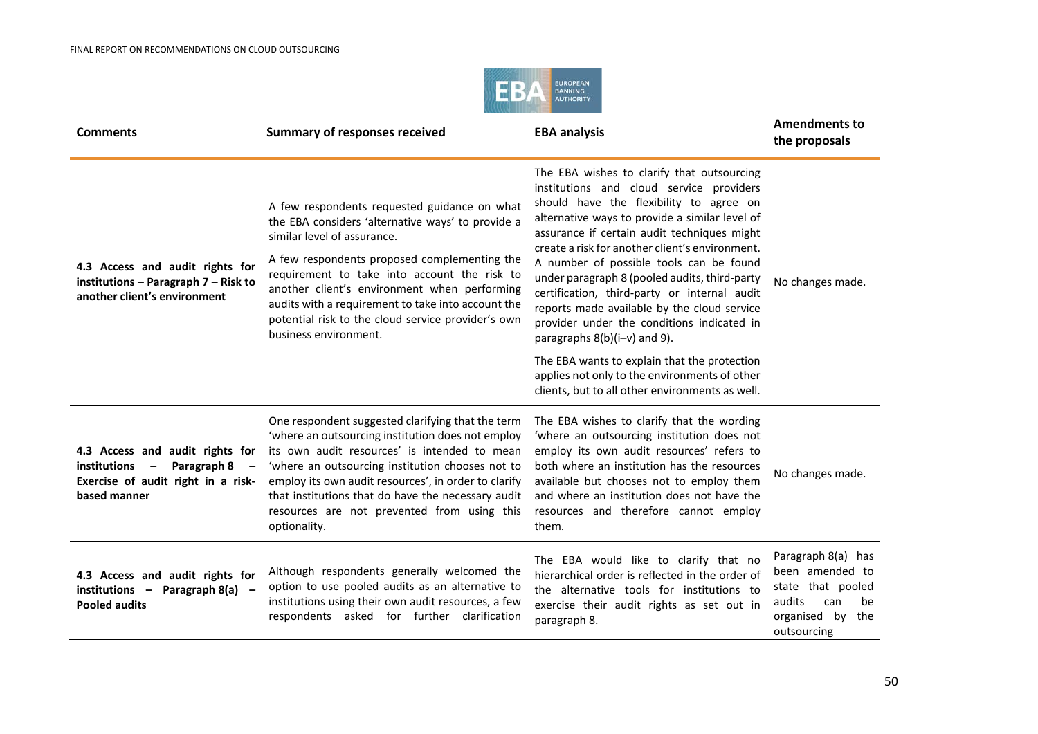| Comments | Summary of responses received | EBA analysis | Amendments to the proposals |
|---|---|---|---|
| **4.3 Access and audit rights for institutions – Paragraph 7 – Risk to another client's environment** | A few respondents requested guidance on what the EBA considers 'alternative ways' to provide a similar level of assurance.<br><br>A few respondents proposed complementing the requirement to take into account the risk to another client's environment when performing audits with a requirement to take into account the potential risk to the cloud service provider's own business environment. | The EBA wishes to clarify that outsourcing institutions and cloud service providers should have the flexibility to agree on alternative ways to provide a similar level of assurance if certain audit techniques might create a risk for another client's environment. A number of possible tools can be found under paragraph 8 (pooled audits, third-party certification, third-party or internal audit reports made available by the cloud service provider under the conditions indicated in paragraphs 8(b)(i–v) and 9).<br><br>The EBA wants to explain that the protection applies not only to the environments of other clients, but to all other environments as well. | No changes made. |
| **4.3 Access and audit rights for institutions – Paragraph 8 – Exercise of audit right in a risk-based manner** | One respondent suggested clarifying that the term 'where an outsourcing institution does not employ its own audit resources' is intended to mean 'where an outsourcing institution chooses not to employ its own audit resources', in order to clarify that institutions that do have the necessary audit resources are not prevented from using this optionality. | The EBA wishes to clarify that the wording 'where an outsourcing institution does not employ its own audit resources' refers to both where an institution has the resources available but chooses not to employ them and where an institution does not have the resources and therefore cannot employ them. | No changes made. |
| **4.3 Access and audit rights for institutions – Paragraph 8(a) – Pooled audits** | Although respondents generally welcomed the option to use pooled audits as an alternative to institutions using their own audit resources, a few respondents asked for further clarification | The EBA would like to clarify that no hierarchical order is reflected in the order of the alternative tools for institutions to exercise their audit rights as set out in paragraph 8. | Paragraph 8(a) has been amended to state that pooled audits can be organised by the outsourcing |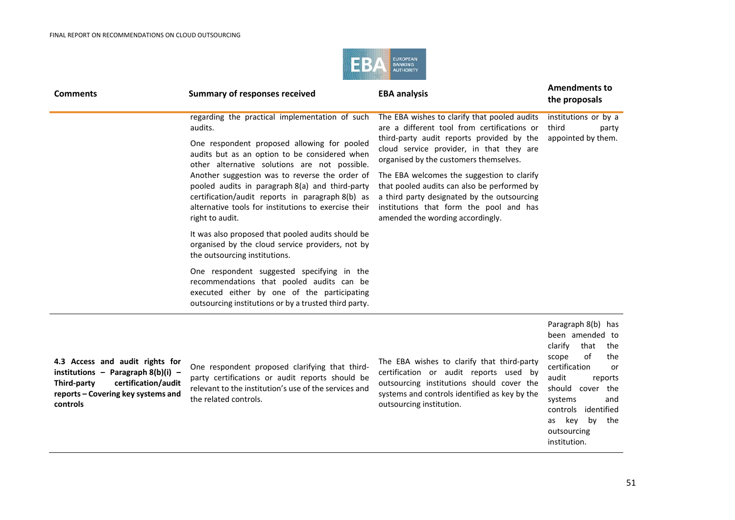| Comments | Summary of responses received | EBA analysis | Amendments to the proposals |
|---|---|---|---|
| | regarding the practical implementation of such audits.<br><br>One respondent proposed allowing for pooled audits but as an option to be considered when other alternative solutions are not possible. Another suggestion was to reverse the order of pooled audits in paragraph 8(a) and third-party certification/audit reports in paragraph 8(b) as alternative tools for institutions to exercise their right to audit.<br><br>It was also proposed that pooled audits should be organised by the cloud service providers, not by the outsourcing institutions.<br><br>One respondent suggested specifying in the recommendations that pooled audits can be executed either by one of the participating outsourcing institutions or by a trusted third party. | The EBA wishes to clarify that pooled audits are a different tool from certifications or third-party audit reports provided by the cloud service provider, in that they are organised by the customers themselves.<br><br>The EBA welcomes the suggestion to clarify that pooled audits can also be performed by a third party designated by the outsourcing institutions that form the pool and has amended the wording accordingly. | institutions or by a third party appointed by them. |
| **4.3 Access and audit rights for institutions – Paragraph 8(b)(i) – Third-party certification/audit reports – Covering key systems and controls** | One respondent proposed clarifying that third-party certifications or audit reports should be relevant to the institution's use of the services and the related controls. | The EBA wishes to clarify that third-party certification or audit reports used by outsourcing institutions should cover the systems and controls identified as key by the outsourcing institution. | Paragraph 8(b) has been amended to clarify that the scope of the certification or audit reports should cover the systems and controls identified as key by the outsourcing institution. |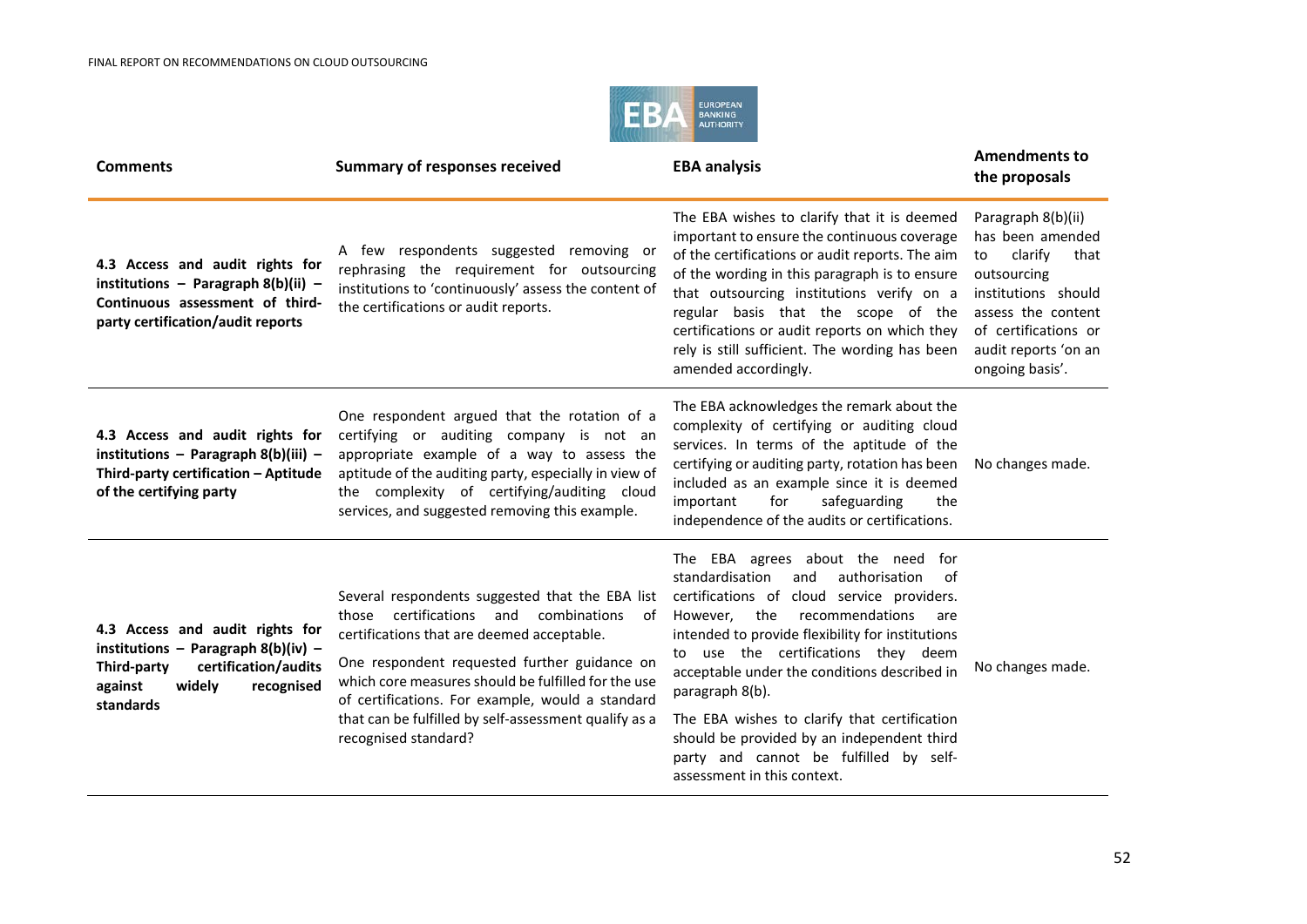| Comments | Summary of responses received | EBA analysis | Amendments to the proposals |
|---|---|---|---|
| **4.3 Access and audit rights for institutions – Paragraph 8(b)(ii) – Continuous assessment of third-party certification/audit reports** | A few respondents suggested removing or rephrasing the requirement for outsourcing institutions to 'continuously' assess the content of the certifications or audit reports. | The EBA wishes to clarify that it is deemed important to ensure the continuous coverage of the certifications or audit reports. The aim of the wording in this paragraph is to ensure that outsourcing institutions verify on a regular basis that the scope of the certifications or audit reports on which they rely is still sufficient. The wording has been amended accordingly. | Paragraph 8(b)(ii) has been amended to clarify that outsourcing institutions should assess the content of certifications or audit reports 'on an ongoing basis'. |
| **4.3 Access and audit rights for institutions – Paragraph 8(b)(iii) – Third-party certification – Aptitude of the certifying party** | One respondent argued that the rotation of a certifying or auditing company is not an appropriate example of a way to assess the aptitude of the auditing party, especially in view of the complexity of certifying/auditing cloud services, and suggested removing this example. | The EBA acknowledges the remark about the complexity of certifying or auditing cloud services. In terms of the aptitude of the certifying or auditing party, rotation has been included as an example since it is deemed important for safeguarding the independence of the audits or certifications. | No changes made. |
| **4.3 Access and audit rights for institutions – Paragraph 8(b)(iv) – Third-party certification/audits against widely recognised standards** | Several respondents suggested that the EBA list those certifications and combinations of certifications that are deemed acceptable.<br><br>One respondent requested further guidance on which core measures should be fulfilled for the use of certifications. For example, would a standard that can be fulfilled by self-assessment qualify as a recognised standard? | The EBA agrees about the need for standardisation and authorisation of certifications of cloud service providers. However, the recommendations are intended to provide flexibility for institutions to use the certifications they deem acceptable under the conditions described in paragraph 8(b).<br><br>The EBA wishes to clarify that certification should be provided by an independent third party and cannot be fulfilled by self-assessment in this context. | No changes made. |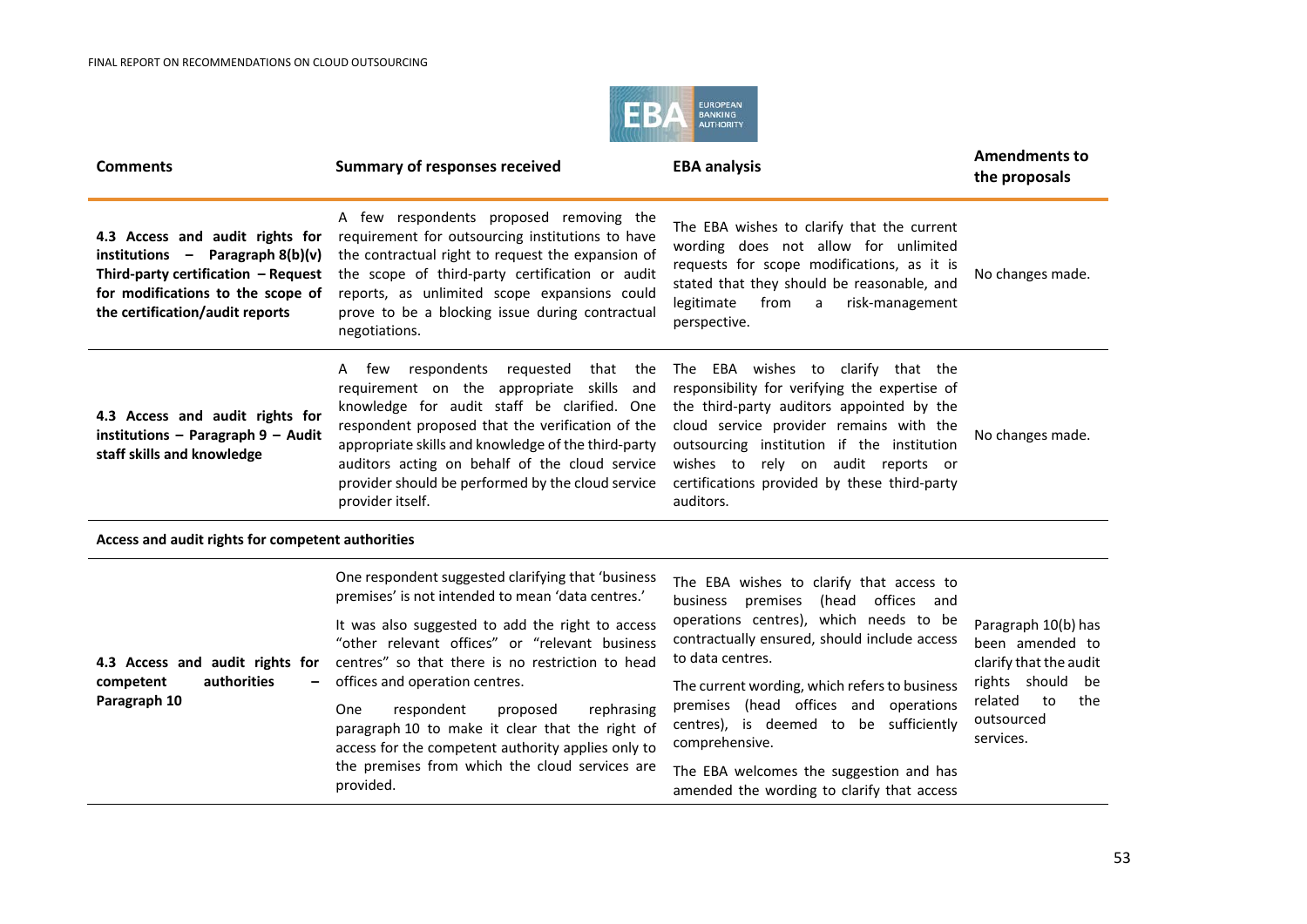| Comments | Summary of responses received | EBA analysis | Amendments to the proposals |
|---|---|---|---|
| **4.3 Access and audit rights for institutions – Paragraph 8(b)(v) Third-party certification – Request for modifications to the scope of the certification/audit reports** | A few respondents proposed removing the requirement for outsourcing institutions to have the contractual right to request the expansion of the scope of third-party certification or audit reports, as unlimited scope expansions could prove to be a blocking issue during contractual negotiations. | The EBA wishes to clarify that the current wording does not allow for unlimited requests for scope modifications, as it is stated that they should be reasonable, and legitimate from a risk-management perspective. | No changes made. |
| **4.3 Access and audit rights for institutions – Paragraph 9 – Audit staff skills and knowledge** | A few respondents requested that the requirement on the appropriate skills and knowledge for audit staff be clarified. One respondent proposed that the verification of the appropriate skills and knowledge of the third-party auditors acting on behalf of the cloud service provider should be performed by the cloud service provider itself. | The EBA wishes to clarify that the responsibility for verifying the expertise of the third-party auditors appointed by the cloud service provider remains with the outsourcing institution if the institution wishes to rely on audit reports or certifications provided by these third-party auditors. | No changes made. |
| **Access and audit rights for competent authorities** | | | |
| **4.3 Access and audit rights for competent authorities – Paragraph 10** | One respondent suggested clarifying that 'business premises' is not intended to mean 'data centres.'<br><br>It was also suggested to add the right to access "other relevant offices" or "relevant business centres" so that there is no restriction to head offices and operation centres.<br><br>One respondent proposed rephrasing paragraph 10 to make it clear that the right of access for the competent authority applies only to the premises from which the cloud services are provided. | The EBA wishes to clarify that access to business premises (head offices and operations centres), which needs to be contractually ensured, should include access to data centres.<br><br>The current wording, which refers to business premises (head offices and operations centres), is deemed to be sufficiently comprehensive.<br><br>The EBA welcomes the suggestion and has amended the wording to clarify that access | Paragraph 10(b) has been amended to clarify that the audit rights should be related to the outsourced services. |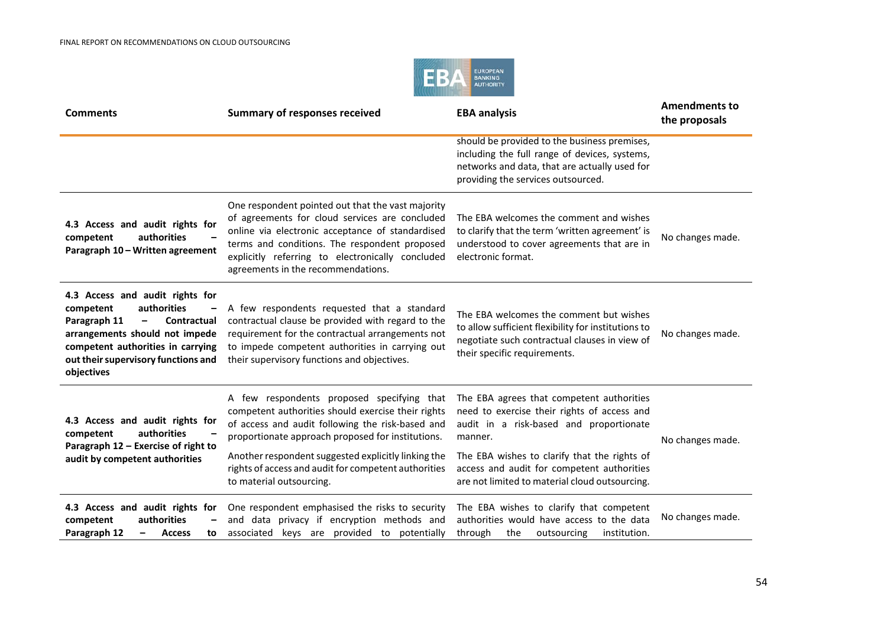| Comments | Summary of responses received | EBA analysis | Amendments to the proposals |
|---|---|---|---|
| | | should be provided to the business premises, including the full range of devices, systems, networks and data, that are actually used for providing the services outsourced. | |
| **4.3 Access and audit rights for competent authorities – Paragraph 10 – Written agreement** | One respondent pointed out that the vast majority of agreements for cloud services are concluded online via electronic acceptance of standardised terms and conditions. The respondent proposed explicitly referring to electronically concluded agreements in the recommendations. | The EBA welcomes the comment and wishes to clarify that the term 'written agreement' is understood to cover agreements that are in electronic format. | No changes made. |
| **4.3 Access and audit rights for competent authorities – Paragraph 11 – Contractual arrangements should not impede competent authorities in carrying out their supervisory functions and objectives** | A few respondents requested that a standard contractual clause be provided with regard to the requirement for the contractual arrangements not to impede competent authorities in carrying out their supervisory functions and objectives. | The EBA welcomes the comment but wishes to allow sufficient flexibility for institutions to negotiate such contractual clauses in view of their specific requirements. | No changes made. |
| **4.3 Access and audit rights for competent authorities – Paragraph 12 – Exercise of right to audit by competent authorities** | A few respondents proposed specifying that competent authorities should exercise their rights of access and audit following the risk-based and proportionate approach proposed for institutions.<br><br>Another respondent suggested explicitly linking the rights of access and audit for competent authorities to material outsourcing. | The EBA agrees that competent authorities need to exercise their rights of access and audit in a risk-based and proportionate manner.<br><br>The EBA wishes to clarify that the rights of access and audit for competent authorities are not limited to material cloud outsourcing. | No changes made. |
| **4.3 Access and audit rights for competent authorities – Paragraph 12 – Access to** | One respondent emphasised the risks to security and data privacy if encryption methods and associated keys are provided to potentially | The EBA wishes to clarify that competent authorities would have access to the data through the outsourcing institution. | No changes made. |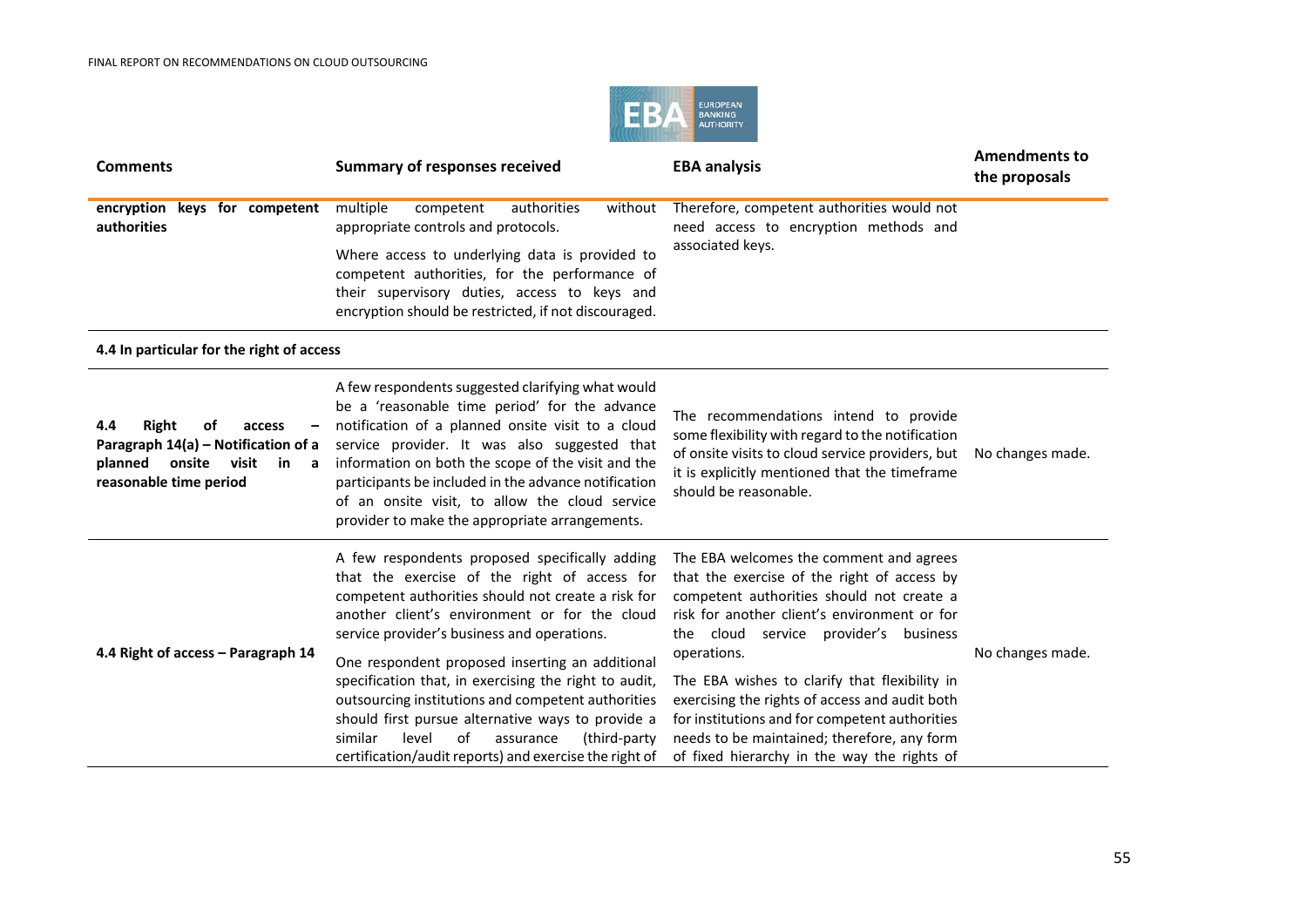| Comments | Summary of responses received | EBA analysis | Amendments to the proposals |
|---|---|---|---|
| **encryption keys for competent authorities** | multiple competent authorities without appropriate controls and protocols.<br><br>Where access to underlying data is provided to competent authorities, for the performance of their supervisory duties, access to keys and encryption should be restricted, if not discouraged. | Therefore, competent authorities would not need access to encryption methods and associated keys. | |
| **4.4 In particular for the right of access** | | | |
| **4.4 Right of access – Paragraph 14(a) – Notification of a planned onsite visit in a reasonable time period** | A few respondents suggested clarifying what would be a 'reasonable time period' for the advance notification of a planned onsite visit to a cloud service provider. It was also suggested that information on both the scope of the visit and the participants be included in the advance notification of an onsite visit, to allow the cloud service provider to make the appropriate arrangements. | The recommendations intend to provide some flexibility with regard to the notification of onsite visits to cloud service providers, but it is explicitly mentioned that the timeframe should be reasonable. | No changes made. |
| **4.4 Right of access – Paragraph 14** | A few respondents proposed specifically adding that the exercise of the right of access for competent authorities should not create a risk for another client's environment or for the cloud service provider's business and operations.<br><br>One respondent proposed inserting an additional specification that, in exercising the right to audit, outsourcing institutions and competent authorities should first pursue alternative ways to provide a similar level of assurance (third-party certification/audit reports) and exercise the right of | The EBA welcomes the comment and agrees that the exercise of the right of access by competent authorities should not create a risk for another client's environment or for the cloud service provider's business operations.<br><br>The EBA wishes to clarify that flexibility in exercising the rights of access and audit both for institutions and for competent authorities needs to be maintained; therefore, any form of fixed hierarchy in the way the rights of | No changes made. |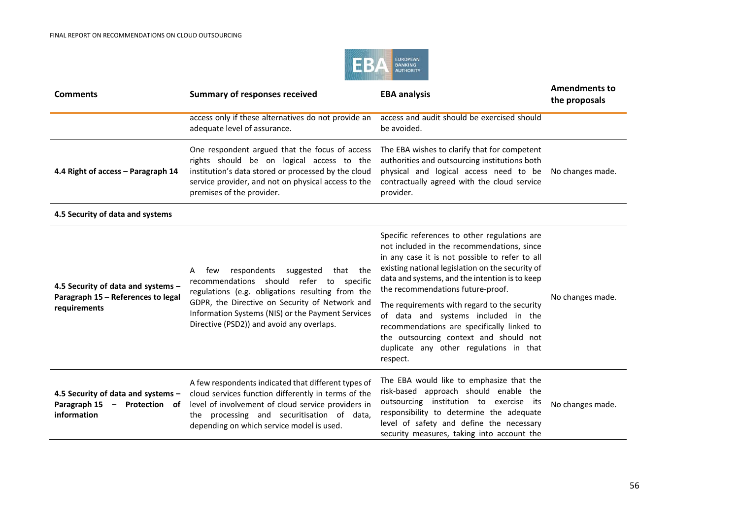| Comments | Summary of responses received | EBA analysis | Amendments to the proposals |
|---|---|---|---|
| | access only if these alternatives do not provide an adequate level of assurance. | access and audit should be exercised should be avoided. | |
| **4.4 Right of access – Paragraph 14** | One respondent argued that the focus of access rights should be on logical access to the institution's data stored or processed by the cloud service provider, and not on physical access to the premises of the provider. | The EBA wishes to clarify that for competent authorities and outsourcing institutions both physical and logical access need to be contractually agreed with the cloud service provider. | No changes made. |
| **4.5 Security of data and systems** | | | |
| **4.5 Security of data and systems – Paragraph 15 – References to legal requirements** | A few respondents suggested that the recommendations should refer to specific regulations (e.g. obligations resulting from the GDPR, the Directive on Security of Network and Information Systems (NIS) or the Payment Services Directive (PSD2)) and avoid any overlaps. | Specific references to other regulations are not included in the recommendations, since in any case it is not possible to refer to all existing national legislation on the security of data and systems, and the intention is to keep the recommendations future-proof.<br><br>The requirements with regard to the security of data and systems included in the recommendations are specifically linked to the outsourcing context and should not duplicate any other regulations in that respect. | No changes made. |
| **4.5 Security of data and systems – Paragraph 15 – Protection of information** | A few respondents indicated that different types of cloud services function differently in terms of the level of involvement of cloud service providers in the processing and securitisation of data, depending on which service model is used. | The EBA would like to emphasize that the risk-based approach should enable the outsourcing institution to exercise its responsibility to determine the adequate level of safety and define the necessary security measures, taking into account the | No changes made. |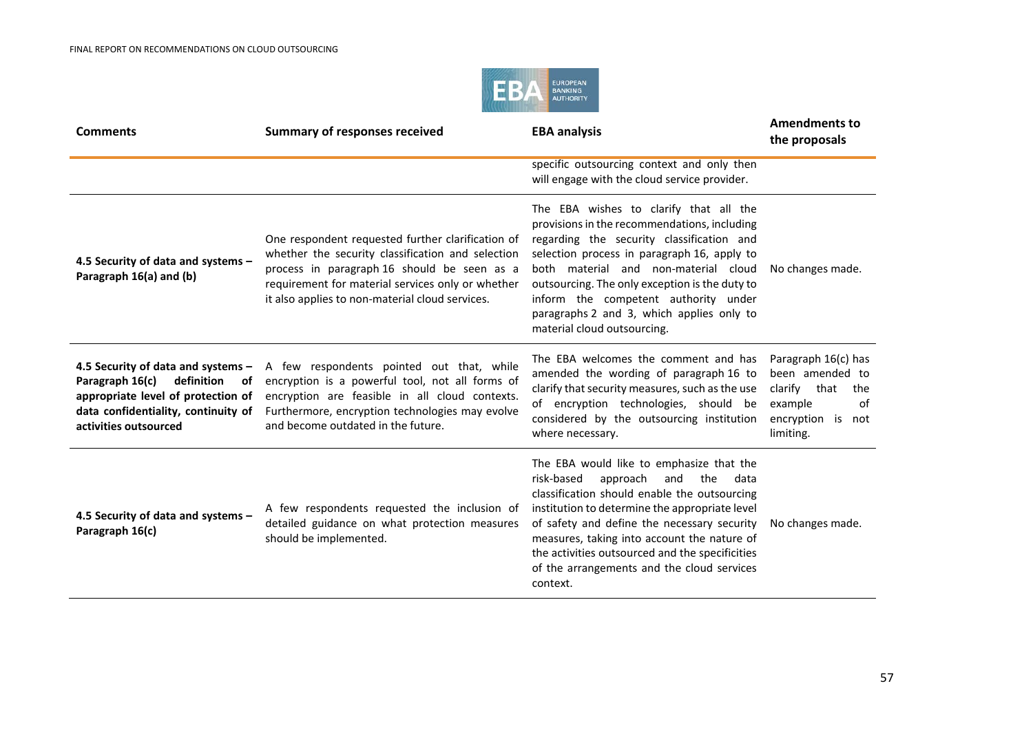| Comments | Summary of responses received | EBA analysis | Amendments to the proposals |
|---|---|---|---|
| | | specific outsourcing context and only then will engage with the cloud service provider. | |
| **4.5 Security of data and systems – Paragraph 16(a) and (b)** | One respondent requested further clarification of whether the security classification and selection process in paragraph 16 should be seen as a requirement for material services only or whether it also applies to non-material cloud services. | The EBA wishes to clarify that all the provisions in the recommendations, including regarding the security classification and selection process in paragraph 16, apply to both material and non-material cloud outsourcing. The only exception is the duty to inform the competent authority under paragraphs 2 and 3, which applies only to material cloud outsourcing. | No changes made. |
| **4.5 Security of data and systems – Paragraph 16(c) definition of appropriate level of protection of data confidentiality, continuity of activities outsourced** | A few respondents pointed out that, while encryption is a powerful tool, not all forms of encryption are feasible in all cloud contexts. Furthermore, encryption technologies may evolve and become outdated in the future. | The EBA welcomes the comment and has amended the wording of paragraph 16 to clarify that security measures, such as the use of encryption technologies, should be considered by the outsourcing institution where necessary. | Paragraph 16(c) has been amended to clarify that the example of encryption is not limiting. |
| **4.5 Security of data and systems – Paragraph 16(c)** | A few respondents requested the inclusion of detailed guidance on what protection measures should be implemented. | The EBA would like to emphasize that the risk-based approach and the data classification should enable the outsourcing institution to determine the appropriate level of safety and define the necessary security measures, taking into account the nature of the activities outsourced and the specificities of the arrangements and the cloud services context. | No changes made. |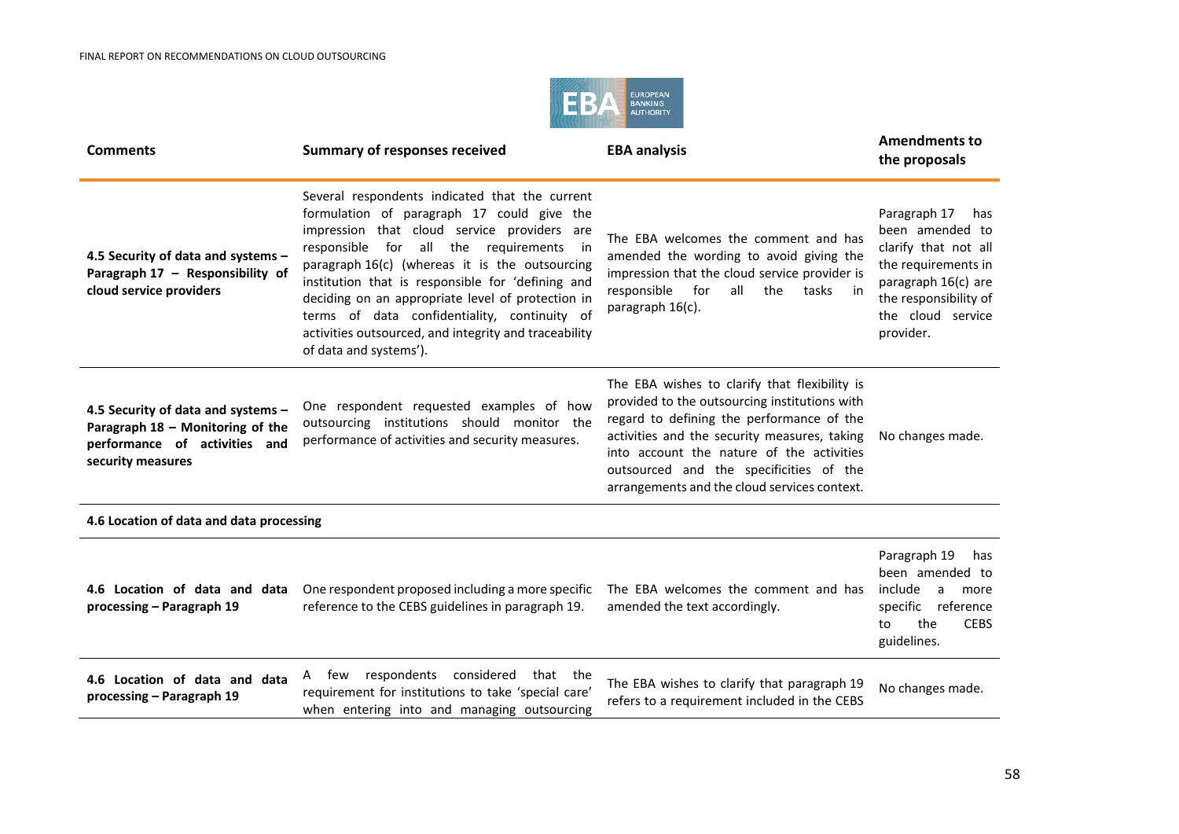| Comments | Summary of responses received | EBA analysis | Amendments to the proposals |
|---|---|---|---|
| **4.5 Security of data and systems – Paragraph 17 – Responsibility of cloud service providers** | Several respondents indicated that the current formulation of paragraph 17 could give the impression that cloud service providers are responsible for all the requirements in paragraph 16(c) (whereas it is the outsourcing institution that is responsible for 'defining and deciding on an appropriate level of protection in terms of data confidentiality, continuity of activities outsourced, and integrity and traceability of data and systems'). | The EBA welcomes the comment and has amended the wording to avoid giving the impression that the cloud service provider is responsible for all the tasks in paragraph 16(c). | Paragraph 17 has been amended to clarify that not all the requirements in paragraph 16(c) are the responsibility of the cloud service provider. |
| **4.5 Security of data and systems – Paragraph 18 – Monitoring of the performance of activities and security measures** | One respondent requested examples of how outsourcing institutions should monitor the performance of activities and security measures. | The EBA wishes to clarify that flexibility is provided to the outsourcing institutions with regard to defining the performance of the activities and the security measures, taking into account the nature of the activities outsourced and the specificities of the arrangements and the cloud services context. | No changes made. |
| **4.6 Location of data and data processing** | | | |
| **4.6 Location of data and data processing – Paragraph 19** | One respondent proposed including a more specific reference to the CEBS guidelines in paragraph 19. | The EBA welcomes the comment and has amended the text accordingly. | Paragraph 19 has been amended to include a more specific reference to the CEBS guidelines. |
| **4.6 Location of data and data processing – Paragraph 19** | A few respondents considered that the requirement for institutions to take 'special care' when entering into and managing outsourcing | The EBA wishes to clarify that paragraph 19 refers to a requirement included in the CEBS | No changes made. |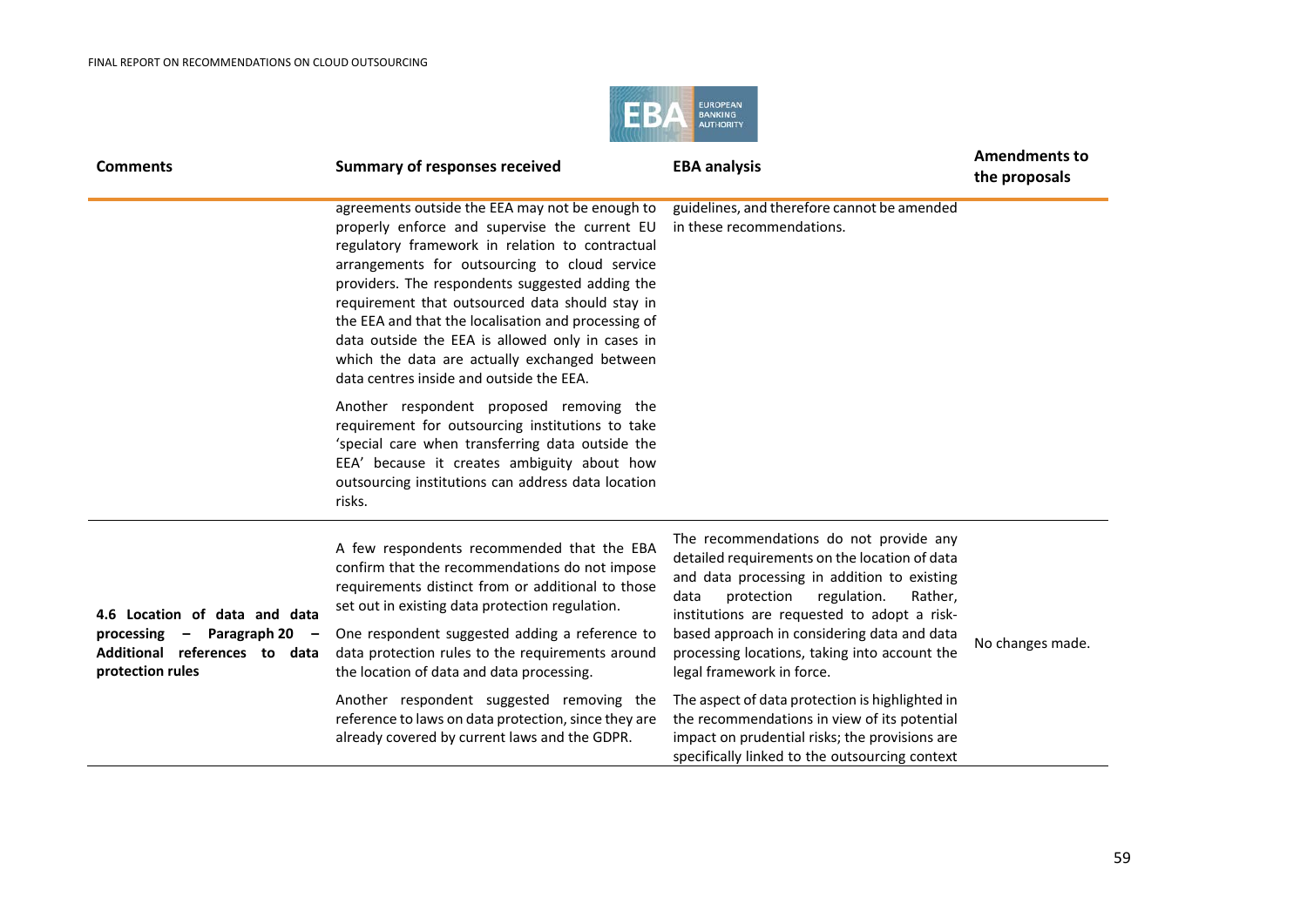| Comments | Summary of responses received | EBA analysis | Amendments to the proposals |
|---|---|---|---|
| | agreements outside the EEA may not be enough to properly enforce and supervise the current EU regulatory framework in relation to contractual arrangements for outsourcing to cloud service providers. The respondents suggested adding the requirement that outsourced data should stay in the EEA and that the localisation and processing of data outside the EEA is allowed only in cases in which the data are actually exchanged between data centres inside and outside the EEA.<br><br>Another respondent proposed removing the requirement for outsourcing institutions to take 'special care when transferring data outside the EEA' because it creates ambiguity about how outsourcing institutions can address data location risks. | guidelines, and therefore cannot be amended in these recommendations. | |
| **4.6 Location of data and data processing – Paragraph 20 – Additional references to data protection rules** | A few respondents recommended that the EBA confirm that the recommendations do not impose requirements distinct from or additional to those set out in existing data protection regulation.<br><br>One respondent suggested adding a reference to data protection rules to the requirements around the location of data and data processing.<br><br>Another respondent suggested removing the reference to laws on data protection, since they are already covered by current laws and the GDPR. | The recommendations do not provide any detailed requirements on the location of data and data processing in addition to existing data protection regulation. Rather, institutions are requested to adopt a risk-based approach in considering data and data processing locations, taking into account the legal framework in force.<br><br>The aspect of data protection is highlighted in the recommendations in view of its potential impact on prudential risks; the provisions are specifically linked to the outsourcing context | No changes made. |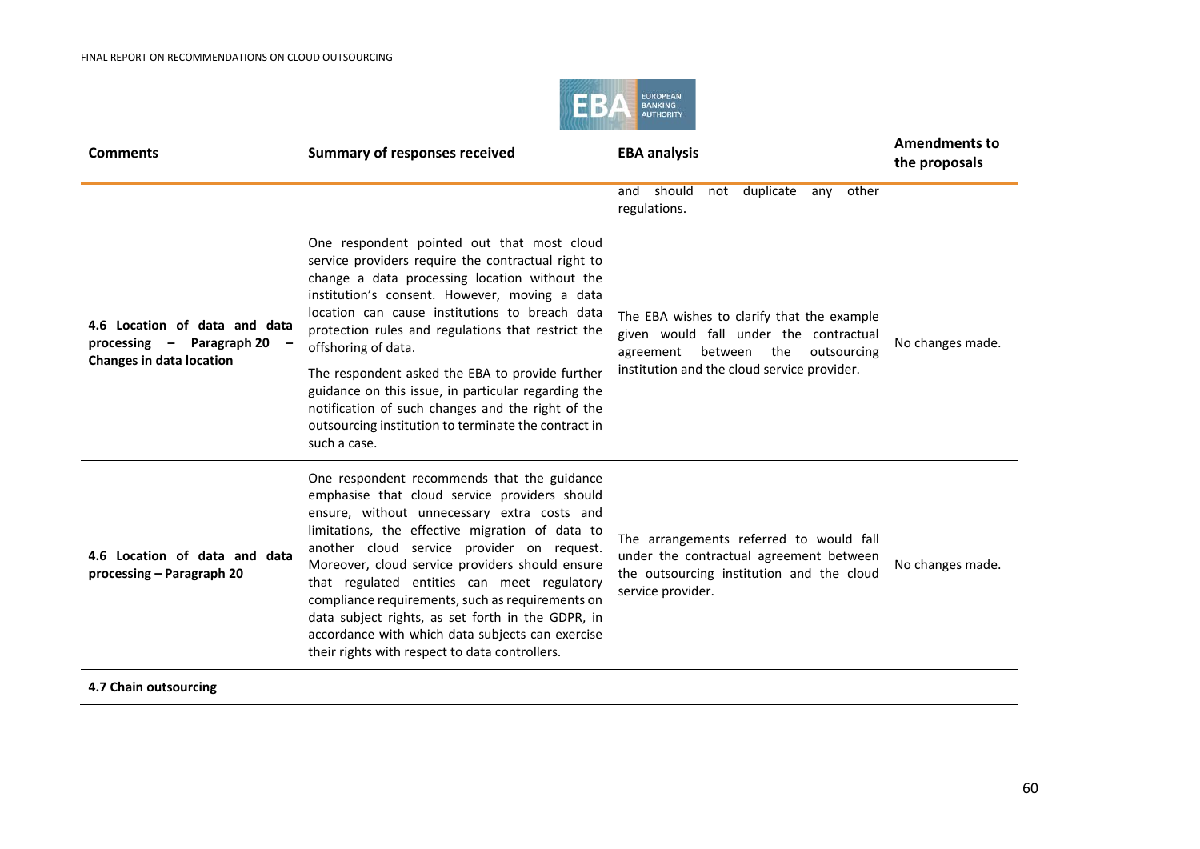| Comments | Summary of responses received | EBA analysis | Amendments to the proposals |
|---|---|---|---|
| | | and should not duplicate any other regulations. | |
| **4.6 Location of data and data processing – Paragraph 20 – Changes in data location** | One respondent pointed out that most cloud service providers require the contractual right to change a data processing location without the institution's consent. However, moving a data location can cause institutions to breach data protection rules and regulations that restrict the offshoring of data.<br><br>The respondent asked the EBA to provide further guidance on this issue, in particular regarding the notification of such changes and the right of the outsourcing institution to terminate the contract in such a case. | The EBA wishes to clarify that the example given would fall under the contractual agreement between the outsourcing institution and the cloud service provider. | No changes made. |
| **4.6 Location of data and data processing – Paragraph 20** | One respondent recommends that the guidance emphasise that cloud service providers should ensure, without unnecessary extra costs and limitations, the effective migration of data to another cloud service provider on request. Moreover, cloud service providers should ensure that regulated entities can meet regulatory compliance requirements, such as requirements on data subject rights, as set forth in the GDPR, in accordance with which data subjects can exercise their rights with respect to data controllers. | The arrangements referred to would fall under the contractual agreement between the outsourcing institution and the cloud service provider. | No changes made. |
| **4.7 Chain outsourcing** | | | |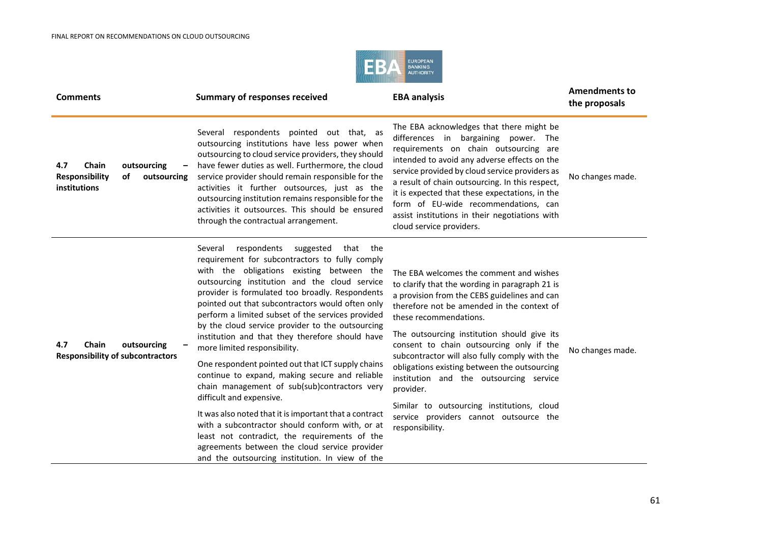| Comments | Summary of responses received | EBA analysis | Amendments to the proposals |
|---|---|---|---|
| **4.7 Chain outsourcing – Responsibility of outsourcing institutions** | Several respondents pointed out that, as outsourcing institutions have less power when outsourcing to cloud service providers, they should have fewer duties as well. Furthermore, the cloud service provider should remain responsible for the activities it further outsources, just as the outsourcing institution remains responsible for the activities it outsources. This should be ensured through the contractual arrangement. | The EBA acknowledges that there might be differences in bargaining power. The requirements on chain outsourcing are intended to avoid any adverse effects on the service provided by cloud service providers as a result of chain outsourcing. In this respect, it is expected that these expectations, in the form of EU-wide recommendations, can assist institutions in their negotiations with cloud service providers. | No changes made. |
| **4.7 Chain outsourcing – Responsibility of subcontractors** | Several respondents suggested that the requirement for subcontractors to fully comply with the obligations existing between the outsourcing institution and the cloud service provider is formulated too broadly. Respondents pointed out that subcontractors would often only perform a limited subset of the services provided by the cloud service provider to the outsourcing institution and that they therefore should have more limited responsibility.<br><br>One respondent pointed out that ICT supply chains continue to expand, making secure and reliable chain management of sub(sub)contractors very difficult and expensive.<br><br>It was also noted that it is important that a contract with a subcontractor should conform with, or at least not contradict, the requirements of the agreements between the cloud service provider and the outsourcing institution. In view of the | The EBA welcomes the comment and wishes to clarify that the wording in paragraph 21 is a provision from the CEBS guidelines and can therefore not be amended in the context of these recommendations.<br><br>The outsourcing institution should give its consent to chain outsourcing only if the subcontractor will also fully comply with the obligations existing between the outsourcing institution and the outsourcing service provider.<br><br>Similar to outsourcing institutions, cloud service providers cannot outsource the responsibility. | No changes made. |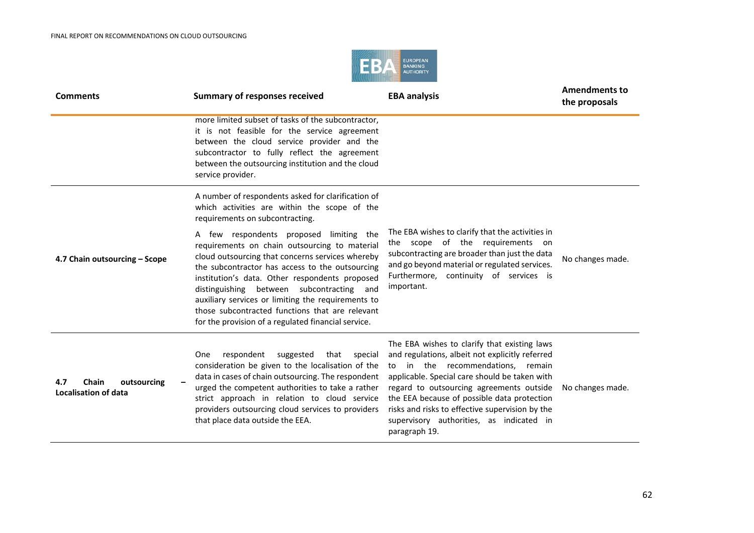| Comments | Summary of responses received | EBA analysis | Amendments to the proposals |
|---|---|---|---|
| | more limited subset of tasks of the subcontractor, it is not feasible for the service agreement between the cloud service provider and the subcontractor to fully reflect the agreement between the outsourcing institution and the cloud service provider. | | |
| **4.7 Chain outsourcing – Scope** | A number of respondents asked for clarification of which activities are within the scope of the requirements on subcontracting.<br><br>A few respondents proposed limiting the requirements on chain outsourcing to material cloud outsourcing that concerns services whereby the subcontractor has access to the outsourcing institution's data. Other respondents proposed distinguishing between subcontracting and auxiliary services or limiting the requirements to those subcontracted functions that are relevant for the provision of a regulated financial service. | The EBA wishes to clarify that the activities in the scope of the requirements on subcontracting are broader than just the data and go beyond material or regulated services. Furthermore, continuity of services is important. | No changes made. |
| **4.7 Chain outsourcing – Localisation of data** | One respondent suggested that special consideration be given to the localisation of the data in cases of chain outsourcing. The respondent urged the competent authorities to take a rather strict approach in relation to cloud service providers outsourcing cloud services to providers that place data outside the EEA. | The EBA wishes to clarify that existing laws and regulations, albeit not explicitly referred to in the recommendations, remain applicable. Special care should be taken with regard to outsourcing agreements outside the EEA because of possible data protection risks and risks to effective supervision by the supervisory authorities, as indicated in paragraph 19. | No changes made. |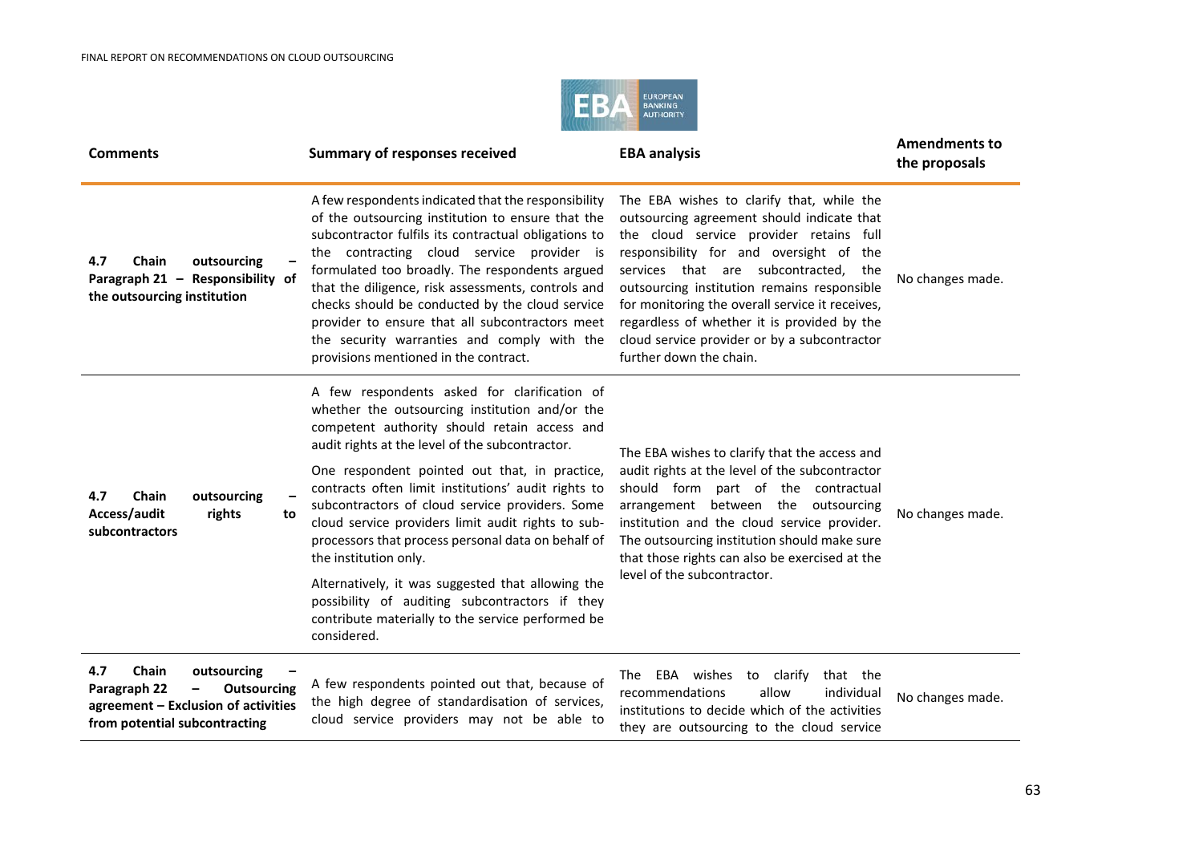| Comments | Summary of responses received | EBA analysis | Amendments to the proposals |
|---|---|---|---|
| **4.7 Chain outsourcing – Paragraph 21 – Responsibility of the outsourcing institution** | A few respondents indicated that the responsibility of the outsourcing institution to ensure that the subcontractor fulfils its contractual obligations to the contracting cloud service provider is formulated too broadly. The respondents argued that the diligence, risk assessments, controls and checks should be conducted by the cloud service provider to ensure that all subcontractors meet the security warranties and comply with the provisions mentioned in the contract. | The EBA wishes to clarify that, while the outsourcing agreement should indicate that the cloud service provider retains full responsibility for and oversight of the services that are subcontracted, the outsourcing institution remains responsible for monitoring the overall service it receives, regardless of whether it is provided by the cloud service provider or by a subcontractor further down the chain. | No changes made. |
| **4.7 Chain outsourcing – Access/audit rights to subcontractors** | A few respondents asked for clarification of whether the outsourcing institution and/or the competent authority should retain access and audit rights at the level of the subcontractor.<br><br>One respondent pointed out that, in practice, contracts often limit institutions' audit rights to subcontractors of cloud service providers. Some cloud service providers limit audit rights to sub-processors that process personal data on behalf of the institution only.<br><br>Alternatively, it was suggested that allowing the possibility of auditing subcontractors if they contribute materially to the service performed be considered. | The EBA wishes to clarify that the access and audit rights at the level of the subcontractor should form part of the contractual arrangement between the outsourcing institution and the cloud service provider. The outsourcing institution should make sure that those rights can also be exercised at the level of the subcontractor. | No changes made. |
| **4.7 Chain outsourcing – Paragraph 22 – Outsourcing agreement – Exclusion of activities from potential subcontracting** | A few respondents pointed out that, because of the high degree of standardisation of services, cloud service providers may not be able to | The EBA wishes to clarify that the recommendations allow individual institutions to decide which of the activities they are outsourcing to the cloud service | No changes made. |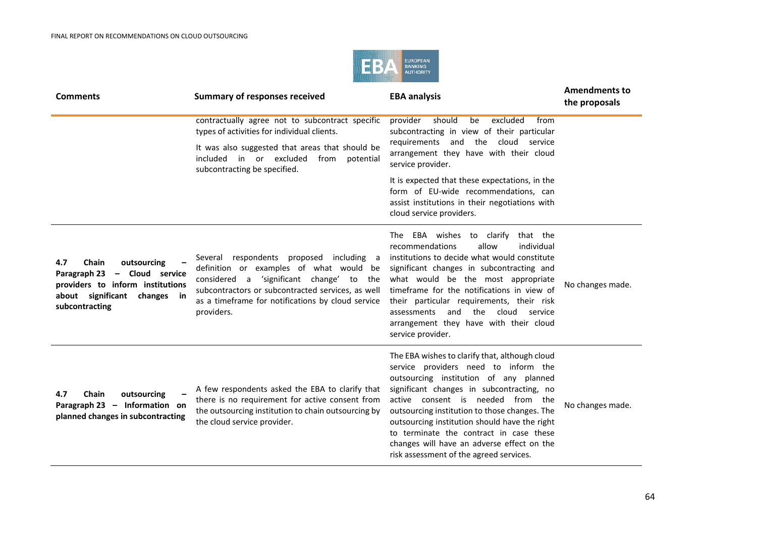| Comments | Summary of responses received | EBA analysis | Amendments to the proposals |
|---|---|---|---|
| | contractually agree not to subcontract specific types of activities for individual clients. It was also suggested that areas that should be included in or excluded from potential subcontracting be specified. | provider should be excluded from subcontracting in view of their particular requirements and the cloud service arrangement they have with their cloud service provider. It is expected that these expectations, in the form of EU-wide recommendations, can assist institutions in their negotiations with cloud service providers. | |
| **4.7 Chain outsourcing – Paragraph 23 – Cloud service providers to inform institutions about significant changes in subcontracting** | Several respondents proposed including a definition or examples of what would be considered a 'significant change' to the subcontractors or subcontracted services, as well as a timeframe for notifications by cloud service providers. | The EBA wishes to clarify that the recommendations allow individual institutions to decide what would constitute significant changes in subcontracting and what would be the most appropriate timeframe for the notifications in view of their particular requirements, their risk assessments and the cloud service arrangement they have with their cloud service provider. | No changes made. |
| **4.7 Chain outsourcing – Paragraph 23 – Information on planned changes in subcontracting** | A few respondents asked the EBA to clarify that there is no requirement for active consent from the outsourcing institution to chain outsourcing by the cloud service provider. | The EBA wishes to clarify that, although cloud service providers need to inform the outsourcing institution of any planned significant changes in subcontracting, no active consent is needed from the outsourcing institution to those changes. The outsourcing institution should have the right to terminate the contract in case these changes will have an adverse effect on the risk assessment of the agreed services. | No changes made. |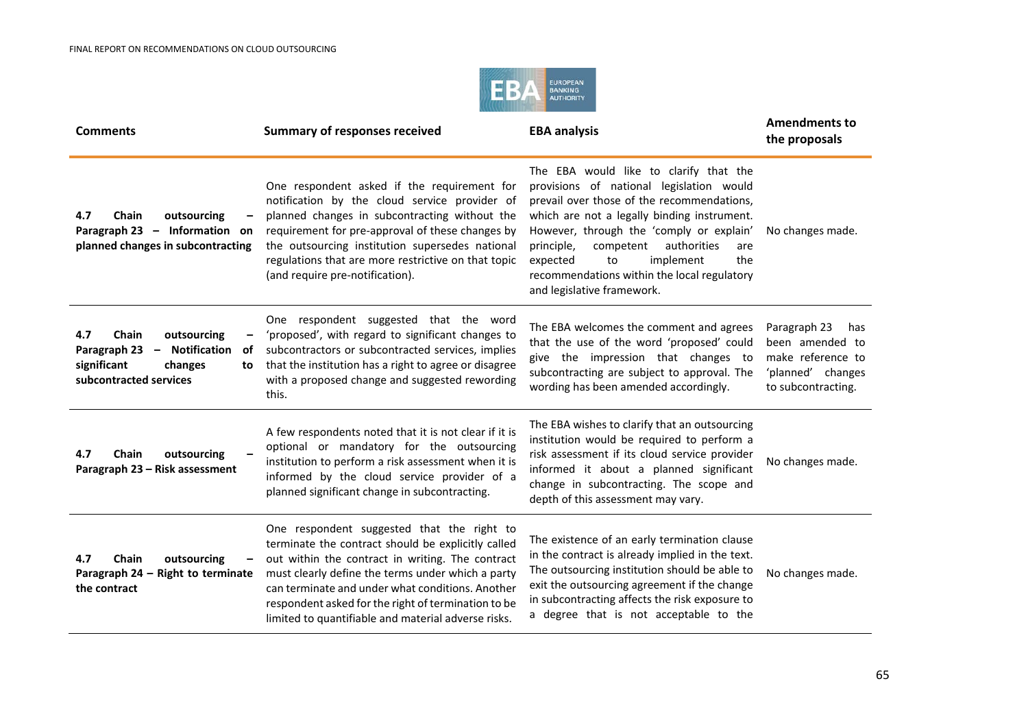| Comments | Summary of responses received | EBA analysis | Amendments to the proposals |
|---|---|---|---|
| **4.7 Chain outsourcing – Paragraph 23 – Information on planned changes in subcontracting** | One respondent asked if the requirement for notification by the cloud service provider of planned changes in subcontracting without the requirement for pre-approval of these changes by the outsourcing institution supersedes national regulations that are more restrictive on that topic (and require pre-notification). | The EBA would like to clarify that the provisions of national legislation would prevail over those of the recommendations, which are not a legally binding instrument. However, through the 'comply or explain' principle, competent authorities are expected to implement the recommendations within the local regulatory and legislative framework. | No changes made. |
| **4.7 Chain outsourcing – Paragraph 23 – Notification of significant changes to subcontracted services** | One respondent suggested that the word 'proposed', with regard to significant changes to subcontractors or subcontracted services, implies that the institution has a right to agree or disagree with a proposed change and suggested rewording this. | The EBA welcomes the comment and agrees that the use of the word 'proposed' could give the impression that changes to subcontracting are subject to approval. The wording has been amended accordingly. | Paragraph 23 has been amended to make reference to 'planned' changes to subcontracting. |
| **4.7 Chain outsourcing – Paragraph 23 – Risk assessment** | A few respondents noted that it is not clear if it is optional or mandatory for the outsourcing institution to perform a risk assessment when it is informed by the cloud service provider of a planned significant change in subcontracting. | The EBA wishes to clarify that an outsourcing institution would be required to perform a risk assessment if its cloud service provider informed it about a planned significant change in subcontracting. The scope and depth of this assessment may vary. | No changes made. |
| **4.7 Chain outsourcing – Paragraph 24 – Right to terminate the contract** | One respondent suggested that the right to terminate the contract should be explicitly called out within the contract in writing. The contract must clearly define the terms under which a party can terminate and under what conditions. Another respondent asked for the right of termination to be limited to quantifiable and material adverse risks. | The existence of an early termination clause in the contract is already implied in the text. The outsourcing institution should be able to exit the outsourcing agreement if the change in subcontracting affects the risk exposure to a degree that is not acceptable to the | No changes made. |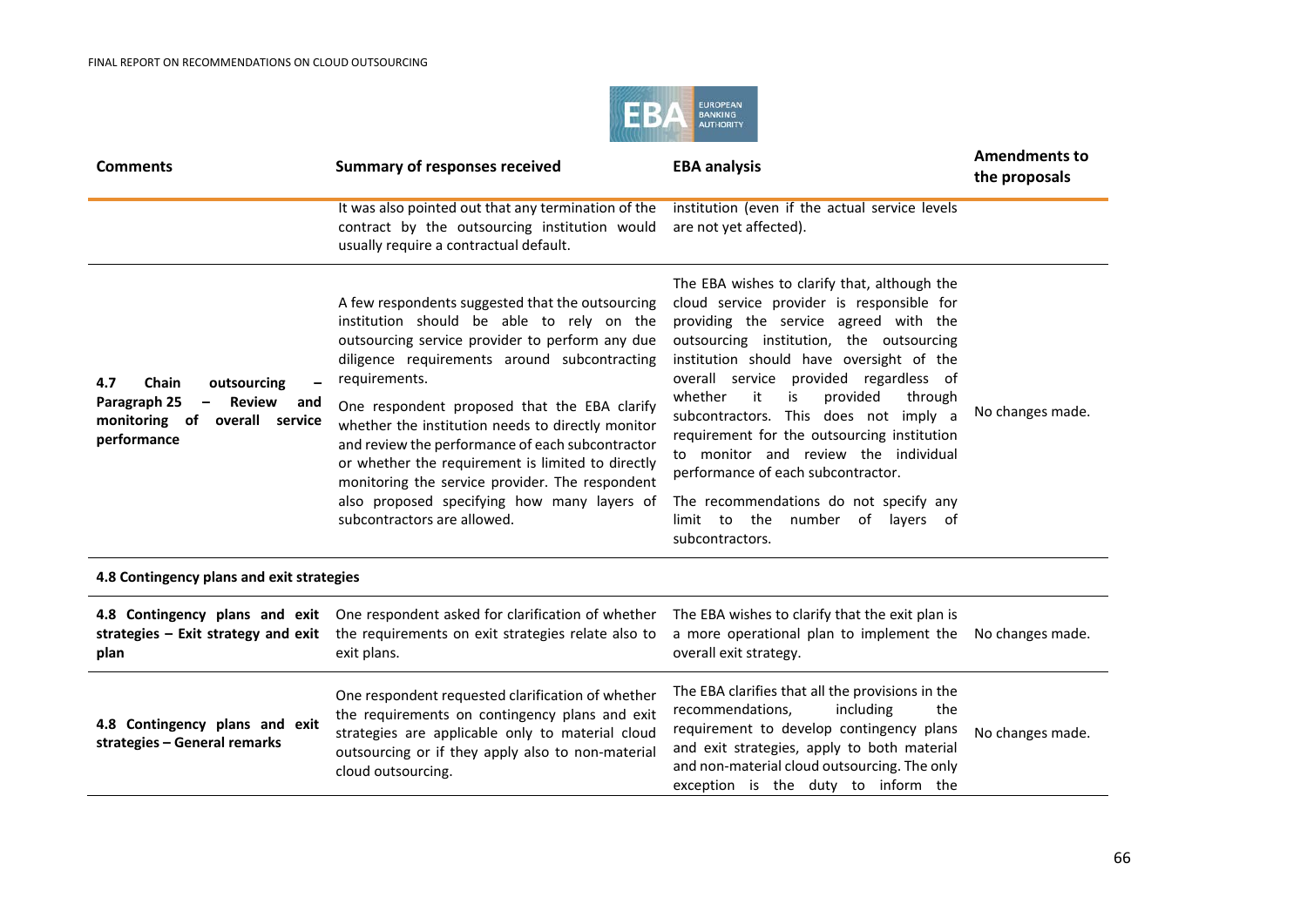| Comments | Summary of responses received | EBA analysis | Amendments to the proposals |
|---|---|---|---|
| | It was also pointed out that any termination of the contract by the outsourcing institution would usually require a contractual default. | institution (even if the actual service levels are not yet affected). | |
| **4.7 Chain outsourcing – Paragraph 25 – Review and monitoring of overall service performance** | A few respondents suggested that the outsourcing institution should be able to rely on the outsourcing service provider to perform any due diligence requirements around subcontracting requirements.<br><br>One respondent proposed that the EBA clarify whether the institution needs to directly monitor and review the performance of each subcontractor or whether the requirement is limited to directly monitoring the service provider. The respondent also proposed specifying how many layers of subcontractors are allowed. | The EBA wishes to clarify that, although the cloud service provider is responsible for providing the service agreed with the outsourcing institution, the outsourcing institution should have oversight of the overall service provided regardless of whether it is provided through subcontractors. This does not imply a requirement for the outsourcing institution to monitor and review the individual performance of each subcontractor.<br><br>The recommendations do not specify any limit to the number of layers of subcontractors. | No changes made. |
| **4.8 Contingency plans and exit strategies** | | | |
| **4.8 Contingency plans and exit strategies – Exit strategy and exit plan** | One respondent asked for clarification of whether the requirements on exit strategies relate also to exit plans. | The EBA wishes to clarify that the exit plan is a more operational plan to implement the overall exit strategy. | No changes made. |
| **4.8 Contingency plans and exit strategies – General remarks** | One respondent requested clarification of whether the requirements on contingency plans and exit strategies are applicable only to material cloud outsourcing or if they apply also to non-material cloud outsourcing. | The EBA clarifies that all the provisions in the recommendations, including the requirement to develop contingency plans and exit strategies, apply to both material and non-material cloud outsourcing. The only exception is the duty to inform the | No changes made. |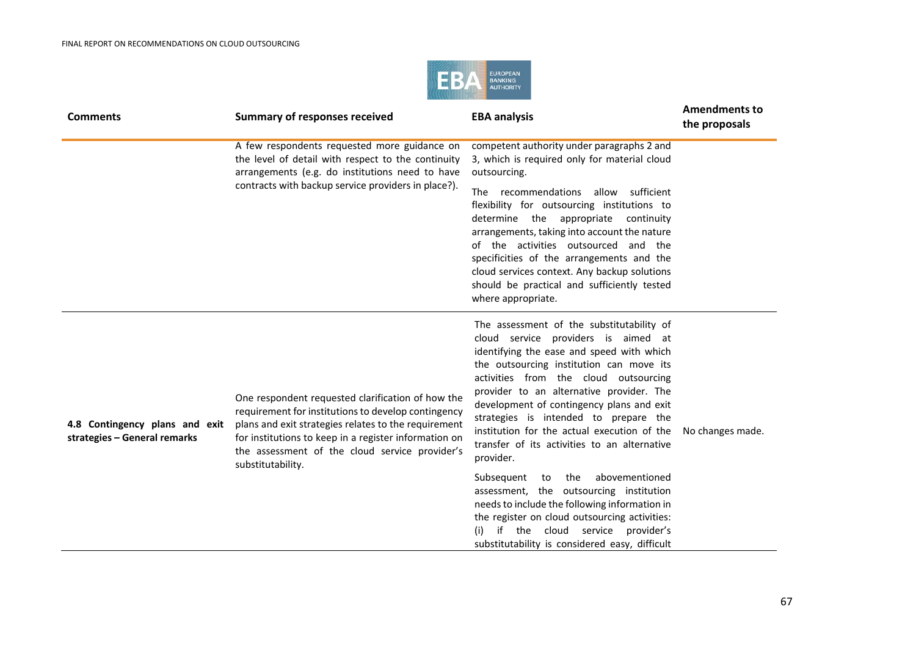| Comments | Summary of responses received | EBA analysis | Amendments to the proposals |
|---|---|---|---|
| | A few respondents requested more guidance on the level of detail with respect to the continuity arrangements (e.g. do institutions need to have contracts with backup service providers in place?). | competent authority under paragraphs 2 and 3, which is required only for material cloud outsourcing. The recommendations allow sufficient flexibility for outsourcing institutions to determine the appropriate continuity arrangements, taking into account the nature of the activities outsourced and the specificities of the arrangements and the cloud services context. Any backup solutions should be practical and sufficiently tested where appropriate. | |
| **4.8 Contingency plans and exit strategies – General remarks** | One respondent requested clarification of how the requirement for institutions to develop contingency plans and exit strategies relates to the requirement for institutions to keep in a register information on the assessment of the cloud service provider's substitutability. | The assessment of the substitutability of cloud service providers is aimed at identifying the ease and speed with which the outsourcing institution can move its activities from the cloud outsourcing provider to an alternative provider. The development of contingency plans and exit strategies is intended to prepare the institution for the actual execution of the transfer of its activities to an alternative provider. Subsequent to the abovementioned assessment, the outsourcing institution needs to include the following information in the register on cloud outsourcing activities: (i) if the cloud service provider's substitutability is considered easy, difficult | No changes made. |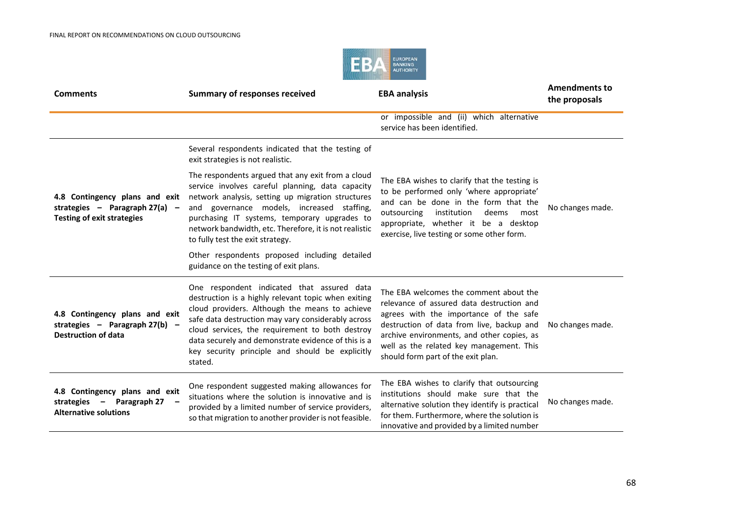| Comments | Summary of responses received | EBA analysis | Amendments to the proposals |
|---|---|---|---|
| | | or impossible and (ii) which alternative service has been identified. | |
| **4.8 Contingency plans and exit strategies – Paragraph 27(a) – Testing of exit strategies** | Several respondents indicated that the testing of exit strategies is not realistic.<br><br>The respondents argued that any exit from a cloud service involves careful planning, data capacity network analysis, setting up migration structures and governance models, increased staffing, purchasing IT systems, temporary upgrades to network bandwidth, etc. Therefore, it is not realistic to fully test the exit strategy.<br><br>Other respondents proposed including detailed guidance on the testing of exit plans. | The EBA wishes to clarify that the testing is to be performed only 'where appropriate' and can be done in the form that the outsourcing institution deems most appropriate, whether it be a desktop exercise, live testing or some other form. | No changes made. |
| **4.8 Contingency plans and exit strategies – Paragraph 27(b) – Destruction of data** | One respondent indicated that assured data destruction is a highly relevant topic when exiting cloud providers. Although the means to achieve safe data destruction may vary considerably across cloud services, the requirement to both destroy data securely and demonstrate evidence of this is a key security principle and should be explicitly stated. | The EBA welcomes the comment about the relevance of assured data destruction and agrees with the importance of the safe destruction of data from live, backup and archive environments, and other copies, as well as the related key management. This should form part of the exit plan. | No changes made. |
| **4.8 Contingency plans and exit strategies – Paragraph 27 – Alternative solutions** | One respondent suggested making allowances for situations where the solution is innovative and is provided by a limited number of service providers, so that migration to another provider is not feasible. | The EBA wishes to clarify that outsourcing institutions should make sure that the alternative solution they identify is practical for them. Furthermore, where the solution is innovative and provided by a limited number | No changes made. |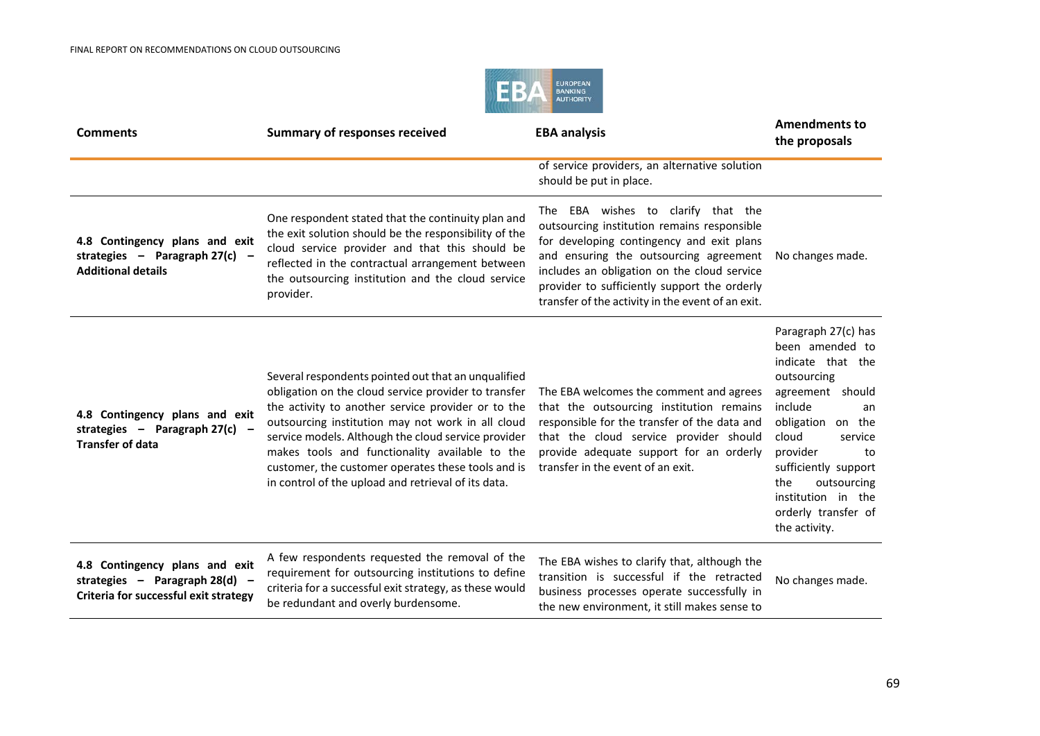| Comments | Summary of responses received | EBA analysis | Amendments to the proposals |
|---|---|---|---|
| | | of service providers, an alternative solution should be put in place. | |
| **4.8 Contingency plans and exit strategies – Paragraph 27(c) – Additional details** | One respondent stated that the continuity plan and the exit solution should be the responsibility of the cloud service provider and that this should be reflected in the contractual arrangement between the outsourcing institution and the cloud service provider. | The EBA wishes to clarify that the outsourcing institution remains responsible for developing contingency and exit plans and ensuring the outsourcing agreement includes an obligation on the cloud service provider to sufficiently support the orderly transfer of the activity in the event of an exit. | No changes made. |
| **4.8 Contingency plans and exit strategies – Paragraph 27(c) – Transfer of data** | Several respondents pointed out that an unqualified obligation on the cloud service provider to transfer the activity to another service provider or to the outsourcing institution may not work in all cloud service models. Although the cloud service provider makes tools and functionality available to the customer, the customer operates these tools and is in control of the upload and retrieval of its data. | The EBA welcomes the comment and agrees that the outsourcing institution remains responsible for the transfer of the data and that the cloud service provider should provide adequate support for an orderly transfer in the event of an exit. | Paragraph 27(c) has been amended to indicate that the outsourcing agreement should include an obligation on the cloud service provider to sufficiently support the outsourcing institution in the orderly transfer of the activity. |
| **4.8 Contingency plans and exit strategies – Paragraph 28(d) – Criteria for successful exit strategy** | A few respondents requested the removal of the requirement for outsourcing institutions to define criteria for a successful exit strategy, as these would be redundant and overly burdensome. | The EBA wishes to clarify that, although the transition is successful if the retracted business processes operate successfully in the new environment, it still makes sense to | No changes made. |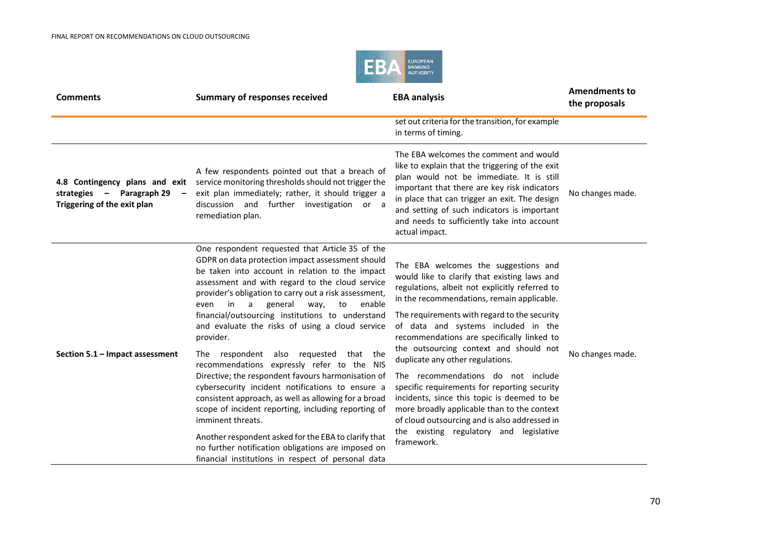| Comments | Summary of responses received | EBA analysis | Amendments to the proposals |
|---|---|---|---|
| | | set out criteria for the transition, for example in terms of timing. | |
| **4.8 Contingency plans and exit strategies – Paragraph 29 – Triggering of the exit plan** | A few respondents pointed out that a breach of service monitoring thresholds should not trigger the exit plan immediately; rather, it should trigger a discussion and further investigation or a remediation plan. | The EBA welcomes the comment and would like to explain that the triggering of the exit plan would not be immediate. It is still important that there are key risk indicators in place that can trigger an exit. The design and setting of such indicators is important and needs to sufficiently take into account actual impact. | No changes made. |
| **Section 5.1 – Impact assessment** | One respondent requested that Article 35 of the GDPR on data protection impact assessment should be taken into account in relation to the impact assessment and with regard to the cloud service provider's obligation to carry out a risk assessment, even in a general way, to enable financial/outsourcing institutions to understand and evaluate the risks of using a cloud service provider.<br><br>The respondent also requested that the recommendations expressly refer to the NIS Directive; the respondent favours harmonisation of cybersecurity incident notifications to ensure a consistent approach, as well as allowing for a broad scope of incident reporting, including reporting of imminent threats.<br><br>Another respondent asked for the EBA to clarify that no further notification obligations are imposed on financial institutions in respect of personal data | The EBA welcomes the suggestions and would like to clarify that existing laws and regulations, albeit not explicitly referred to in the recommendations, remain applicable.<br><br>The requirements with regard to the security of data and systems included in the recommendations are specifically linked to the outsourcing context and should not duplicate any other regulations.<br><br>The recommendations do not include specific requirements for reporting security incidents, since this topic is deemed to be more broadly applicable than to the context of cloud outsourcing and is also addressed in the existing regulatory and legislative framework. | No changes made. |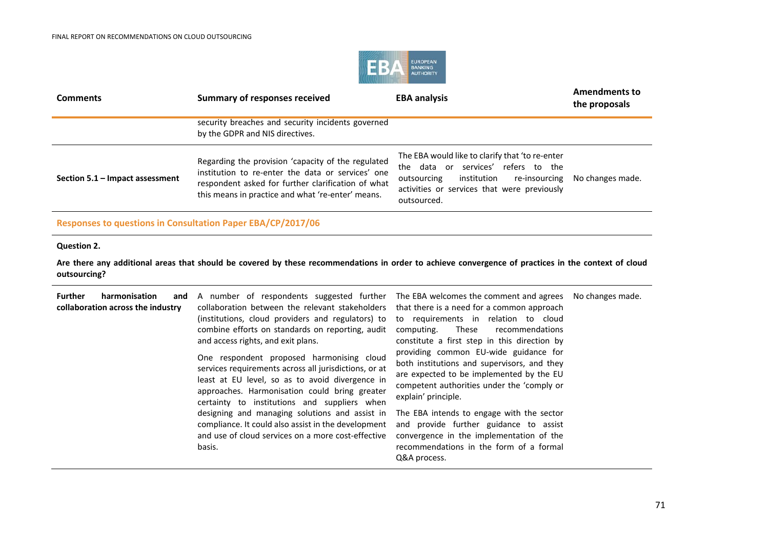| Comments | Summary of responses received | EBA analysis | Amendments to the proposals |
|---|---|---|---|
| | security breaches and security incidents governed by the GDPR and NIS directives. | | |
| **Section 5.1 – Impact assessment** | Regarding the provision 'capacity of the regulated institution to re-enter the data or services' one respondent asked for further clarification of what this means in practice and what 're-enter' means. | The EBA would like to clarify that 'to re-enter the data or services' refers to the outsourcing institution re-insourcing activities or services that were previously outsourced. | No changes made. |

**Responses to questions in Consultation Paper EBA/CP/2017/06**

**Question 2.**

**Are there any additional areas that should be covered by these recommendations in order to achieve convergence of practices in the context of cloud outsourcing?**

| Comments | Summary of responses received | EBA analysis | Amendments to the proposals |
|---|---|---|---|
| **Further harmonisation and collaboration across the industry** | A number of respondents suggested further collaboration between the relevant stakeholders (institutions, cloud providers and regulators) to combine efforts on standards on reporting, audit and access rights, and exit plans.<br><br>One respondent proposed harmonising cloud services requirements across all jurisdictions, or at least at EU level, so as to avoid divergence in approaches. Harmonisation could bring greater certainty to institutions and suppliers when designing and managing solutions and assist in compliance. It could also assist in the development and use of cloud services on a more cost-effective basis. | The EBA welcomes the comment and agrees that there is a need for a common approach to requirements in relation to cloud computing. These recommendations constitute a first step in this direction by providing common EU-wide guidance for both institutions and supervisors, and they are expected to be implemented by the EU competent authorities under the 'comply or explain' principle.<br><br>The EBA intends to engage with the sector and provide further guidance to assist convergence in the implementation of the recommendations in the form of a formal Q&A process. | No changes made. |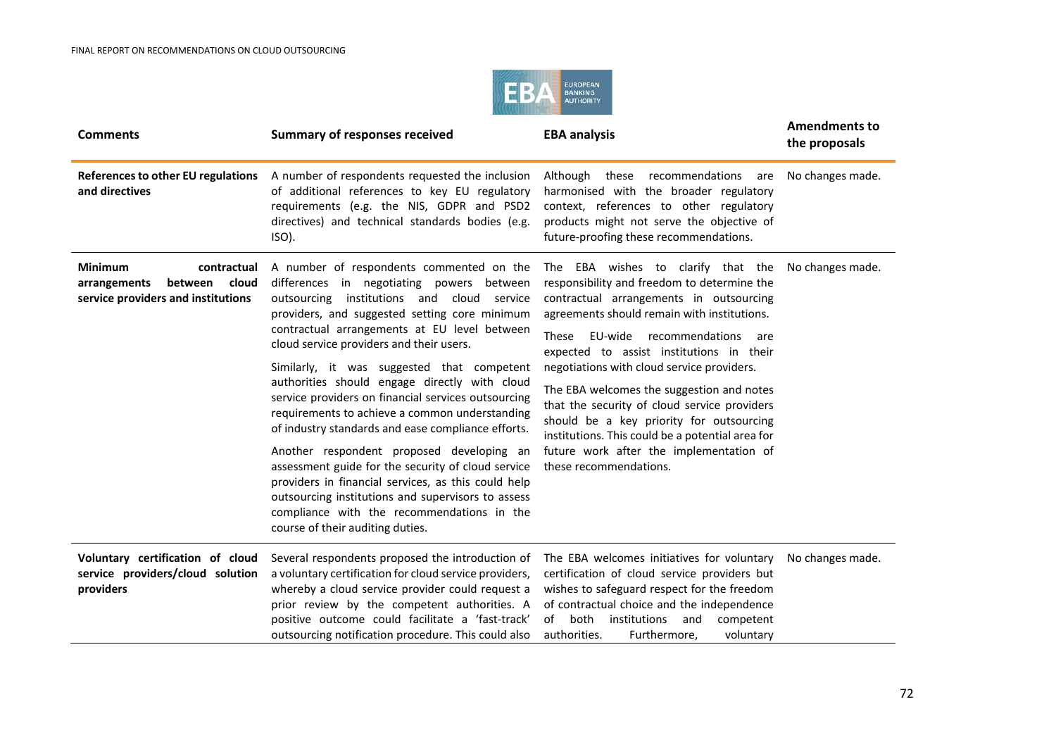| Comments | Summary of responses received | EBA analysis | Amendments to the proposals |
|---|---|---|---|
| **References to other EU regulations and directives** | A number of respondents requested the inclusion of additional references to key EU regulatory requirements (e.g. the NIS, GDPR and PSD2 directives) and technical standards bodies (e.g. ISO). | Although these recommendations are harmonised with the broader regulatory context, references to other regulatory products might not serve the objective of future-proofing these recommendations. | No changes made. |
| **Minimum contractual arrangements between cloud service providers and institutions** | A number of respondents commented on the differences in negotiating powers between outsourcing institutions and cloud service providers, and suggested setting core minimum contractual arrangements at EU level between cloud service providers and their users.<br><br>Similarly, it was suggested that competent authorities should engage directly with cloud service providers on financial services outsourcing requirements to achieve a common understanding of industry standards and ease compliance efforts.<br><br>Another respondent proposed developing an assessment guide for the security of cloud service providers in financial services, as this could help outsourcing institutions and supervisors to assess compliance with the recommendations in the course of their auditing duties. | The EBA wishes to clarify that the responsibility and freedom to determine the contractual arrangements in outsourcing agreements should remain with institutions.<br><br>These EU-wide recommendations are expected to assist institutions in their negotiations with cloud service providers.<br><br>The EBA welcomes the suggestion and notes that the security of cloud service providers should be a key priority for outsourcing institutions. This could be a potential area for future work after the implementation of these recommendations. | No changes made. |
| **Voluntary certification of cloud service providers/cloud solution providers** | Several respondents proposed the introduction of a voluntary certification for cloud service providers, whereby a cloud service provider could request a prior review by the competent authorities. A positive outcome could facilitate a 'fast-track' outsourcing notification procedure. This could also | The EBA welcomes initiatives for voluntary certification of cloud service providers but wishes to safeguard respect for the freedom of contractual choice and the independence of both institutions and competent authorities. Furthermore, voluntary | No changes made. |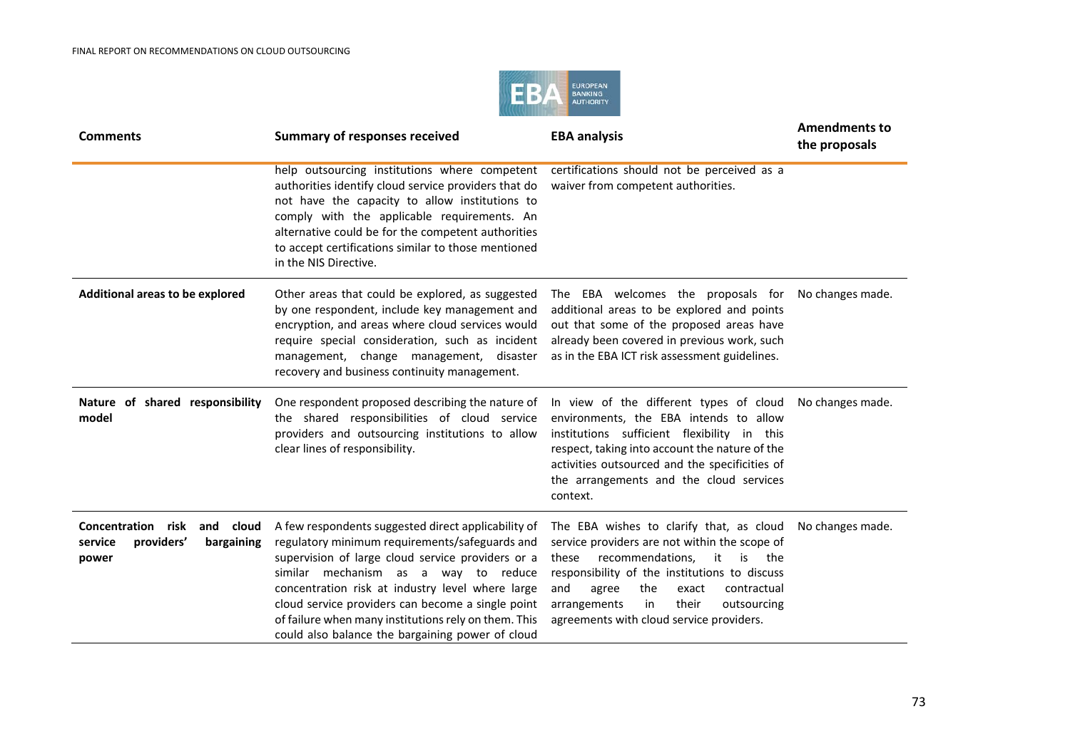| Comments | Summary of responses received | EBA analysis | Amendments to the proposals |
|---|---|---|---|
| | help outsourcing institutions where competent authorities identify cloud service providers that do not have the capacity to allow institutions to comply with the applicable requirements. An alternative could be for the competent authorities to accept certifications similar to those mentioned in the NIS Directive. | certifications should not be perceived as a waiver from competent authorities. | |
| **Additional areas to be explored** | Other areas that could be explored, as suggested by one respondent, include key management and encryption, and areas where cloud services would require special consideration, such as incident management, change management, disaster recovery and business continuity management. | The EBA welcomes the proposals for additional areas to be explored and points out that some of the proposed areas have already been covered in previous work, such as in the EBA ICT risk assessment guidelines. | No changes made. |
| **Nature of shared responsibility model** | One respondent proposed describing the nature of the shared responsibilities of cloud service providers and outsourcing institutions to allow clear lines of responsibility. | In view of the different types of cloud environments, the EBA intends to allow institutions sufficient flexibility in this respect, taking into account the nature of the activities outsourced and the specificities of the arrangements and the cloud services context. | No changes made. |
| **Concentration risk and cloud service providers' bargaining power** | A few respondents suggested direct applicability of regulatory minimum requirements/safeguards and supervision of large cloud service providers or a similar mechanism as a way to reduce concentration risk at industry level where large cloud service providers can become a single point of failure when many institutions rely on them. This could also balance the bargaining power of cloud | The EBA wishes to clarify that, as cloud service providers are not within the scope of these recommendations, it is the responsibility of the institutions to discuss and agree the exact contractual arrangements in their outsourcing agreements with cloud service providers. | No changes made. |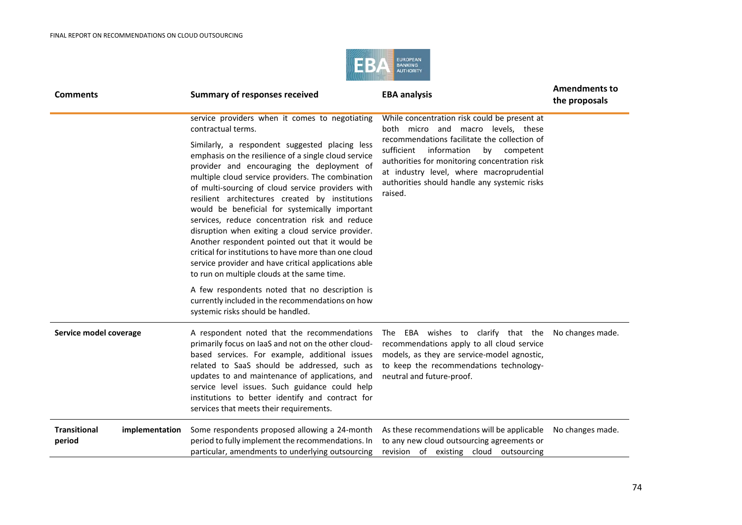| Comments | Summary of responses received | EBA analysis | Amendments to the proposals |
|---|---|---|---|
| | service providers when it comes to negotiating contractual terms.<br><br>Similarly, a respondent suggested placing less emphasis on the resilience of a single cloud service provider and encouraging the deployment of multiple cloud service providers. The combination of multi-sourcing of cloud service providers with resilient architectures created by institutions would be beneficial for systemically important services, reduce concentration risk and reduce disruption when exiting a cloud service provider. Another respondent pointed out that it would be critical for institutions to have more than one cloud service provider and have critical applications able to run on multiple clouds at the same time.<br><br>A few respondents noted that no description is currently included in the recommendations on how systemic risks should be handled. | While concentration risk could be present at both micro and macro levels, these recommendations facilitate the collection of sufficient information by competent authorities for monitoring concentration risk at industry level, where macroprudential authorities should handle any systemic risks raised. | |
| **Service model coverage** | A respondent noted that the recommendations primarily focus on IaaS and not on the other cloud-based services. For example, additional issues related to SaaS should be addressed, such as updates to and maintenance of applications, and service level issues. Such guidance could help institutions to better identify and contract for services that meets their requirements. | The EBA wishes to clarify that the recommendations apply to all cloud service models, as they are service-model agnostic, to keep the recommendations technology-neutral and future-proof. | No changes made. |
| **Transitional implementation period** | Some respondents proposed allowing a 24-month period to fully implement the recommendations. In particular, amendments to underlying outsourcing | As these recommendations will be applicable to any new cloud outsourcing agreements or revision of existing cloud outsourcing | No changes made. |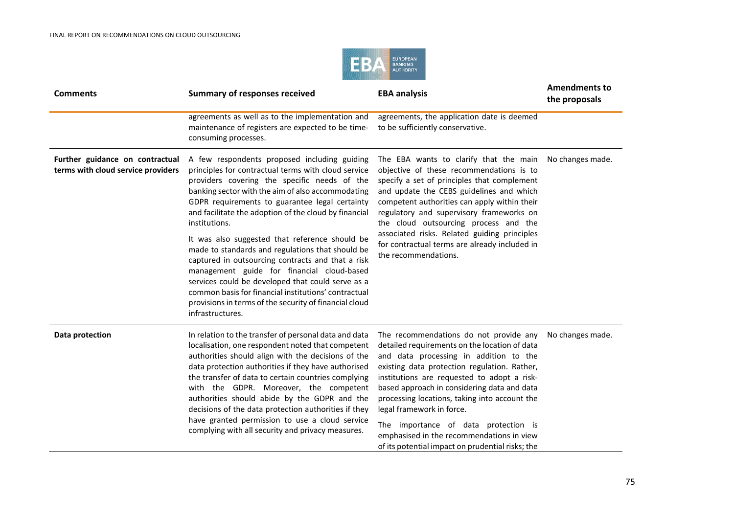| Comments | Summary of responses received | EBA analysis | Amendments to the proposals |
|---|---|---|---|
| | agreements as well as to the implementation and maintenance of registers are expected to be time-consuming processes. | agreements, the application date is deemed to be sufficiently conservative. | |
| **Further guidance on contractual terms with cloud service providers** | A few respondents proposed including guiding principles for contractual terms with cloud service providers covering the specific needs of the banking sector with the aim of also accommodating GDPR requirements to guarantee legal certainty and facilitate the adoption of the cloud by financial institutions.<br><br>It was also suggested that reference should be made to standards and regulations that should be captured in outsourcing contracts and that a risk management guide for financial cloud-based services could be developed that could serve as a common basis for financial institutions' contractual provisions in terms of the security of financial cloud infrastructures. | The EBA wants to clarify that the main objective of these recommendations is to specify a set of principles that complement and update the CEBS guidelines and which competent authorities can apply within their regulatory and supervisory frameworks on the cloud outsourcing process and the associated risks. Related guiding principles for contractual terms are already included in the recommendations. | No changes made. |
| **Data protection** | In relation to the transfer of personal data and data localisation, one respondent noted that competent authorities should align with the decisions of the data protection authorities if they have authorised the transfer of data to certain countries complying with the GDPR. Moreover, the competent authorities should abide by the GDPR and the decisions of the data protection authorities if they have granted permission to use a cloud service complying with all security and privacy measures. | The recommendations do not provide any detailed requirements on the location of data and data processing in addition to the existing data protection regulation. Rather, institutions are requested to adopt a risk-based approach in considering data and data processing locations, taking into account the legal framework in force.<br><br>The importance of data protection is emphasised in the recommendations in view of its potential impact on prudential risks; the | No changes made. |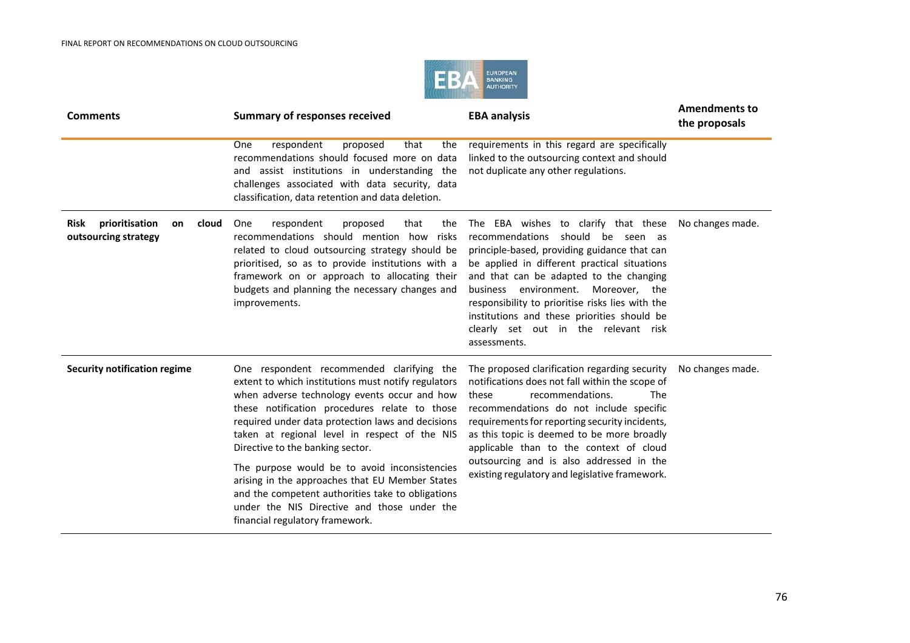| Comments | Summary of responses received | EBA analysis | Amendments to the proposals |
|---|---|---|---|
| | One respondent proposed that the recommendations should focused more on data and assist institutions in understanding the challenges associated with data security, data classification, data retention and data deletion. | requirements in this regard are specifically linked to the outsourcing context and should not duplicate any other regulations. | |
| **Risk prioritisation on cloud outsourcing strategy** | One respondent proposed that the recommendations should mention how risks related to cloud outsourcing strategy should be prioritised, so as to provide institutions with a framework on or approach to allocating their budgets and planning the necessary changes and improvements. | The EBA wishes to clarify that these recommendations should be seen as principle-based, providing guidance that can be applied in different practical situations and that can be adapted to the changing business environment. Moreover, the responsibility to prioritise risks lies with the institutions and these priorities should be clearly set out in the relevant risk assessments. | No changes made. |
| **Security notification regime** | One respondent recommended clarifying the extent to which institutions must notify regulators when adverse technology events occur and how these notification procedures relate to those required under data protection laws and decisions taken at regional level in respect of the NIS Directive to the banking sector.<br><br>The purpose would be to avoid inconsistencies arising in the approaches that EU Member States and the competent authorities take to obligations under the NIS Directive and those under the financial regulatory framework. | The proposed clarification regarding security notifications does not fall within the scope of these recommendations. The recommendations do not include specific requirements for reporting security incidents, as this topic is deemed to be more broadly applicable than to the context of cloud outsourcing and is also addressed in the existing regulatory and legislative framework. | No changes made. |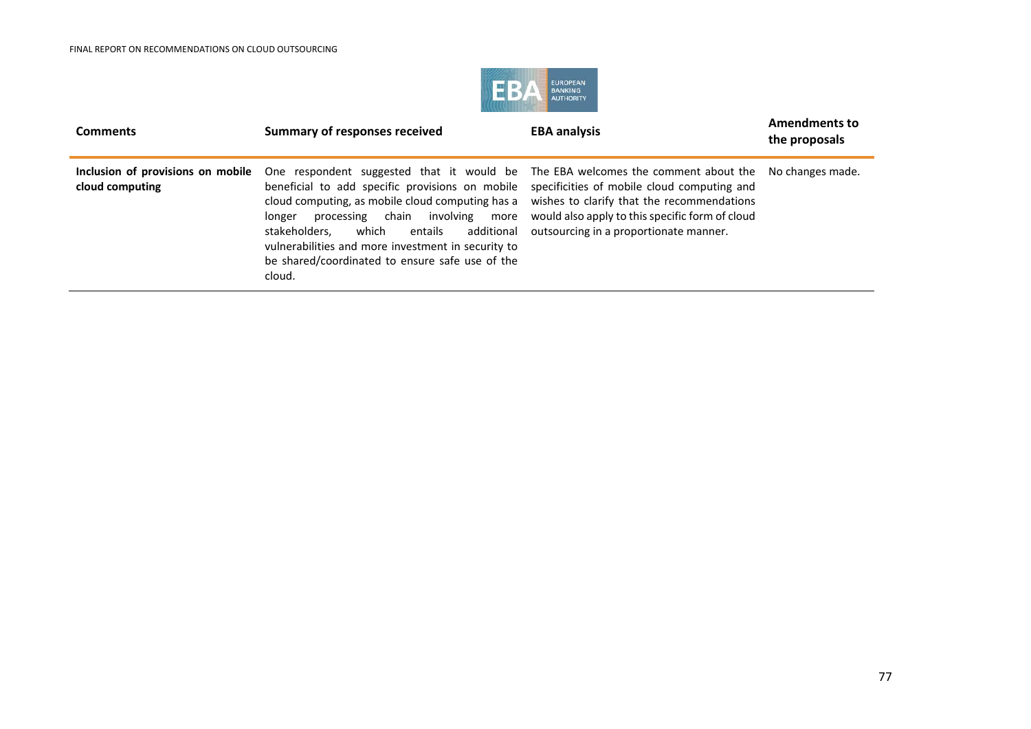| Comments | Summary of responses received | EBA analysis | Amendments to the proposals |
|---|---|---|---|
| **Inclusion of provisions on mobile cloud computing** | One respondent suggested that it would be beneficial to add specific provisions on mobile cloud computing, as mobile cloud computing has a longer processing chain involving more stakeholders, which entails additional vulnerabilities and more investment in security to be shared/coordinated to ensure safe use of the cloud. | The EBA welcomes the comment about the specificities of mobile cloud computing and wishes to clarify that the recommendations would also apply to this specific form of cloud outsourcing in a proportionate manner. | No changes made. |